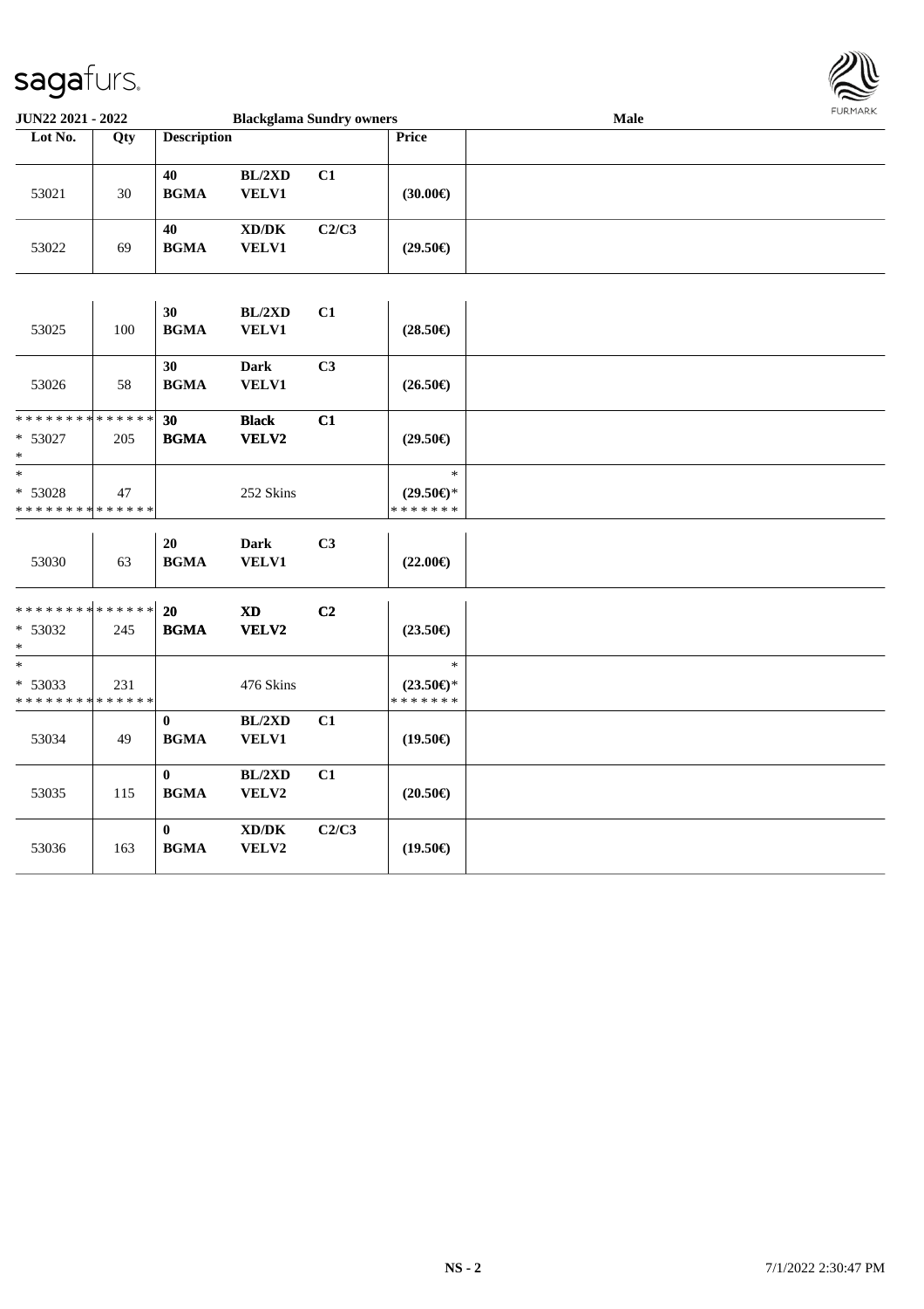sagafurs.

**JUN22 2021 - 2022** **Blackglama Sundry owners** **Male**

| Lot No. | Qty | Description | | | Price | |
|---|---|---|---|---|---|---|
| 53021 | 30 | **40 BGMA** | **BL/2XD VELV1** | **C1** | **(30.00€)** | |
| 53022 | 69 | **40 BGMA** | **XD/DK VELV1** | **C2/C3** | **(29.50€)** | |
| 53025 | 100 | **30 BGMA** | **BL/2XD VELV1** | **C1** | **(28.50€)** | |
| 53026 | 58 | **30 BGMA** | **Dark VELV1** | **C3** | **(26.50€)** | |
| ************** * 53027 * | 205 | **30 BGMA** | **Black VELV2** | **C1** | **(29.50€)** | |
| * * 53028 ************** | 47 | | 252 Skins | | * **(29.50€)*** ******* | |
| 53030 | 63 | **20 BGMA** | **Dark VELV1** | **C3** | **(22.00€)** | |
| ************** * 53032 * | 245 | **20 BGMA** | **XD VELV2** | **C2** | **(23.50€)** | |
| * * 53033 ************** | 231 | | 476 Skins | | * **(23.50€)*** ******* | |
| 53034 | 49 | **0 BGMA** | **BL/2XD VELV1** | **C1** | **(19.50€)** | |
| 53035 | 115 | **0 BGMA** | **BL/2XD VELV2** | **C1** | **(20.50€)** | |
| 53036 | 163 | **0 BGMA** | **XD/DK VELV2** | **C2/C3** | **(19.50€)** | |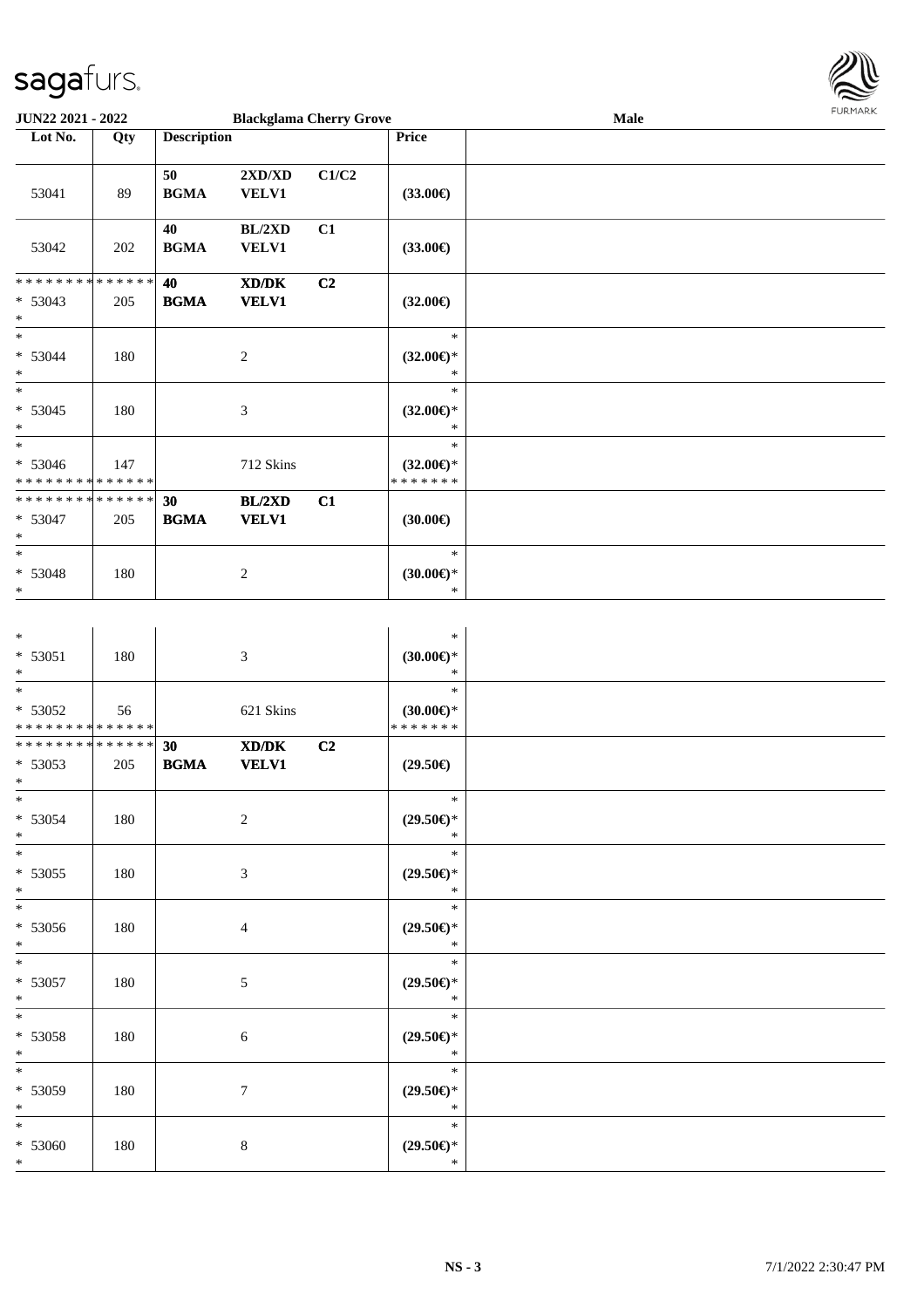| Lot No. | Qty | Description | | | Price |
|---|---|---|---|---|---|
| 53041 | 89 | 50 BGMA | 2XD/XD VELV1 | C1/C2 | (33.00€) |
| 53042 | 202 | 40 BGMA | BL/2XD VELV1 | C1 | (33.00€) |
| * * * * * * * * * * * * * * * 53043 * | 205 | 40 BGMA | XD/DK VELV1 | C2 | (32.00€) |
| * * 53044 * | 180 | | 2 | | * (32.00€)* * |
| * * 53045 * | 180 | | 3 | | * (32.00€)* * |
| * * 53046 * * * * * * * * * * * * * * | 147 | | 712 Skins | | * (32.00€)* * * * * * * * |
| * * * * * * * * * * * * * * * 53047 * | 205 | 30 BGMA | BL/2XD VELV1 | C1 | (30.00€) |
| * * 53048 * | 180 | | 2 | | * (30.00€)* * |
| * * 53051 * | 180 | | 3 | | * (30.00€)* * |
| * * 53052 * * * * * * * * * * * * * * | 56 | | 621 Skins | | * (30.00€)* * * * * * * * |
| * * * * * * * * * * * * * * * 53053 * | 205 | 30 BGMA | XD/DK VELV1 | C2 | (29.50€) |
| * * 53054 * | 180 | | 2 | | * (29.50€)* * |
| * * 53055 * | 180 | | 3 | | * (29.50€)* * |
| * * 53056 * | 180 | | 4 | | * (29.50€)* * |
| * * 53057 * | 180 | | 5 | | * (29.50€)* * |
| * * 53058 * | 180 | | 6 | | * (29.50€)* * |
| * * 53059 * | 180 | | 7 | | * (29.50€)* * |
| * * 53060 * | 180 | | 8 | | * (29.50€)* * |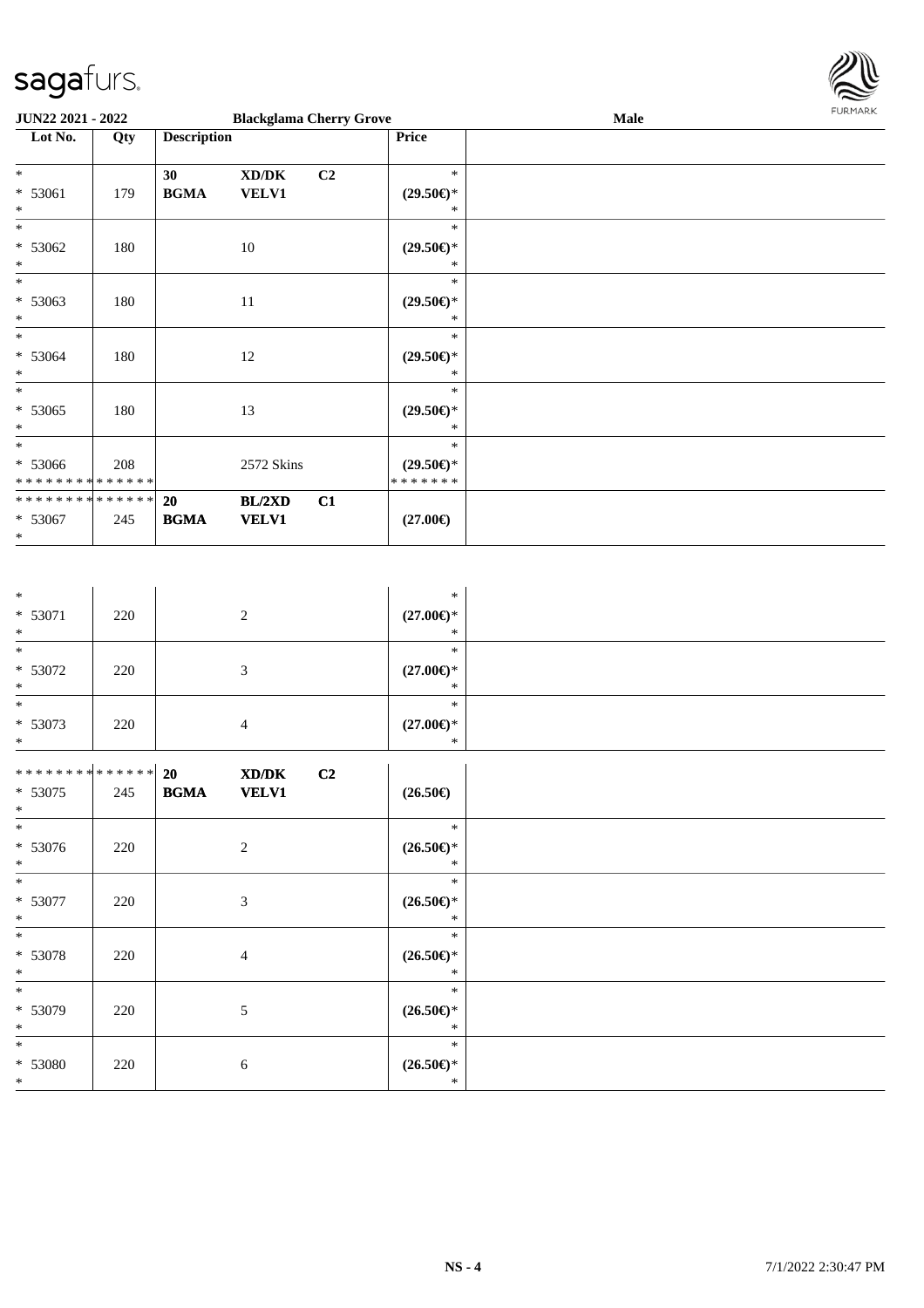**JUN22 2021 - 2022** | **Blackglama Cherry Grove** | **Male**

| Lot No. | Qty | Description | | | Price | |
|---|---|---|---|---|---|---|
| *<br>* 53061<br>* | 179 | **30**<br>**BGMA** | **XD/DK**<br>**VELV1** | **C2** | *<br>**(29.50€)***<br>* | |
| *<br>* 53062<br>* | 180 | | 10 | | *<br>**(29.50€)***<br>* | |
| *<br>* 53063<br>* | 180 | | 11 | | *<br>**(29.50€)***<br>* | |
| *<br>* 53064<br>* | 180 | | 12 | | *<br>**(29.50€)***<br>* | |
| *<br>* 53065<br>* | 180 | | 13 | | *<br>**(29.50€)***<br>* | |
| *<br>* 53066<br>************** | 208 | | 2572 Skins | | *<br>**(29.50€)***<br>******* | |
| **************<br>* 53067<br>* | 245 | **20**<br>**BGMA** | **BL/2XD**<br>**VELV1** | **C1** | **(27.00€)** | |
| *<br>* 53071<br>* | 220 | | 2 | | *<br>**(27.00€)***<br>* | |
| *<br>* 53072<br>* | 220 | | 3 | | *<br>**(27.00€)***<br>* | |
| *<br>* 53073<br>* | 220 | | 4 | | *<br>**(27.00€)***<br>* | |
| **************<br>* 53075<br>* | 245 | **20**<br>**BGMA** | **XD/DK**<br>**VELV1** | **C2** | **(26.50€)** | |
| *<br>* 53076<br>* | 220 | | 2 | | *<br>**(26.50€)***<br>* | |
| *<br>* 53077<br>* | 220 | | 3 | | *<br>**(26.50€)***<br>* | |
| *<br>* 53078<br>* | 220 | | 4 | | *<br>**(26.50€)***<br>* | |
| *<br>* 53079<br>* | 220 | | 5 | | *<br>**(26.50€)***<br>* | |
| *<br>* 53080<br>* | 220 | | 6 | | *<br>**(26.50€)***<br>* | |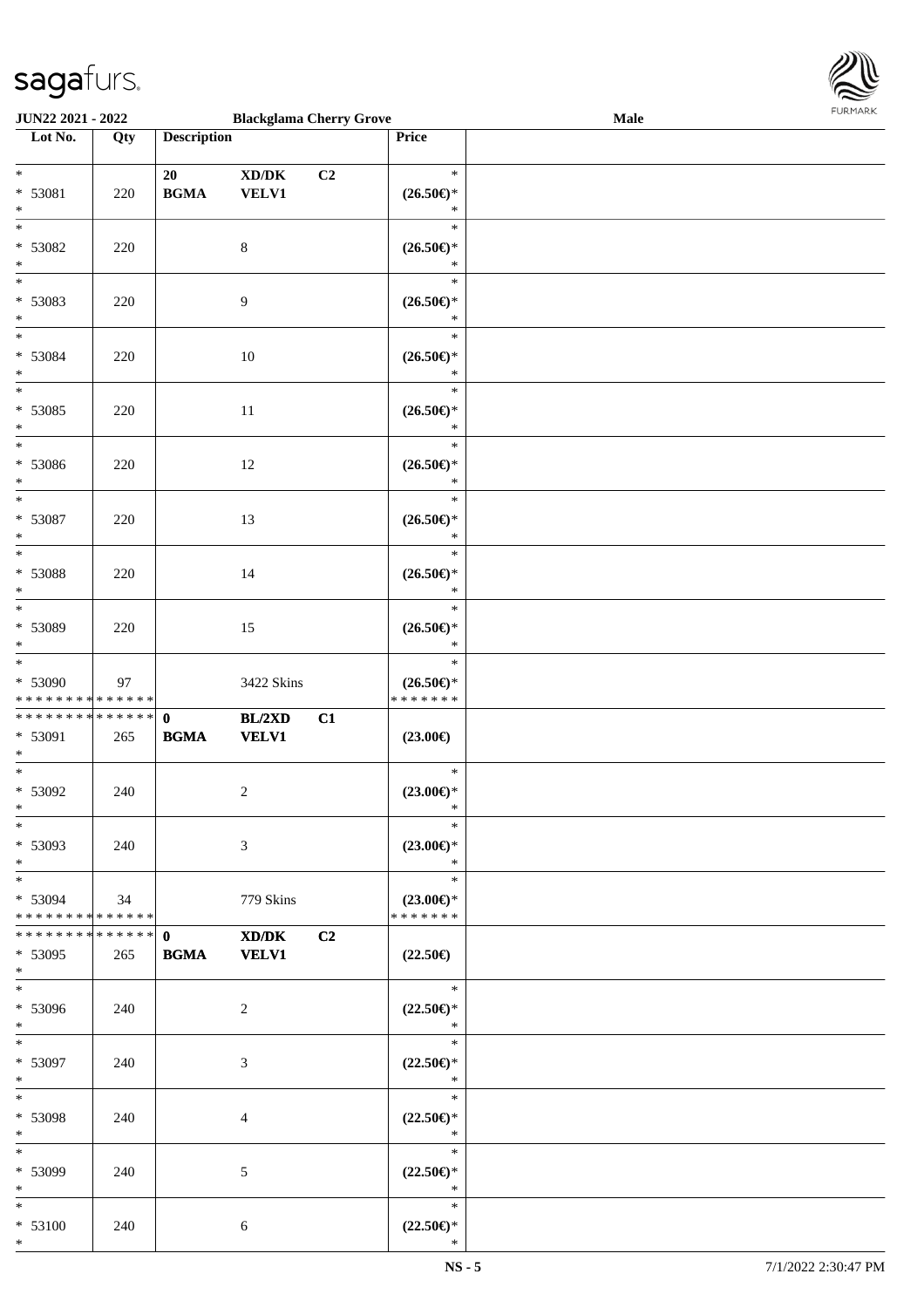| Lot No. | Qty | Description | | | Price | |
|---|---|---|---|---|---|---|
| * | | 20 | XD/DK | C2 | * | |
| * 53081 | 220 | BGMA | VELV1 | | (26.50€)* | |
| * | | | | | * | |
| * 53082 | 220 | | 8 | | (26.50€)* | |
| * | | | | | * | |
| * 53083 | 220 | | 9 | | (26.50€)* | |
| * | | | | | * | |
| * 53084 | 220 | | 10 | | (26.50€)* | |
| * | | | | | * | |
| * 53085 | 220 | | 11 | | (26.50€)* | |
| * | | | | | * | |
| * 53086 | 220 | | 12 | | (26.50€)* | |
| * | | | | | * | |
| * 53087 | 220 | | 13 | | (26.50€)* | |
| * | | | | | * | |
| * 53088 | 220 | | 14 | | (26.50€)* | |
| * | | | | | * | |
| * 53089 | 220 | | 15 | | (26.50€)* | |
| * | | | | | * | |
| * 53090 | 97 | | 3422 Skins | | (26.50€)* | |
| * * * * * * * * * * * * * * | | | | | * * * * * * * | |
| * * * * * * * * * * * * * * | | 0 | BL/2XD | C1 | | |
| * 53091 | 265 | BGMA | VELV1 | | (23.00€) | |
| * | | | | | * | |
| * 53092 | 240 | | 2 | | (23.00€)* | |
| * | | | | | * | |
| * 53093 | 240 | | 3 | | (23.00€)* | |
| * | | | | | * | |
| * 53094 | 34 | | 779 Skins | | (23.00€)* | |
| * * * * * * * * * * * * * * | | | | | * * * * * * * | |
| * * * * * * * * * * * * * * | | 0 | XD/DK | C2 | | |
| * 53095 | 265 | BGMA | VELV1 | | (22.50€) | |
| * | | | | | * | |
| * 53096 | 240 | | 2 | | (22.50€)* | |
| * | | | | | * | |
| * 53097 | 240 | | 3 | | (22.50€)* | |
| * | | | | | * | |
| * 53098 | 240 | | 4 | | (22.50€)* | |
| * | | | | | * | |
| * 53099 | 240 | | 5 | | (22.50€)* | |
| * | | | | | * | |
| * 53100 | 240 | | 6 | | (22.50€)* | |
| * | | | | | * | |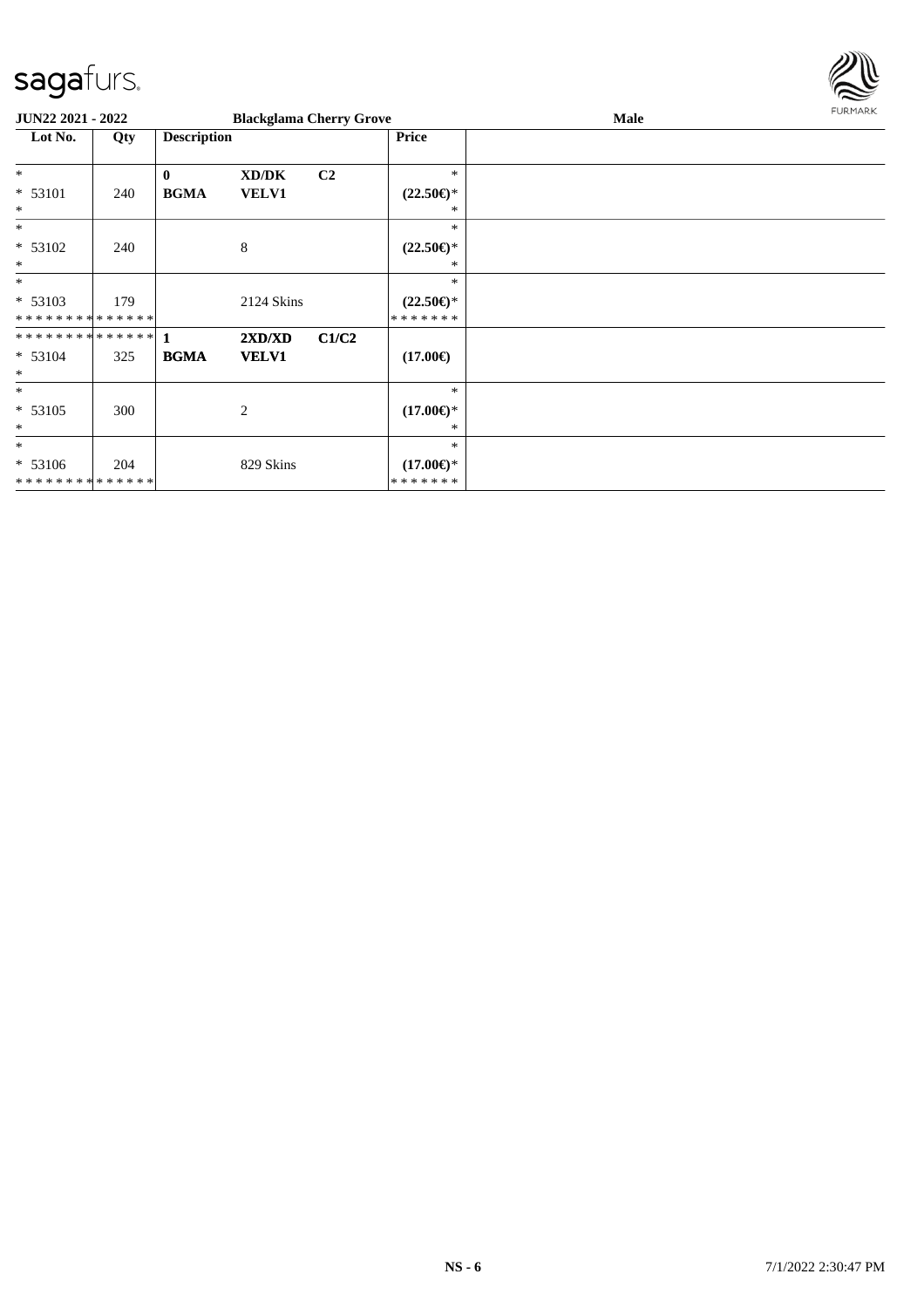**JUN22 2021 - 2022** **Blackglama Cherry Grove** **Male**

| Lot No. | Qty | Description | | | Price |
|---|---|---|---|---|---|
| * | | **0** | **XD/DK** | **C2** | * |
| * 53101 | 240 | **BGMA** | **VELV1** | | **(22.50€)*** |
| * | | | | | * |
| * | | | | | * |
| * 53102 | 240 | | 8 | | **(22.50€)*** |
| * | | | | | * |
| * | | | | | * |
| * 53103 | 179 | | 2124 Skins | | **(22.50€)*** |
| * * * * * * * * * * * * * * | | | | | * * * * * * * |
| * * * * * * * * * * * * * * | | **1** | **2XD/XD** | **C1/C2** | |
| * 53104 | 325 | **BGMA** | **VELV1** | | **(17.00€)** |
| * | | | | | |
| * | | | | | * |
| * 53105 | 300 | | 2 | | **(17.00€)*** |
| * | | | | | * |
| * | | | | | * |
| * 53106 | 204 | | 829 Skins | | **(17.00€)*** |
| * * * * * * * * * * * * * * | | | | | * * * * * * * |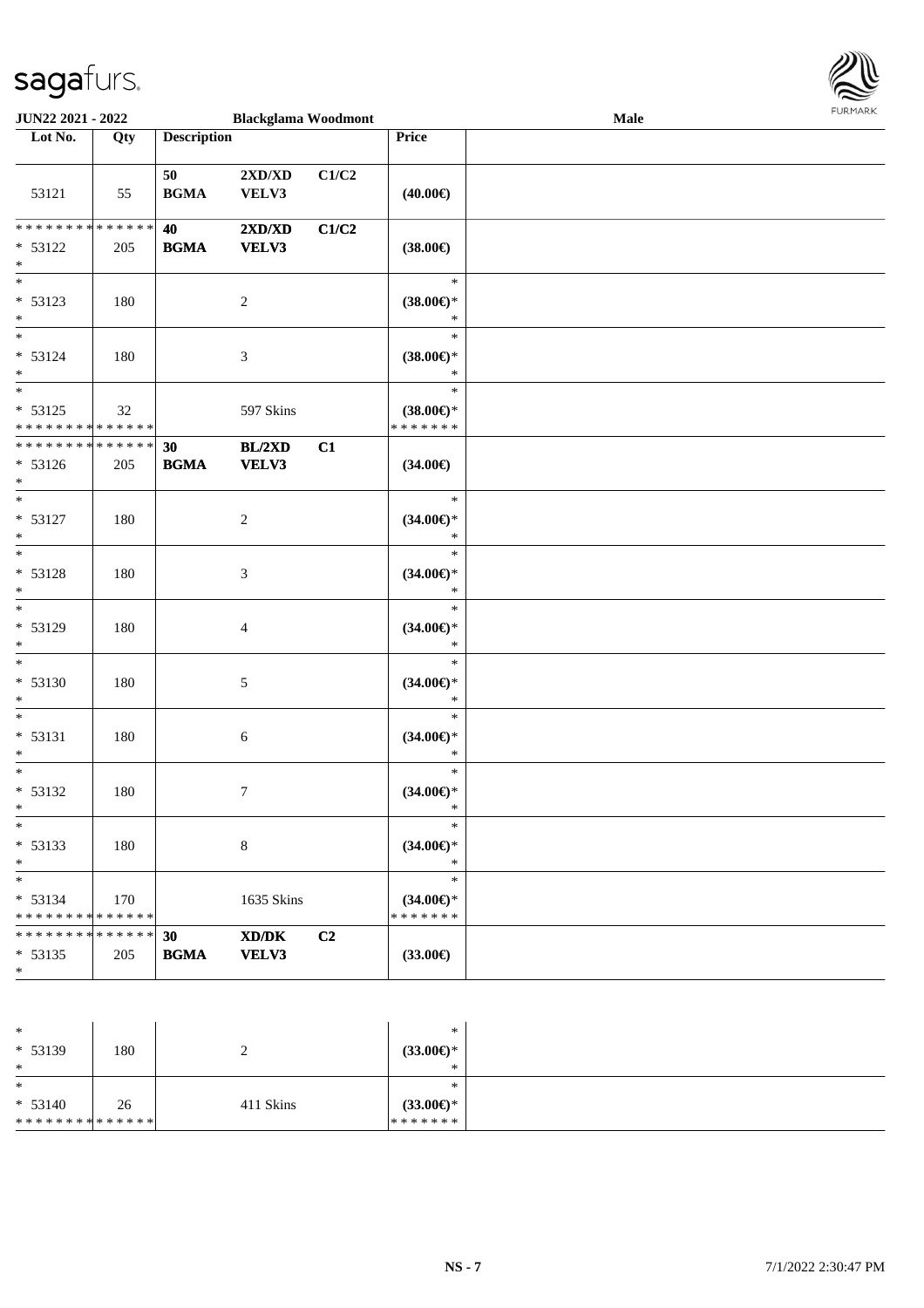JUN22 2021 - 2022 | Blackglama Woodmont | Male

| Lot No. | Qty | Description | | | Price | |
|---|---|---|---|---|---|---|
| 53121 | 55 | 50 BGMA | 2XD/XD VELV3 | C1/C2 | (40.00€) | |
| * * * * * * * * * * * * * * * 53122 * | 205 | 40 BGMA | 2XD/XD VELV3 | C1/C2 | (38.00€) | |
| * * 53123 * | 180 | | 2 | | * (38.00€)* * | |
| * * 53124 * | 180 | | 3 | | * (38.00€)* * | |
| * * 53125 * * * * * * * * * * * * * * | 32 | | 597 Skins | | * (38.00€)* * * * * * * * | |
| * * * * * * * * * * * * * * * 53126 * | 205 | 30 BGMA | BL/2XD VELV3 | C1 | (34.00€) | |
| * * 53127 * | 180 | | 2 | | * (34.00€)* * | |
| * * 53128 * | 180 | | 3 | | * (34.00€)* * | |
| * * 53129 * | 180 | | 4 | | * (34.00€)* * | |
| * * 53130 * | 180 | | 5 | | * (34.00€)* * | |
| * * 53131 * | 180 | | 6 | | * (34.00€)* * | |
| * * 53132 * | 180 | | 7 | | * (34.00€)* * | |
| * * 53133 * | 180 | | 8 | | * (34.00€)* * | |
| * * 53134 * * * * * * * * * * * * * * | 170 | | 1635 Skins | | * (34.00€)* * * * * * * * | |
| * * * * * * * * * * * * * * * 53135 * | 205 | 30 BGMA | XD/DK VELV3 | C2 | (33.00€) | |
| * * 53139 * | 180 | | 2 | | * (33.00€)* * | |
| * * 53140 * * * * * * * * * * * * * * | 26 | | 411 Skins | | * (33.00€)* * * * * * * * | |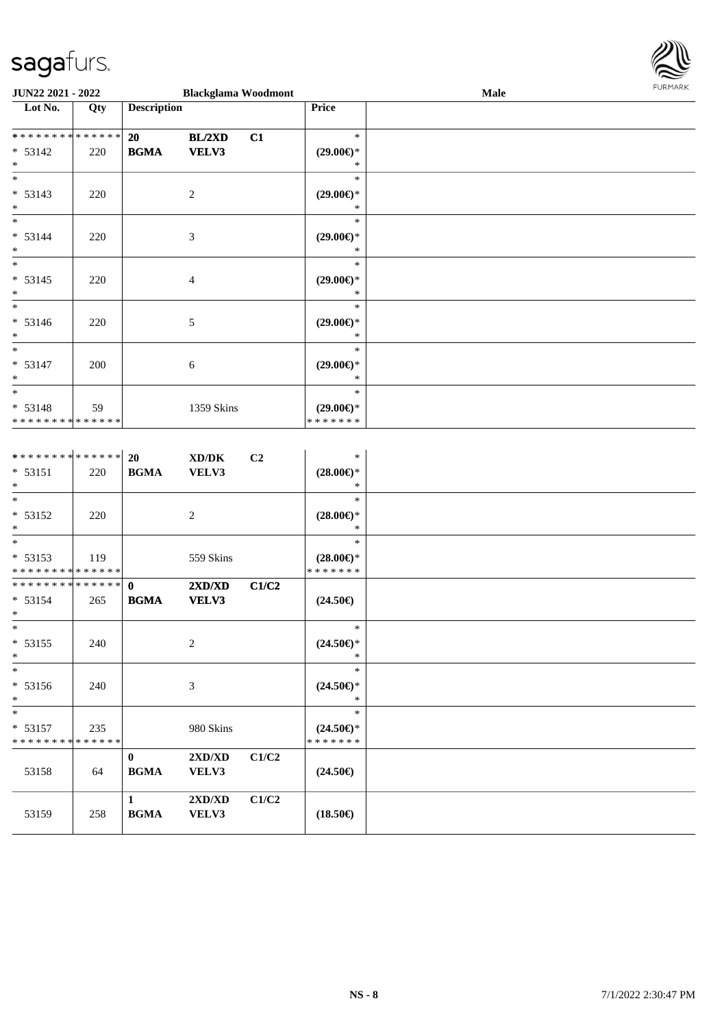**JUN22 2021 - 2022** | **Blackglama Woodmont** | **Male**

| Lot No. | Qty | Description | | | Price |
|---|---|---|---|---|---|
| * * * * * * * * * * * * * * | | **20** | **BL/2XD** | **C1** | * |
| * 53142 | 220 | **BGMA** | **VELV3** | | **(29.00€)*** |
| * | | | | | * |
| * | | | | | * |
| * 53143 | 220 | | 2 | | **(29.00€)*** |
| * | | | | | * |
| * | | | | | * |
| * 53144 | 220 | | 3 | | **(29.00€)*** |
| * | | | | | * |
| * | | | | | * |
| * 53145 | 220 | | 4 | | **(29.00€)*** |
| * | | | | | * |
| * | | | | | * |
| * 53146 | 220 | | 5 | | **(29.00€)*** |
| * | | | | | * |
| * | | | | | * |
| * 53147 | 200 | | 6 | | **(29.00€)*** |
| * | | | | | * |
| * | | | | | * |
| * 53148 | 59 | | 1359 Skins | | **(29.00€)*** |
| * * * * * * * * * * * * * * | | | | | * * * * * * * |
| * * * * * * * * * * * * * * | | **20** | **XD/DK** | **C2** | * |
| * 53151 | 220 | **BGMA** | **VELV3** | | **(28.00€)*** |
| * | | | | | * |
| * | | | | | * |
| * 53152 | 220 | | 2 | | **(28.00€)*** |
| * | | | | | * |
| * | | | | | * |
| * 53153 | 119 | | 559 Skins | | **(28.00€)*** |
| * * * * * * * * * * * * * * | | | | | * * * * * * * |
| * * * * * * * * * * * * * * | | **0** | **2XD/XD** | **C1/C2** | |
| * 53154 | 265 | **BGMA** | **VELV3** | | **(24.50€)** |
| * | | | | | |
| * | | | | | * |
| * 53155 | 240 | | 2 | | **(24.50€)*** |
| * | | | | | * |
| * | | | | | * |
| * 53156 | 240 | | 3 | | **(24.50€)*** |
| * | | | | | * |
| * | | | | | * |
| * 53157 | 235 | | 980 Skins | | **(24.50€)*** |
| * * * * * * * * * * * * * * | | | | | * * * * * * * |
| | | **0** | **2XD/XD** | **C1/C2** | |
| 53158 | 64 | **BGMA** | **VELV3** | | **(24.50€)** |
| | | **1** | **2XD/XD** | **C1/C2** | |
| 53159 | 258 | **BGMA** | **VELV3** | | **(18.50€)** |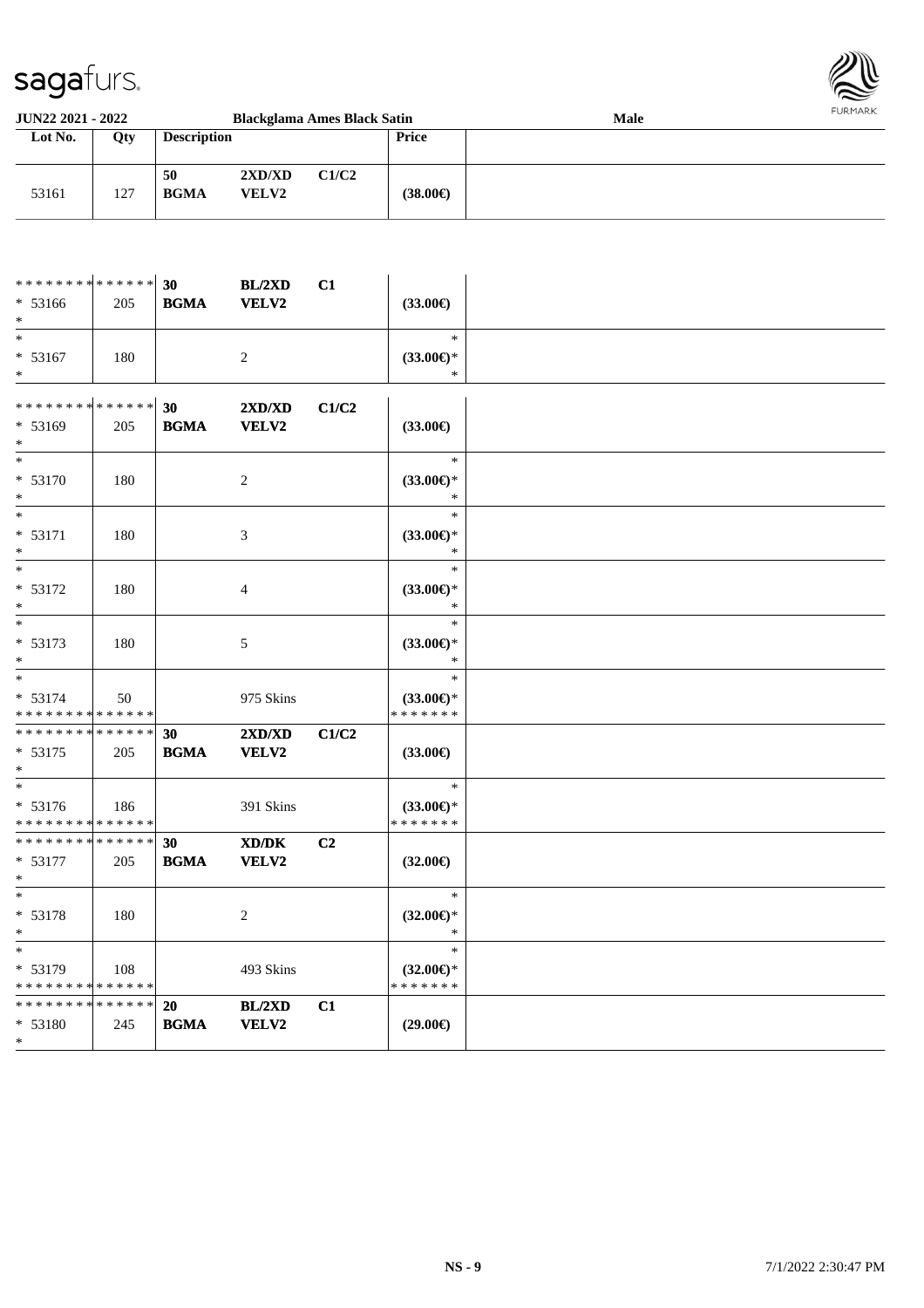| JUN22 2021 - 2022 | | Blackglama Ames Black Satin | | | | Male |
|---|---|---|---|---|---|---|
| **Lot No.** | **Qty** | **Description** | | | **Price** | |
| 53161 | 127 | **50** **BGMA** | **2XD/XD** **VELV2** | **C1/C2** | **(38.00€)** | |
| | | | | | | |
| ************** * 53166 * | 205 | **30** **BGMA** | **BL/2XD** **VELV2** | **C1** | **(33.00€)** | |
| * * 53167 * | 180 | | 2 | | * **(33.00€)*** * | |
| ************** * 53169 * | 205 | **30** **BGMA** | **2XD/XD** **VELV2** | **C1/C2** | **(33.00€)** | |
| * * 53170 * | 180 | | 2 | | * **(33.00€)*** * | |
| * * 53171 * | 180 | | 3 | | * **(33.00€)*** * | |
| * * 53172 * | 180 | | 4 | | * **(33.00€)*** * | |
| * * 53173 * | 180 | | 5 | | * **(33.00€)*** * | |
| * * 53174 ************** | 50 | | 975 Skins | | * **(33.00€)*** ******* | |
| ************** * 53175 * | 205 | **30** **BGMA** | **2XD/XD** **VELV2** | **C1/C2** | **(33.00€)** | |
| * * 53176 ************** | 186 | | 391 Skins | | * **(33.00€)*** ******* | |
| ************** * 53177 * | 205 | **30** **BGMA** | **XD/DK** **VELV2** | **C2** | **(32.00€)** | |
| * * 53178 * | 180 | | 2 | | * **(32.00€)*** * | |
| * * 53179 ************** | 108 | | 493 Skins | | * **(32.00€)*** ******* | |
| ************** * 53180 * | 245 | **20** **BGMA** | **BL/2XD** **VELV2** | **C1** | **(29.00€)** | |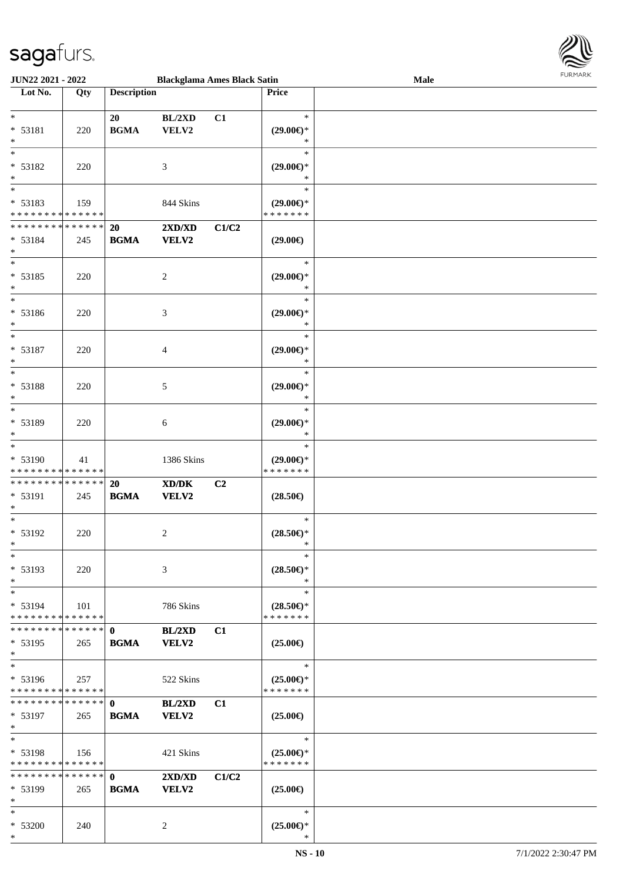| Lot No. | Qty | Description | | | Price | |
|---|---|---|---|---|---|---|
| * | | 20 | BL/2XD | C1 | * | |
| * 53181 | 220 | BGMA | VELV2 | | (29.00€)* | |
| * | | | | | * | |
| * | | | | | * | |
| * 53182 | 220 | | 3 | | (29.00€)* | |
| * | | | | | * | |
| * | | | | | * | |
| * 53183 | 159 | | 844 Skins | | (29.00€)* | |
| * * * * * * * * * * * * * * | | | | | * * * * * * * | |
| * * * * * * * * * * * * * * | | 20 | 2XD/XD | C1/C2 | | |
| * 53184 | 245 | BGMA | VELV2 | | (29.00€) | |
| * | | | | | | |
| * | | | | | * | |
| * 53185 | 220 | | 2 | | (29.00€)* | |
| * | | | | | * | |
| * | | | | | * | |
| * 53186 | 220 | | 3 | | (29.00€)* | |
| * | | | | | * | |
| * | | | | | * | |
| * 53187 | 220 | | 4 | | (29.00€)* | |
| * | | | | | * | |
| * | | | | | * | |
| * 53188 | 220 | | 5 | | (29.00€)* | |
| * | | | | | * | |
| * | | | | | * | |
| * 53189 | 220 | | 6 | | (29.00€)* | |
| * | | | | | * | |
| * | | | | | * | |
| * 53190 | 41 | | 1386 Skins | | (29.00€)* | |
| * * * * * * * * * * * * * * | | | | | * * * * * * * | |
| * * * * * * * * * * * * * * | | 20 | XD/DK | C2 | | |
| * 53191 | 245 | BGMA | VELV2 | | (28.50€) | |
| * | | | | | | |
| * | | | | | * | |
| * 53192 | 220 | | 2 | | (28.50€)* | |
| * | | | | | * | |
| * | | | | | * | |
| * 53193 | 220 | | 3 | | (28.50€)* | |
| * | | | | | * | |
| * | | | | | * | |
| * 53194 | 101 | | 786 Skins | | (28.50€)* | |
| * * * * * * * * * * * * * * | | | | | * * * * * * * | |
| * * * * * * * * * * * * * * | | 0 | BL/2XD | C1 | | |
| * 53195 | 265 | BGMA | VELV2 | | (25.00€) | |
| * | | | | | | |
| * | | | | | * | |
| * 53196 | 257 | | 522 Skins | | (25.00€)* | |
| * * * * * * * * * * * * * * | | | | | * * * * * * * | |
| * * * * * * * * * * * * * * | | 0 | BL/2XD | C1 | | |
| * 53197 | 265 | BGMA | VELV2 | | (25.00€) | |
| * | | | | | | |
| * | | | | | * | |
| * 53198 | 156 | | 421 Skins | | (25.00€)* | |
| * * * * * * * * * * * * * * | | | | | * * * * * * * | |
| * * * * * * * * * * * * * * | | 0 | 2XD/XD | C1/C2 | | |
| * 53199 | 265 | BGMA | VELV2 | | (25.00€) | |
| * | | | | | | |
| * | | | | | * | |
| * 53200 | 240 | | 2 | | (25.00€)* | |
| * | | | | | * | |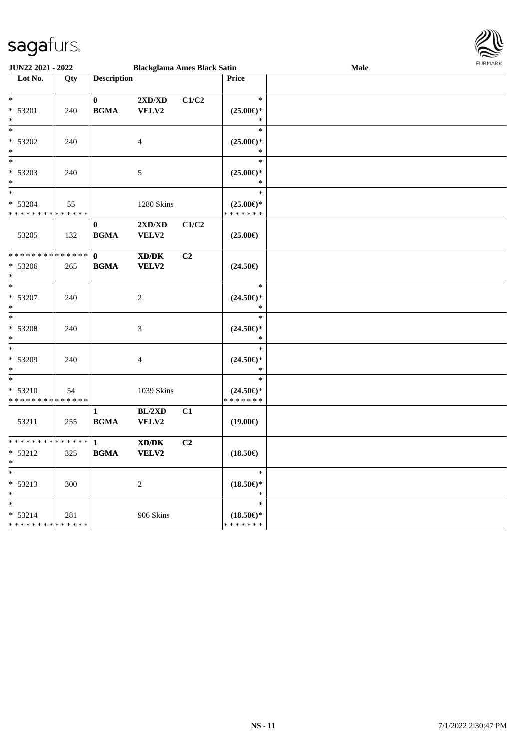JUN22 2021 - 2022 | Blackglama Ames Black Satin | Male

| Lot No. | Qty | Description | | | Price | |
|---|---|---|---|---|---|---|
| * | | 0 | 2XD/XD | C1/C2 | * | |
| * 53201 | 240 | BGMA | VELV2 | | (25.00€)* | |
| * | | | | | * | |
| * | | | | | * | |
| * 53202 | 240 | | 4 | | (25.00€)* | |
| * | | | | | * | |
| * | | | | | * | |
| * 53203 | 240 | | 5 | | (25.00€)* | |
| * | | | | | * | |
| * | | | | | * | |
| * 53204 | 55 | | 1280 Skins | | (25.00€)* | |
| * * * * * * * * * * * * * * | | | | | * * * * * * * | |
| | | 0 | 2XD/XD | C1/C2 | | |
| 53205 | 132 | BGMA | VELV2 | | (25.00€) | |
| * * * * * * * * * * * * * * | | 0 | XD/DK | C2 | | |
| * 53206 | 265 | BGMA | VELV2 | | (24.50€) | |
| * | | | | | | |
| * | | | | | * | |
| * 53207 | 240 | | 2 | | (24.50€)* | |
| * | | | | | * | |
| * | | | | | * | |
| * 53208 | 240 | | 3 | | (24.50€)* | |
| * | | | | | * | |
| * | | | | | * | |
| * 53209 | 240 | | 4 | | (24.50€)* | |
| * | | | | | * | |
| * | | | | | * | |
| * 53210 | 54 | | 1039 Skins | | (24.50€)* | |
| * * * * * * * * * * * * * * | | | | | * * * * * * * | |
| | | 1 | BL/2XD | C1 | | |
| 53211 | 255 | BGMA | VELV2 | | (19.00€) | |
| * * * * * * * * * * * * * * | | 1 | XD/DK | C2 | | |
| * 53212 | 325 | BGMA | VELV2 | | (18.50€) | |
| * | | | | | | |
| * | | | | | * | |
| * 53213 | 300 | | 2 | | (18.50€)* | |
| * | | | | | * | |
| * | | | | | * | |
| * 53214 | 281 | | 906 Skins | | (18.50€)* | |
| * * * * * * * * * * * * * * | | | | | * * * * * * * | |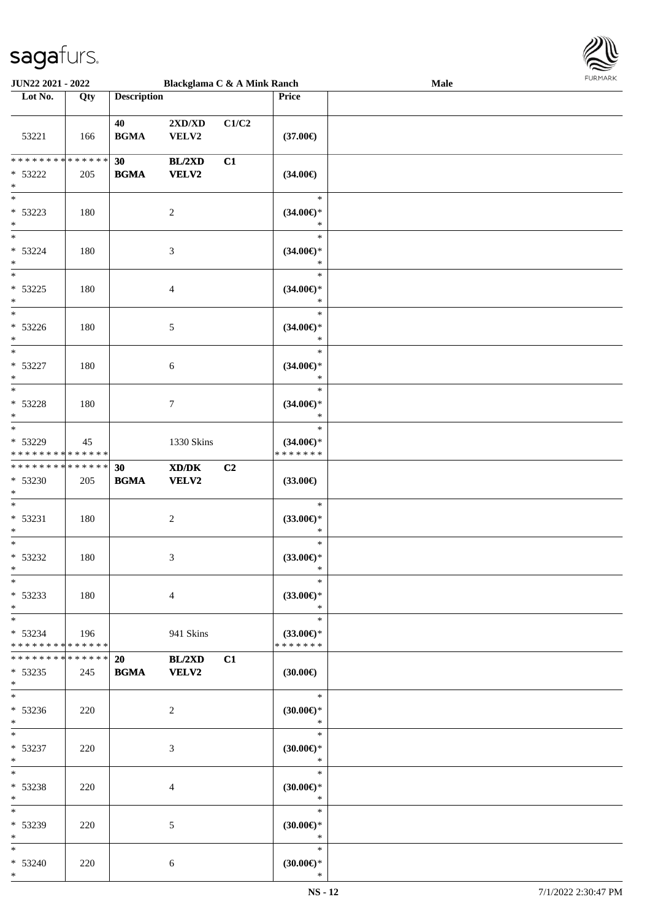| Lot No. | Qty | Description | | | Price | |
|---|---|---|---|---|---|---|
| 53221 | 166 | 40 BGMA | 2XD/XD VELV2 | C1/C2 | (37.00€) | |
| * * * * * * * * * * * * * * * 53222 * | 205 | 30 BGMA | BL/2XD VELV2 | C1 | (34.00€) | |
| * * 53223 * | 180 | | 2 | | * (34.00€)* * | |
| * * 53224 * | 180 | | 3 | | * (34.00€)* * | |
| * * 53225 * | 180 | | 4 | | * (34.00€)* * | |
| * * 53226 * | 180 | | 5 | | * (34.00€)* * | |
| * * 53227 * | 180 | | 6 | | * (34.00€)* * | |
| * * 53228 * | 180 | | 7 | | * (34.00€)* * | |
| * * 53229 * * * * * * * * * * * * * * | 45 | | 1330 Skins | | * (34.00€)* * * * * * * * | |
| * * * * * * * * * * * * * * * 53230 * | 205 | 30 BGMA | XD/DK VELV2 | C2 | (33.00€) | |
| * * 53231 * | 180 | | 2 | | * (33.00€)* * | |
| * * 53232 * | 180 | | 3 | | * (33.00€)* * | |
| * * 53233 * | 180 | | 4 | | * (33.00€)* * | |
| * * 53234 * * * * * * * * * * * * * * | 196 | | 941 Skins | | * (33.00€)* * * * * * * * | |
| * * * * * * * * * * * * * * * 53235 * | 245 | 20 BGMA | BL/2XD VELV2 | C1 | (30.00€) | |
| * * 53236 * | 220 | | 2 | | * (30.00€)* * | |
| * * 53237 * | 220 | | 3 | | * (30.00€)* * | |
| * * 53238 * | 220 | | 4 | | * (30.00€)* * | |
| * * 53239 * | 220 | | 5 | | * (30.00€)* * | |
| * * 53240 * | 220 | | 6 | | * (30.00€)* * | |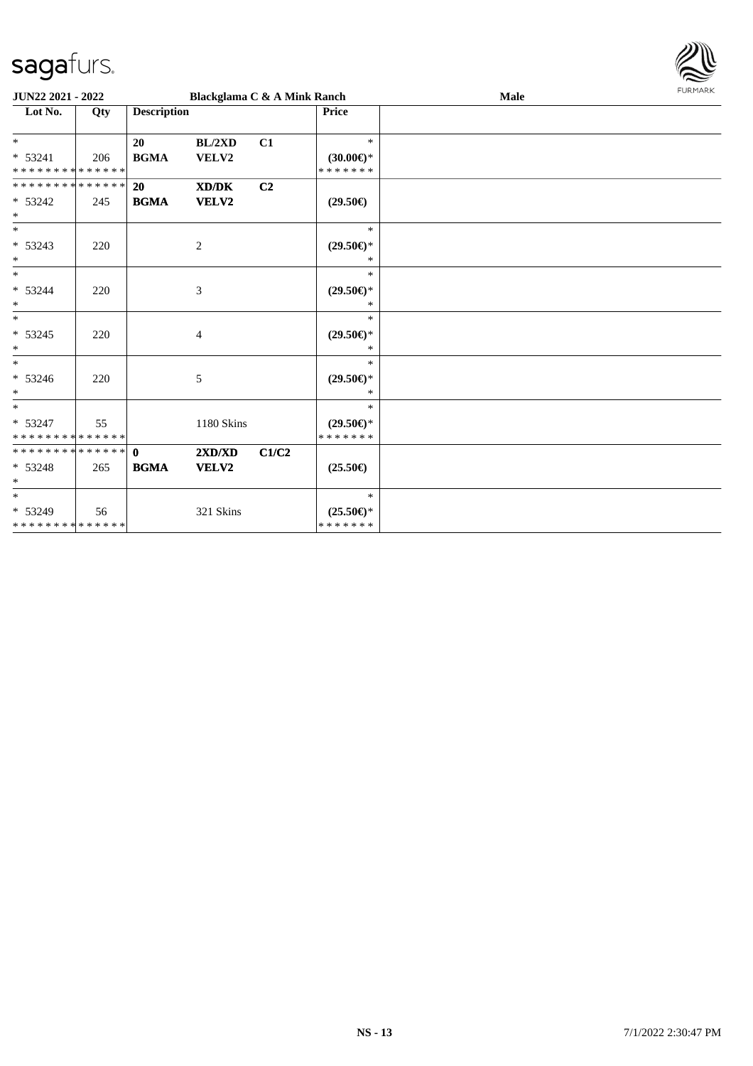| Lot No. | Qty | Description | | | Price |
|---|---|---|---|---|---|
| * | | 20 | BL/2XD | C1 | * |
| * 53241 | 206 | BGMA | VELV2 | | (30.00€)* |
| * * * * * * * * * * * * * * | | | | | * * * * * * * |
| * * * * * * * * * * * * * * | | 20 | XD/DK | C2 | |
| * 53242 | 245 | BGMA | VELV2 | | (29.50€) |
| * | | | | | |
| * | | | | | * |
| * 53243 | 220 | | 2 | | (29.50€)* |
| * | | | | | * |
| * | | | | | * |
| * 53244 | 220 | | 3 | | (29.50€)* |
| * | | | | | * |
| * | | | | | * |
| * 53245 | 220 | | 4 | | (29.50€)* |
| * | | | | | * |
| * | | | | | * |
| * 53246 | 220 | | 5 | | (29.50€)* |
| * | | | | | * |
| * | | | | | * |
| * 53247 | 55 | | 1180 Skins | | (29.50€)* |
| * * * * * * * * * * * * * * | | | | | * * * * * * * |
| * * * * * * * * * * * * * * | | 0 | 2XD/XD | C1/C2 | |
| * 53248 | 265 | BGMA | VELV2 | | (25.50€) |
| * | | | | | |
| * | | | | | * |
| * 53249 | 56 | | 321 Skins | | (25.50€)* |
| * * * * * * * * * * * * * * | | | | | * * * * * * * |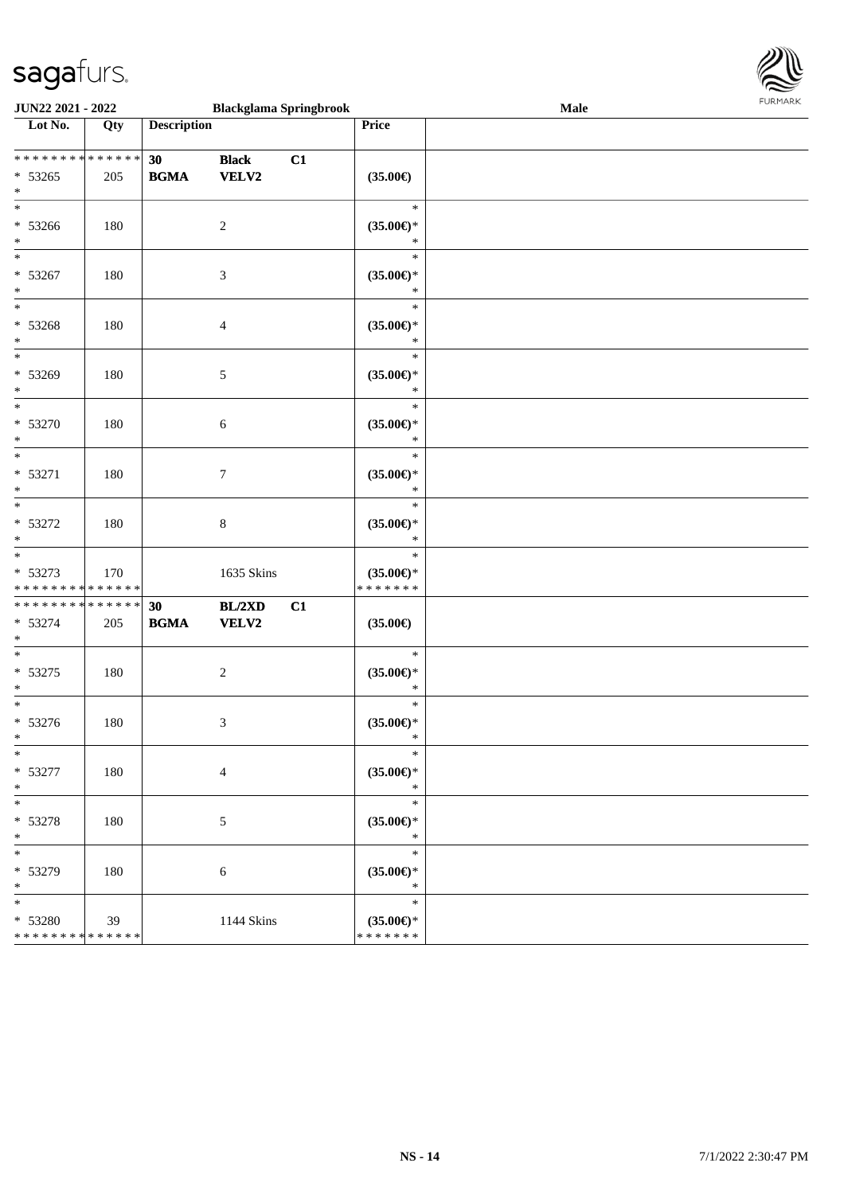**JUN22 2021 - 2022** | **Blackglama Springbrook** | **Male**

| Lot No. | Qty | Description | | | Price | |
|---|---|---|---|---|---|---|
| * * * * * * * * * * * * * * | | **30** | **Black** | **C1** | | |
| * 53265 | 205 | **BGMA** | **VELV2** | | **(35.00€)** | |
| * | | | | | | |
| * | | | | | * | |
| * 53266 | 180 | | 2 | | **(35.00€)*** | |
| * | | | | | * | |
| * | | | | | * | |
| * 53267 | 180 | | 3 | | **(35.00€)*** | |
| * | | | | | * | |
| * | | | | | * | |
| * 53268 | 180 | | 4 | | **(35.00€)*** | |
| * | | | | | * | |
| * | | | | | * | |
| * 53269 | 180 | | 5 | | **(35.00€)*** | |
| * | | | | | * | |
| * | | | | | * | |
| * 53270 | 180 | | 6 | | **(35.00€)*** | |
| * | | | | | * | |
| * | | | | | * | |
| * 53271 | 180 | | 7 | | **(35.00€)*** | |
| * | | | | | * | |
| * | | | | | * | |
| * 53272 | 180 | | 8 | | **(35.00€)*** | |
| * | | | | | * | |
| * | | | | | * | |
| * 53273 | 170 | | 1635 Skins | | **(35.00€)*** | |
| * * * * * * * * * * * * * * | | | | | * * * * * * * | |
| * * * * * * * * * * * * * * | | **30** | **BL/2XD** | **C1** | | |
| * 53274 | 205 | **BGMA** | **VELV2** | | **(35.00€)** | |
| * | | | | | | |
| * | | | | | * | |
| * 53275 | 180 | | 2 | | **(35.00€)*** | |
| * | | | | | * | |
| * | | | | | * | |
| * 53276 | 180 | | 3 | | **(35.00€)*** | |
| * | | | | | * | |
| * | | | | | * | |
| * 53277 | 180 | | 4 | | **(35.00€)*** | |
| * | | | | | * | |
| * | | | | | * | |
| * 53278 | 180 | | 5 | | **(35.00€)*** | |
| * | | | | | * | |
| * | | | | | * | |
| * 53279 | 180 | | 6 | | **(35.00€)*** | |
| * | | | | | * | |
| * | | | | | * | |
| * 53280 | 39 | | 1144 Skins | | **(35.00€)*** | |
| * * * * * * * * * * * * * * | | | | | * * * * * * * | |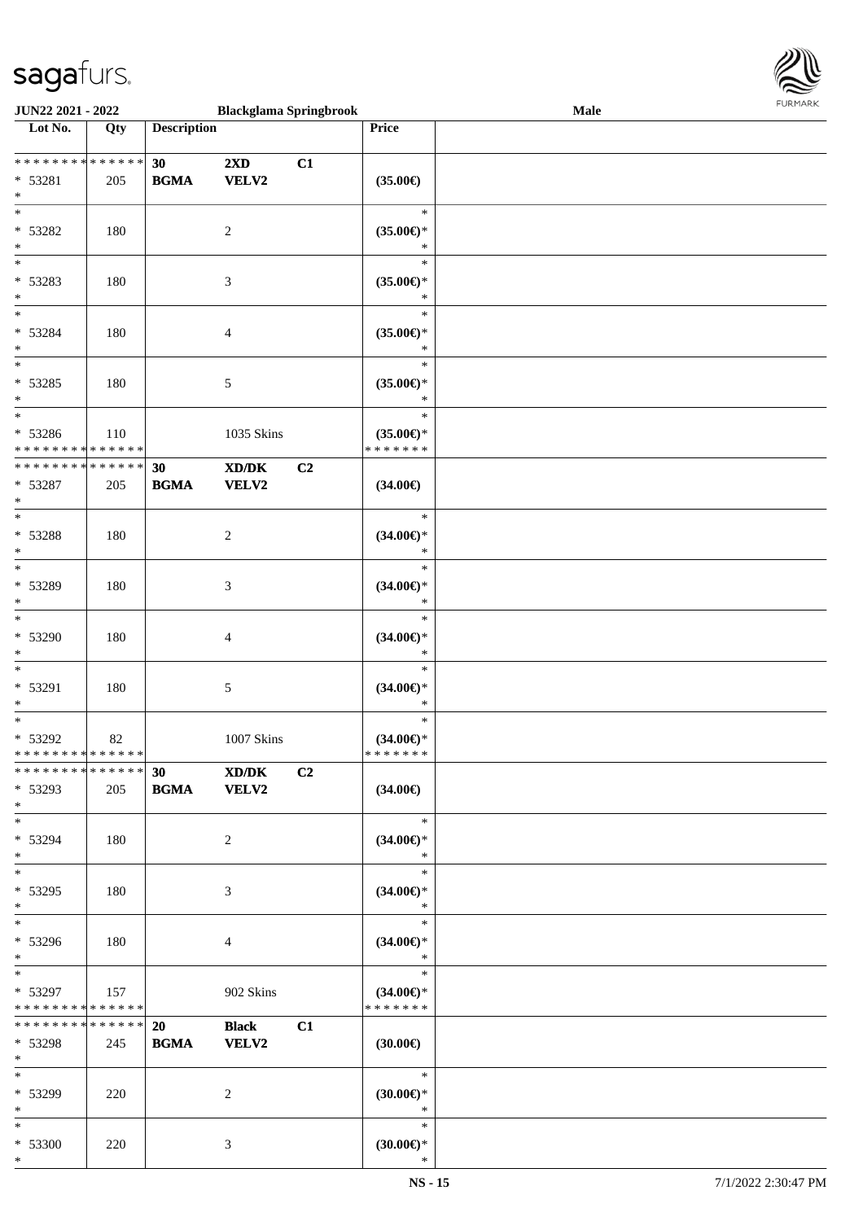| Lot No. | Qty | Description | | | Price | |
|---|---|---|---|---|---|---|
| * * * * * * * * * * * * * * | | 30 | 2XD | C1 | | |
| * 53281 | 205 | BGMA | VELV2 | | (35.00€) | |
| * | | | | | | |
| * | | | | | * | |
| * 53282 | 180 | | 2 | | (35.00€)* | |
| * | | | | | * | |
| * | | | | | * | |
| * 53283 | 180 | | 3 | | (35.00€)* | |
| * | | | | | * | |
| * | | | | | * | |
| * 53284 | 180 | | 4 | | (35.00€)* | |
| * | | | | | * | |
| * | | | | | * | |
| * 53285 | 180 | | 5 | | (35.00€)* | |
| * | | | | | * | |
| * | | | | | * | |
| * 53286 | 110 | | 1035 Skins | | (35.00€)* | |
| * * * * * * * * * * * * * * | | | | | * * * * * * * | |
| * * * * * * * * * * * * * * | | 30 | XD/DK | C2 | | |
| * 53287 | 205 | BGMA | VELV2 | | (34.00€) | |
| * | | | | | | |
| * | | | | | * | |
| * 53288 | 180 | | 2 | | (34.00€)* | |
| * | | | | | * | |
| * | | | | | * | |
| * 53289 | 180 | | 3 | | (34.00€)* | |
| * | | | | | * | |
| * | | | | | * | |
| * 53290 | 180 | | 4 | | (34.00€)* | |
| * | | | | | * | |
| * | | | | | * | |
| * 53291 | 180 | | 5 | | (34.00€)* | |
| * | | | | | * | |
| * | | | | | * | |
| * 53292 | 82 | | 1007 Skins | | (34.00€)* | |
| * * * * * * * * * * * * * * | | | | | * * * * * * * | |
| * * * * * * * * * * * * * * | | 30 | XD/DK | C2 | | |
| * 53293 | 205 | BGMA | VELV2 | | (34.00€) | |
| * | | | | | | |
| * | | | | | * | |
| * 53294 | 180 | | 2 | | (34.00€)* | |
| * | | | | | * | |
| * | | | | | * | |
| * 53295 | 180 | | 3 | | (34.00€)* | |
| * | | | | | * | |
| * | | | | | * | |
| * 53296 | 180 | | 4 | | (34.00€)* | |
| * | | | | | * | |
| * | | | | | * | |
| * 53297 | 157 | | 902 Skins | | (34.00€)* | |
| * * * * * * * * * * * * * * | | | | | * * * * * * * | |
| * * * * * * * * * * * * * * | | 20 | Black | C1 | | |
| * 53298 | 245 | BGMA | VELV2 | | (30.00€) | |
| * | | | | | | |
| * | | | | | * | |
| * 53299 | 220 | | 2 | | (30.00€)* | |
| * | | | | | * | |
| * | | | | | * | |
| * 53300 | 220 | | 3 | | (30.00€)* | |
| * | | | | | * | |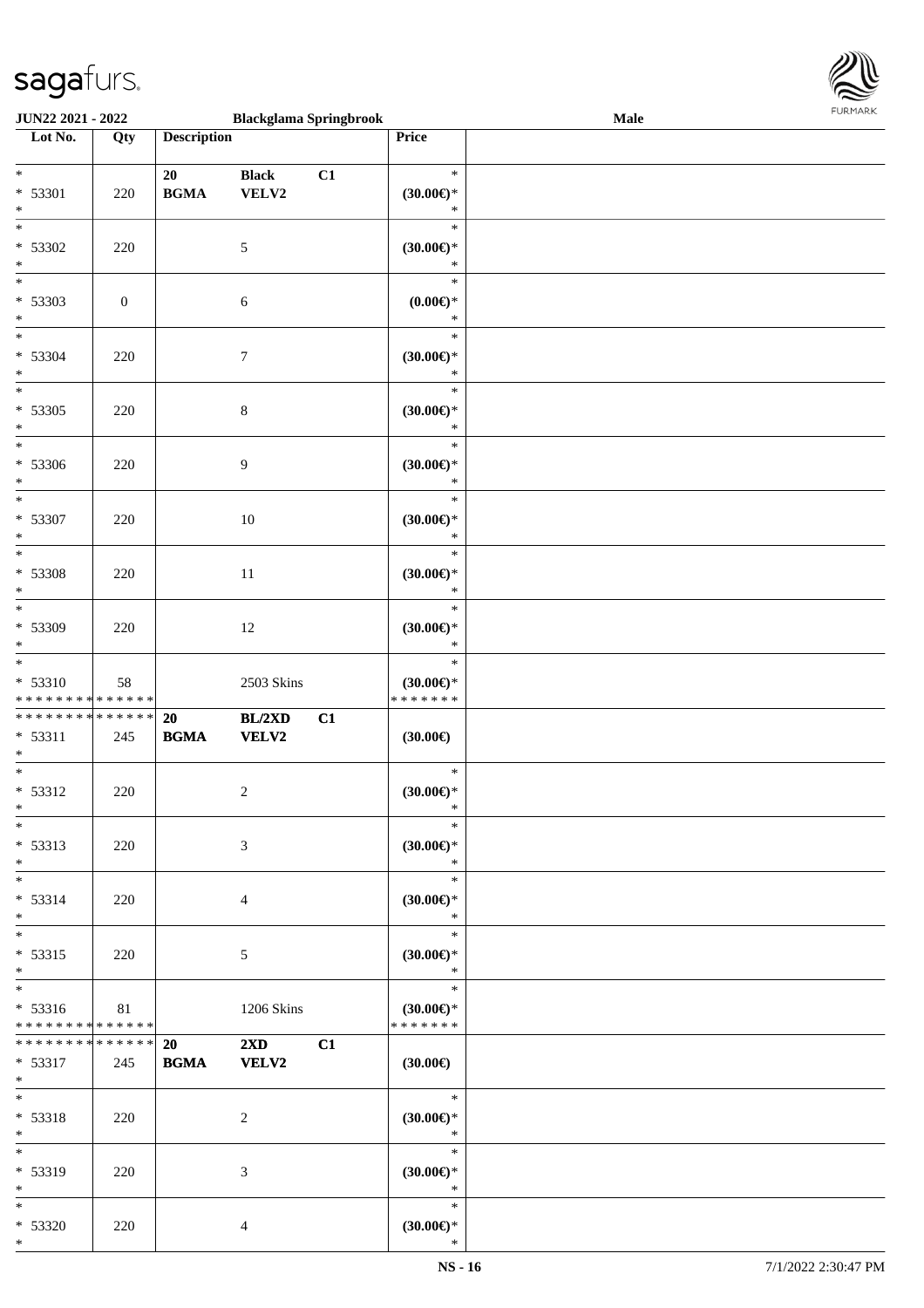| Lot No. | Qty | Description | | | Price | |
|---|---|---|---|---|---|---|
| * <br> * 53301 <br> * | 220 | 20 <br> **BGMA** | **Black** <br> **VELV2** | **C1** | * <br> **(30.00€)*** <br> * | |
| * <br> * 53302 <br> * | 220 | | 5 | | * <br> **(30.00€)*** <br> * | |
| * <br> * 53303 <br> * | 0 | | 6 | | * <br> **(0.00€)*** <br> * | |
| * <br> * 53304 <br> * | 220 | | 7 | | * <br> **(30.00€)*** <br> * | |
| * <br> * 53305 <br> * | 220 | | 8 | | * <br> **(30.00€)*** <br> * | |
| * <br> * 53306 <br> * | 220 | | 9 | | * <br> **(30.00€)*** <br> * | |
| * <br> * 53307 <br> * | 220 | | 10 | | * <br> **(30.00€)*** <br> * | |
| * <br> * 53308 <br> * | 220 | | 11 | | * <br> **(30.00€)*** <br> * | |
| * <br> * 53309 <br> * | 220 | | 12 | | * <br> **(30.00€)*** <br> * | |
| * <br> * 53310 <br> * * * * * * * * * * * * * * | 58 | | 2503 Skins | | * <br> **(30.00€)*** <br> * * * * * * * | |
| * * * * * * * * * * * * * * <br> * 53311 <br> * | 245 | **20** <br> **BGMA** | **BL/2XD** <br> **VELV2** | **C1** | **(30.00€)** | |
| * <br> * 53312 <br> * | 220 | | 2 | | * <br> **(30.00€)*** <br> * | |
| * <br> * 53313 <br> * | 220 | | 3 | | * <br> **(30.00€)*** <br> * | |
| * <br> * 53314 <br> * | 220 | | 4 | | * <br> **(30.00€)*** <br> * | |
| * <br> * 53315 <br> * | 220 | | 5 | | * <br> **(30.00€)*** <br> * | |
| * <br> * 53316 <br> * * * * * * * * * * * * * * | 81 | | 1206 Skins | | * <br> **(30.00€)*** <br> * * * * * * * | |
| * * * * * * * * * * * * * * <br> * 53317 <br> * | 245 | **20** <br> **BGMA** | **2XD** <br> **VELV2** | **C1** | **(30.00€)** | |
| * <br> * 53318 <br> * | 220 | | 2 | | * <br> **(30.00€)*** <br> * | |
| * <br> * 53319 <br> * | 220 | | 3 | | * <br> **(30.00€)*** <br> * | |
| * <br> * 53320 <br> * | 220 | | 4 | | * <br> **(30.00€)*** <br> * | |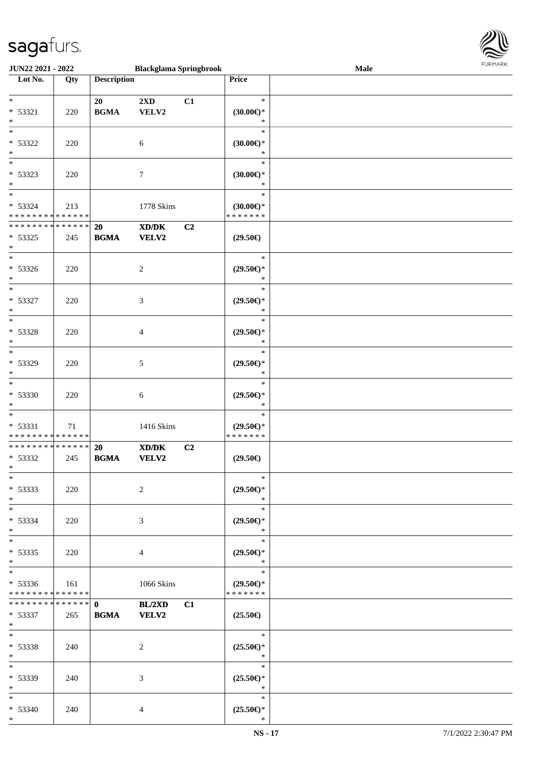JUN22 2021 - 2022 | Blackglama Springbrook | Male

| Lot No. | Qty | Description | | | Price |
|---|---|---|---|---|---|
| * 53321 * | 220 | 20 BGMA | 2XD VELV2 | C1 | * (30.00€)* * |
| * 53322 * | 220 | | 6 | | * (30.00€)* * |
| * 53323 * | 220 | | 7 | | * (30.00€)* * |
| * 53324 * * * * * * * * * * * * * * | 213 | | 1778 Skins | | * (30.00€)* * * * * * * * |
| * * * * * * * * * * * * * * 53325 * | 245 | 20 BGMA | XD/DK VELV2 | C2 | (29.50€) |
| * 53326 * | 220 | | 2 | | * (29.50€)* * |
| * 53327 * | 220 | | 3 | | * (29.50€)* * |
| * 53328 * | 220 | | 4 | | * (29.50€)* * |
| * 53329 * | 220 | | 5 | | * (29.50€)* * |
| * 53330 * | 220 | | 6 | | * (29.50€)* * |
| * 53331 * * * * * * * * * * * * * * | 71 | | 1416 Skins | | * (29.50€)* * * * * * * * |
| * * * * * * * * * * * * * * 53332 * | 245 | 20 BGMA | XD/DK VELV2 | C2 | (29.50€) |
| * 53333 * | 220 | | 2 | | * (29.50€)* * |
| * 53334 * | 220 | | 3 | | * (29.50€)* * |
| * 53335 * | 220 | | 4 | | * (29.50€)* * |
| * 53336 * * * * * * * * * * * * * * | 161 | | 1066 Skins | | * (29.50€)* * * * * * * * |
| * * * * * * * * * * * * * * 53337 * | 265 | 0 BGMA | BL/2XD VELV2 | C1 | (25.50€) |
| * 53338 * | 240 | | 2 | | * (25.50€)* * |
| * 53339 * | 240 | | 3 | | * (25.50€)* * |
| * 53340 * | 240 | | 4 | | * (25.50€)* * |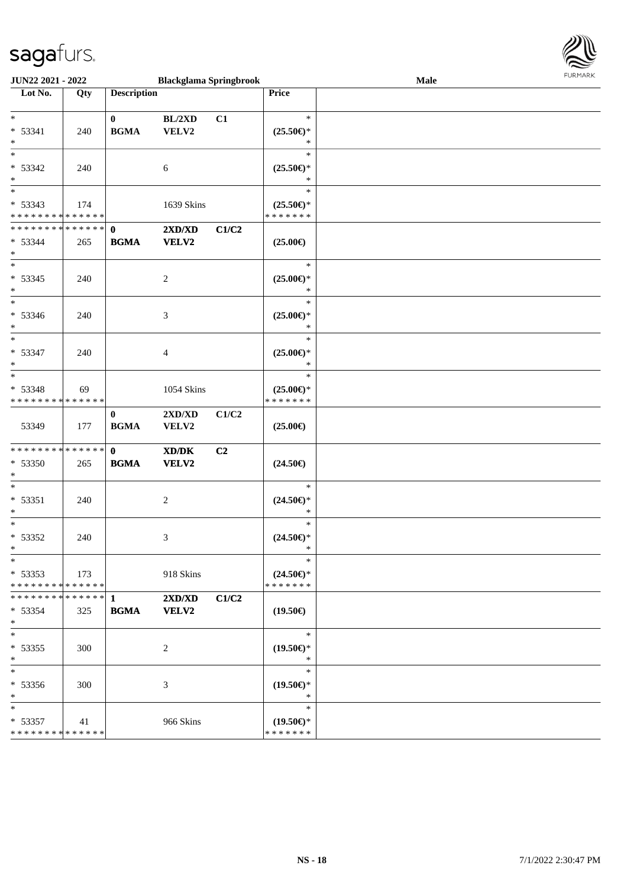JUN22 2021 - 2022 | Blackglama Springbrook | Male

| Lot No. | Qty | Description | | | Price |
|---|---|---|---|---|---|
| * 53341 * | 240 | 0 BGMA | BL/2XD VELV2 | C1 | * (25.50€)* * |
| * 53342 * | 240 | | 6 | | * (25.50€)* * |
| * 53343 * * * * * * * * * * * * * * | 174 | | 1639 Skins | | * (25.50€)* * * * * * * * |
| * * * * * * * * * * * * * * 53344 * | 265 | 0 BGMA | 2XD/XD VELV2 | C1/C2 | (25.00€) |
| * 53345 * | 240 | | 2 | | * (25.00€)* * |
| * 53346 * | 240 | | 3 | | * (25.00€)* * |
| * 53347 * | 240 | | 4 | | * (25.00€)* * |
| * 53348 * * * * * * * * * * * * * * | 69 | | 1054 Skins | | * (25.00€)* * * * * * * * |
| 53349 | 177 | 0 BGMA | 2XD/XD VELV2 | C1/C2 | (25.00€) |
| * * * * * * * * * * * * * * 53350 * | 265 | 0 BGMA | XD/DK VELV2 | C2 | (24.50€) |
| * 53351 * | 240 | | 2 | | * (24.50€)* * |
| * 53352 * | 240 | | 3 | | * (24.50€)* * |
| * 53353 * * * * * * * * * * * * * * | 173 | | 918 Skins | | * (24.50€)* * * * * * * * |
| * * * * * * * * * * * * * * 53354 * | 325 | 1 BGMA | 2XD/XD VELV2 | C1/C2 | (19.50€) |
| * 53355 * | 300 | | 2 | | * (19.50€)* * |
| * 53356 * | 300 | | 3 | | * (19.50€)* * |
| * 53357 * * * * * * * * * * * * * * | 41 | | 966 Skins | | * (19.50€)* * * * * * * * |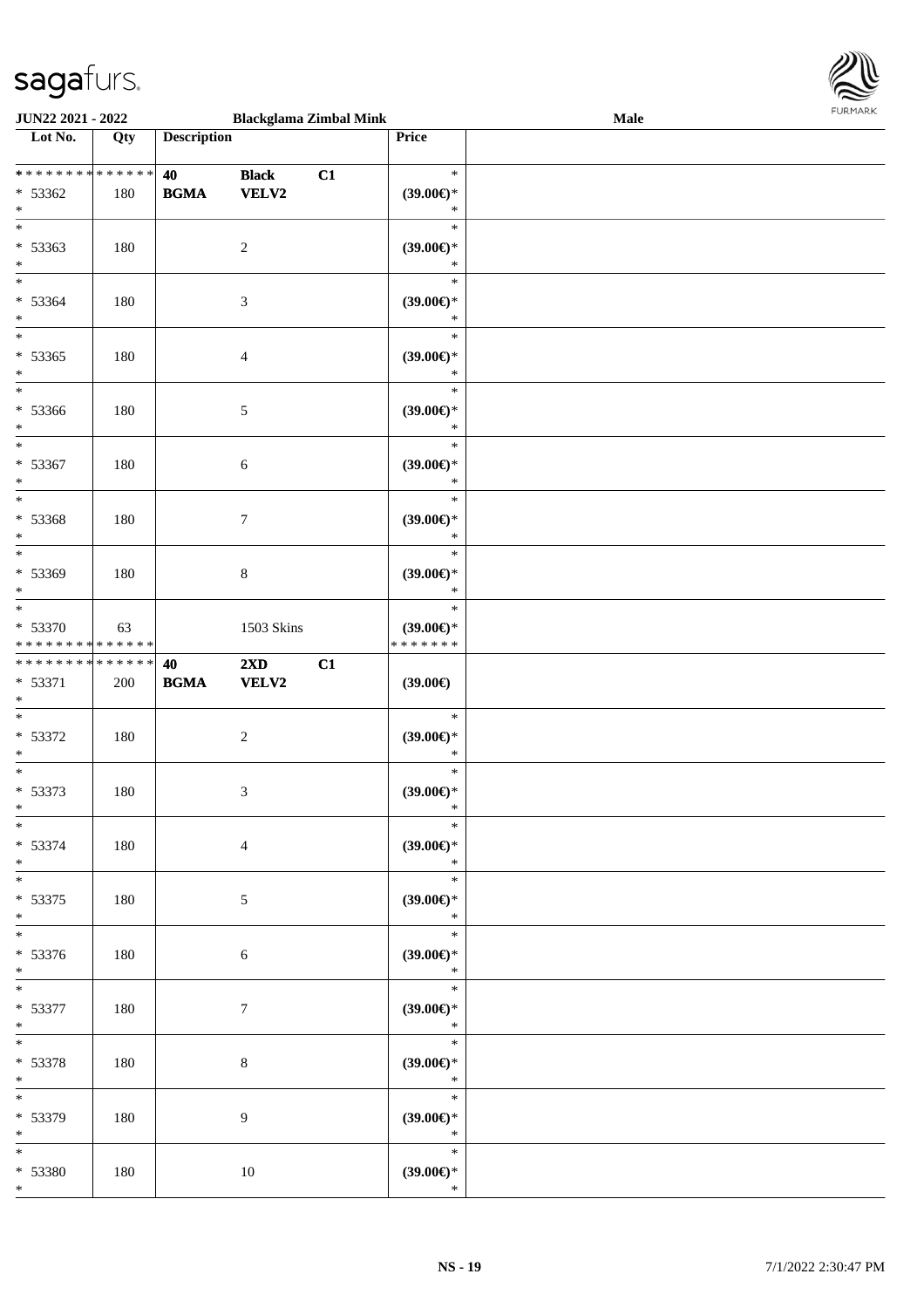JUN22 2021 - 2022 | Blackglama Zimbal Mink | Male

| Lot No. | Qty | Description | | | Price | |
|---|---|---|---|---|---|---|
| * * * * * * * * * * * * * * | | 40 | Black | C1 | * | |
| * 53362 | 180 | BGMA | VELV2 | | (39.00€)* | |
| * | | | | | * | |
| * 53363 | 180 | | 2 | | (39.00€)* | |
| * | | | | | * | |
| * 53364 | 180 | | 3 | | (39.00€)* | |
| * | | | | | * | |
| * 53365 | 180 | | 4 | | (39.00€)* | |
| * | | | | | * | |
| * 53366 | 180 | | 5 | | (39.00€)* | |
| * | | | | | * | |
| * 53367 | 180 | | 6 | | (39.00€)* | |
| * | | | | | * | |
| * 53368 | 180 | | 7 | | (39.00€)* | |
| * | | | | | * | |
| * 53369 | 180 | | 8 | | (39.00€)* | |
| * | | | | | * | |
| * 53370 | 63 | | 1503 Skins | | (39.00€)* | |
| * * * * * * * * * * * * * * | | | | | * * * * * * * | |
| * * * * * * * * * * * * * * | | 40 | 2XD | C1 | | |
| * 53371 | 200 | BGMA | VELV2 | | (39.00€) | |
| * | | | | | * | |
| * 53372 | 180 | | 2 | | (39.00€)* | |
| * | | | | | * | |
| * 53373 | 180 | | 3 | | (39.00€)* | |
| * | | | | | * | |
| * 53374 | 180 | | 4 | | (39.00€)* | |
| * | | | | | * | |
| * 53375 | 180 | | 5 | | (39.00€)* | |
| * | | | | | * | |
| * 53376 | 180 | | 6 | | (39.00€)* | |
| * | | | | | * | |
| * 53377 | 180 | | 7 | | (39.00€)* | |
| * | | | | | * | |
| * 53378 | 180 | | 8 | | (39.00€)* | |
| * | | | | | * | |
| * 53379 | 180 | | 9 | | (39.00€)* | |
| * | | | | | * | |
| * 53380 | 180 | | 10 | | (39.00€)* | |
| * | | | | | * | |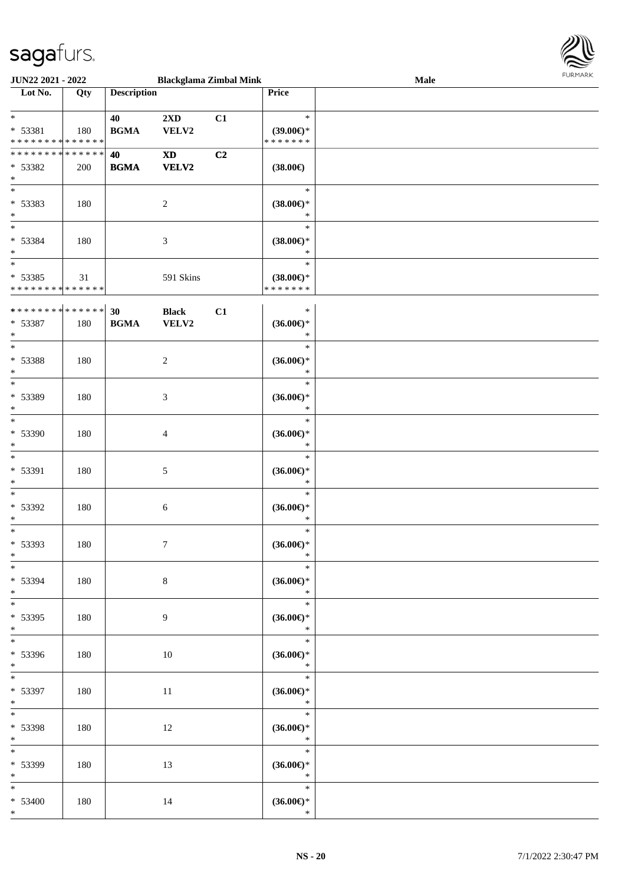| Lot No. | Qty | Description | | | Price |
|---|---|---|---|---|---|
| * | | 40 | 2XD | C1 | * |
| * 53381 | 180 | BGMA | VELV2 | | (39.00€)* |
| * * * * * * * * * * * * * * | | | | | * * * * * * * |
| * * * * * * * * * * * * * * | | 40 | XD | C2 | |
| * 53382 | 200 | BGMA | VELV2 | | (38.00€) |
| * | | | | | |
| * | | | | | * |
| * 53383 | 180 | | 2 | | (38.00€)* |
| * | | | | | * |
| * | | | | | * |
| * 53384 | 180 | | 3 | | (38.00€)* |
| * | | | | | * |
| * | | | | | * |
| * 53385 | 31 | | 591 Skins | | (38.00€)* |
| * * * * * * * * * * * * * * | | | | | * * * * * * * |
| * * * * * * * * * * * * * * | | 30 | Black | C1 | * |
| * 53387 | 180 | BGMA | VELV2 | | (36.00€)* |
| * | | | | | * |
| * | | | | | * |
| * 53388 | 180 | | 2 | | (36.00€)* |
| * | | | | | * |
| * | | | | | * |
| * 53389 | 180 | | 3 | | (36.00€)* |
| * | | | | | * |
| * | | | | | * |
| * 53390 | 180 | | 4 | | (36.00€)* |
| * | | | | | * |
| * | | | | | * |
| * 53391 | 180 | | 5 | | (36.00€)* |
| * | | | | | * |
| * | | | | | * |
| * 53392 | 180 | | 6 | | (36.00€)* |
| * | | | | | * |
| * | | | | | * |
| * 53393 | 180 | | 7 | | (36.00€)* |
| * | | | | | * |
| * | | | | | * |
| * 53394 | 180 | | 8 | | (36.00€)* |
| * | | | | | * |
| * | | | | | * |
| * 53395 | 180 | | 9 | | (36.00€)* |
| * | | | | | * |
| * | | | | | * |
| * 53396 | 180 | | 10 | | (36.00€)* |
| * | | | | | * |
| * | | | | | * |
| * 53397 | 180 | | 11 | | (36.00€)* |
| * | | | | | * |
| * | | | | | * |
| * 53398 | 180 | | 12 | | (36.00€)* |
| * | | | | | * |
| * | | | | | * |
| * 53399 | 180 | | 13 | | (36.00€)* |
| * | | | | | * |
| * | | | | | * |
| * 53400 | 180 | | 14 | | (36.00€)* |
| * | | | | | * |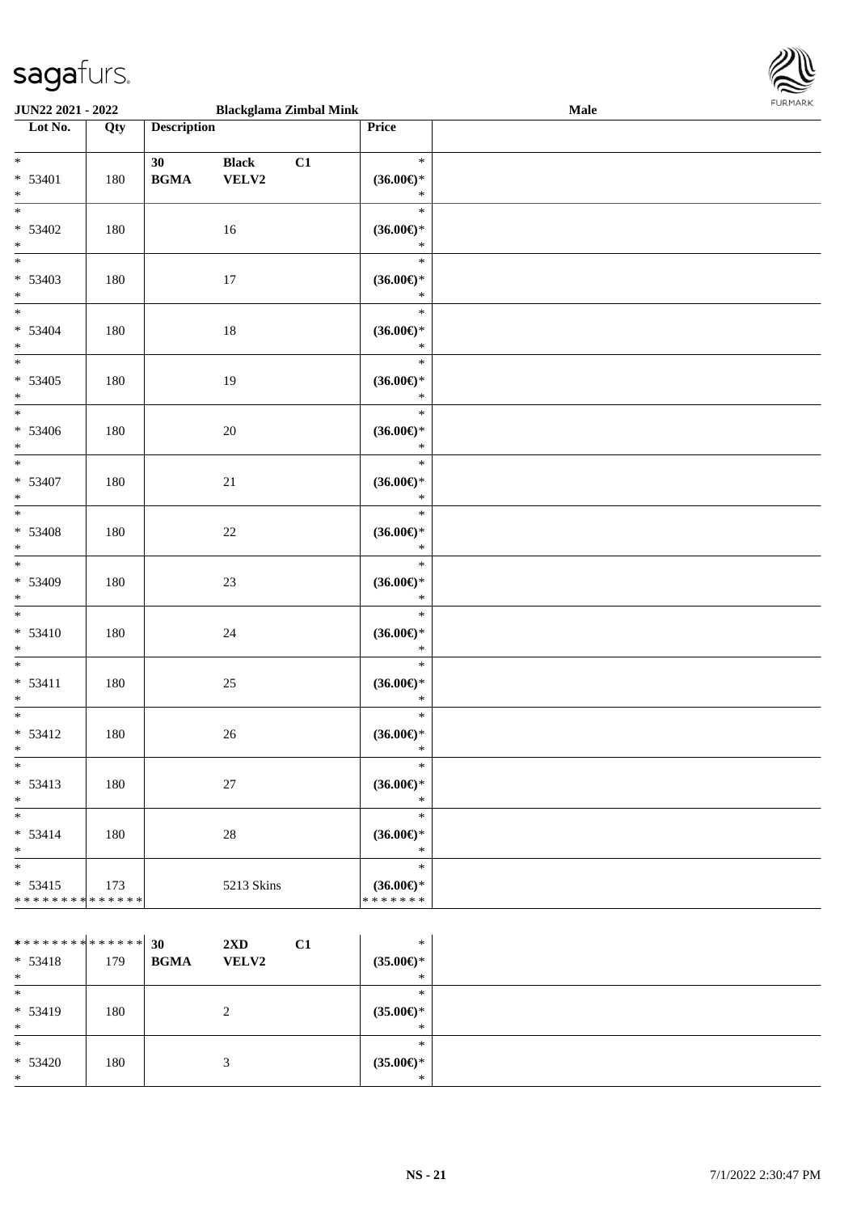| Lot No. | Qty | Description | | | Price | |
|---|---|---|---|---|---|---|
| * <br> * 53401 <br> * | 180 | 30 <br> **BGMA** | **Black** <br> **VELV2** | **C1** | * <br> **(36.00€)*** <br> * | |
| * <br> * 53402 <br> * | 180 | | 16 | | * <br> **(36.00€)*** <br> * | |
| * <br> * 53403 <br> * | 180 | | 17 | | * <br> **(36.00€)*** <br> * | |
| * <br> * 53404 <br> * | 180 | | 18 | | * <br> **(36.00€)*** <br> * | |
| * <br> * 53405 <br> * | 180 | | 19 | | * <br> **(36.00€)*** <br> * | |
| * <br> * 53406 <br> * | 180 | | 20 | | * <br> **(36.00€)*** <br> * | |
| * <br> * 53407 <br> * | 180 | | 21 | | * <br> **(36.00€)*** <br> * | |
| * <br> * 53408 <br> * | 180 | | 22 | | * <br> **(36.00€)*** <br> * | |
| * <br> * 53409 <br> * | 180 | | 23 | | * <br> **(36.00€)*** <br> * | |
| * <br> * 53410 <br> * | 180 | | 24 | | * <br> **(36.00€)*** <br> * | |
| * <br> * 53411 <br> * | 180 | | 25 | | * <br> **(36.00€)*** <br> * | |
| * <br> * 53412 <br> * | 180 | | 26 | | * <br> **(36.00€)*** <br> * | |
| * <br> * 53413 <br> * | 180 | | 27 | | * <br> **(36.00€)*** <br> * | |
| * <br> * 53414 <br> * | 180 | | 28 | | * <br> **(36.00€)*** <br> * | |
| * <br> * 53415 <br> * * * * * * * * * * * * * * | 173 | | 5213 Skins | | * <br> **(36.00€)*** <br> * * * * * * * | |

| Lot No. | Qty | Description | | | Price | |
|---|---|---|---|---|---|---|
| * * * * * * * * * * * * * * <br> * 53418 <br> * | 179 | **30** <br> **BGMA** | **2XD** <br> **VELV2** | **C1** | * <br> **(35.00€)*** <br> * | |
| * <br> * 53419 <br> * | 180 | | 2 | | * <br> **(35.00€)*** <br> * | |
| * <br> * 53420 <br> * | 180 | | 3 | | * <br> **(35.00€)*** <br> * | |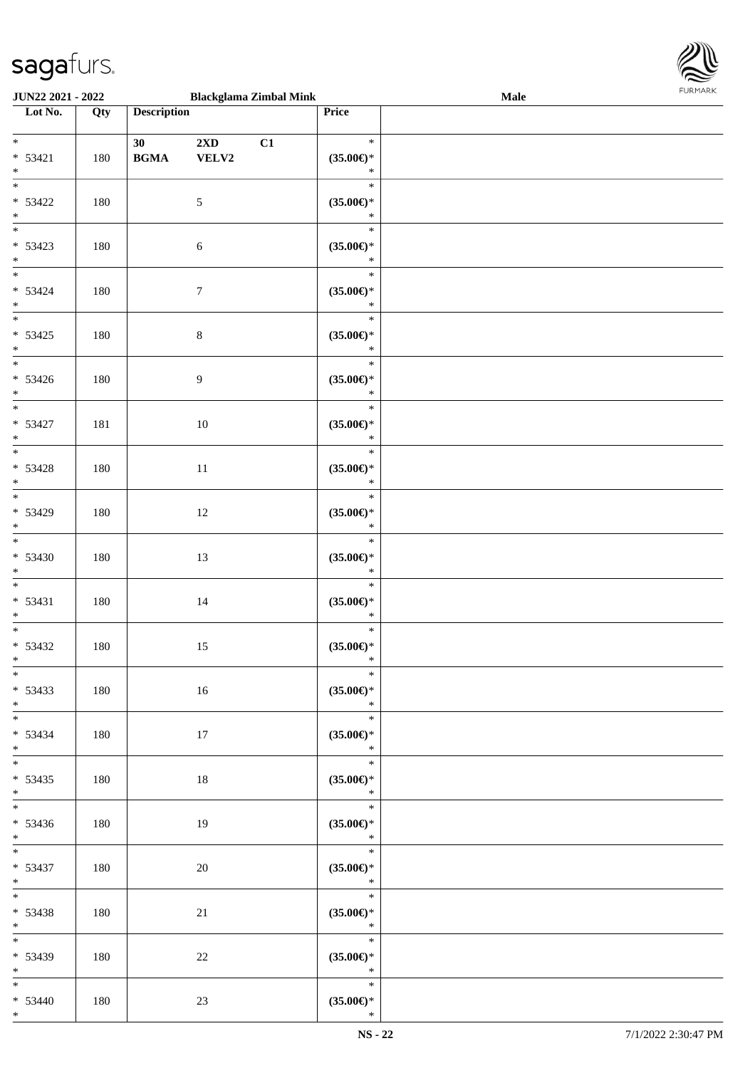| Lot No. | Qty | Description | Price |  |
|---|---|---|---|---|
| * <br> * 53421 <br> * | 180 | 30 **BGMA** **2XD** **VELV2** **C1** | * <br> **(35.00€)*** <br> * |  |
| * <br> * 53422 <br> * | 180 | 5 | * <br> **(35.00€)*** <br> * |  |
| * <br> * 53423 <br> * | 180 | 6 | * <br> **(35.00€)*** <br> * |  |
| * <br> * 53424 <br> * | 180 | 7 | * <br> **(35.00€)*** <br> * |  |
| * <br> * 53425 <br> * | 180 | 8 | * <br> **(35.00€)*** <br> * |  |
| * <br> * 53426 <br> * | 180 | 9 | * <br> **(35.00€)*** <br> * |  |
| * <br> * 53427 <br> * | 181 | 10 | * <br> **(35.00€)*** <br> * |  |
| * <br> * 53428 <br> * | 180 | 11 | * <br> **(35.00€)*** <br> * |  |
| * <br> * 53429 <br> * | 180 | 12 | * <br> **(35.00€)*** <br> * |  |
| * <br> * 53430 <br> * | 180 | 13 | * <br> **(35.00€)*** <br> * |  |
| * <br> * 53431 <br> * | 180 | 14 | * <br> **(35.00€)*** <br> * |  |
| * <br> * 53432 <br> * | 180 | 15 | * <br> **(35.00€)*** <br> * |  |
| * <br> * 53433 <br> * | 180 | 16 | * <br> **(35.00€)*** <br> * |  |
| * <br> * 53434 <br> * | 180 | 17 | * <br> **(35.00€)*** <br> * |  |
| * <br> * 53435 <br> * | 180 | 18 | * <br> **(35.00€)*** <br> * |  |
| * <br> * 53436 <br> * | 180 | 19 | * <br> **(35.00€)*** <br> * |  |
| * <br> * 53437 <br> * | 180 | 20 | * <br> **(35.00€)*** <br> * |  |
| * <br> * 53438 <br> * | 180 | 21 | * <br> **(35.00€)*** <br> * |  |
| * <br> * 53439 <br> * | 180 | 22 | * <br> **(35.00€)*** <br> * |  |
| * <br> * 53440 <br> * | 180 | 23 | * <br> **(35.00€)*** <br> * |  |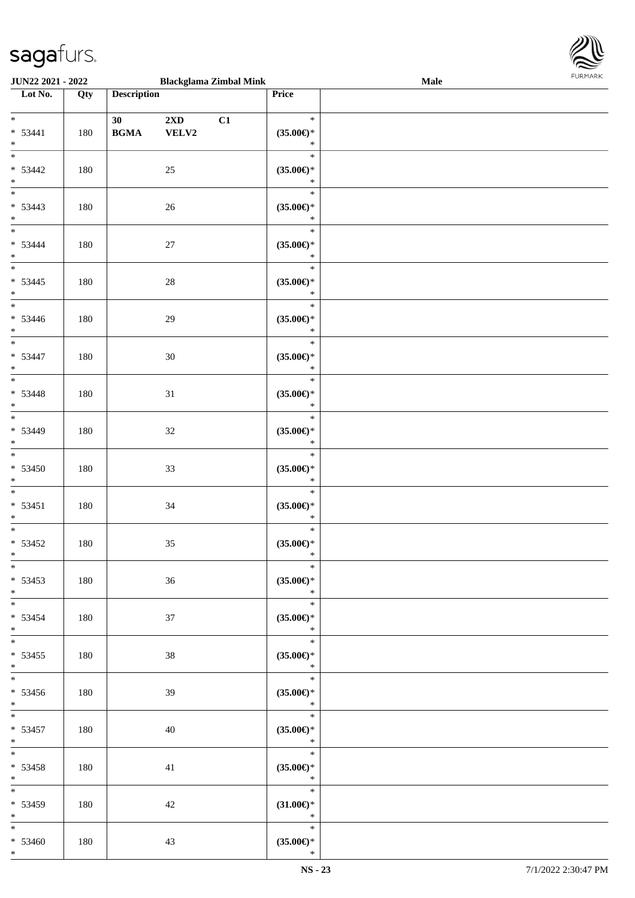| Lot No. | Qty | Description | | | Price | |
|---|---|---|---|---|---|---|
| * <br> * 53441 <br> * | 180 | **30** <br> **BGMA** | **2XD** <br> **VELV2** | **C1** | * <br> **(35.00€)*** <br> * | |
| * <br> * 53442 <br> * | 180 | | 25 | | * <br> **(35.00€)*** <br> * | |
| * <br> * 53443 <br> * | 180 | | 26 | | * <br> **(35.00€)*** <br> * | |
| * <br> * 53444 <br> * | 180 | | 27 | | * <br> **(35.00€)*** <br> * | |
| * <br> * 53445 <br> * | 180 | | 28 | | * <br> **(35.00€)*** <br> * | |
| * <br> * 53446 <br> * | 180 | | 29 | | * <br> **(35.00€)*** <br> * | |
| * <br> * 53447 <br> * | 180 | | 30 | | * <br> **(35.00€)*** <br> * | |
| * <br> * 53448 <br> * | 180 | | 31 | | * <br> **(35.00€)*** <br> * | |
| * <br> * 53449 <br> * | 180 | | 32 | | * <br> **(35.00€)*** <br> * | |
| * <br> * 53450 <br> * | 180 | | 33 | | * <br> **(35.00€)*** <br> * | |
| * <br> * 53451 <br> * | 180 | | 34 | | * <br> **(35.00€)*** <br> * | |
| * <br> * 53452 <br> * | 180 | | 35 | | * <br> **(35.00€)*** <br> * | |
| * <br> * 53453 <br> * | 180 | | 36 | | * <br> **(35.00€)*** <br> * | |
| * <br> * 53454 <br> * | 180 | | 37 | | * <br> **(35.00€)*** <br> * | |
| * <br> * 53455 <br> * | 180 | | 38 | | * <br> **(35.00€)*** <br> * | |
| * <br> * 53456 <br> * | 180 | | 39 | | * <br> **(35.00€)*** <br> * | |
| * <br> * 53457 <br> * | 180 | | 40 | | * <br> **(35.00€)*** <br> * | |
| * <br> * 53458 <br> * | 180 | | 41 | | * <br> **(35.00€)*** <br> * | |
| * <br> * 53459 <br> * | 180 | | 42 | | * <br> **(31.00€)*** <br> * | |
| * <br> * 53460 <br> * | 180 | | 43 | | * <br> **(35.00€)*** <br> * | |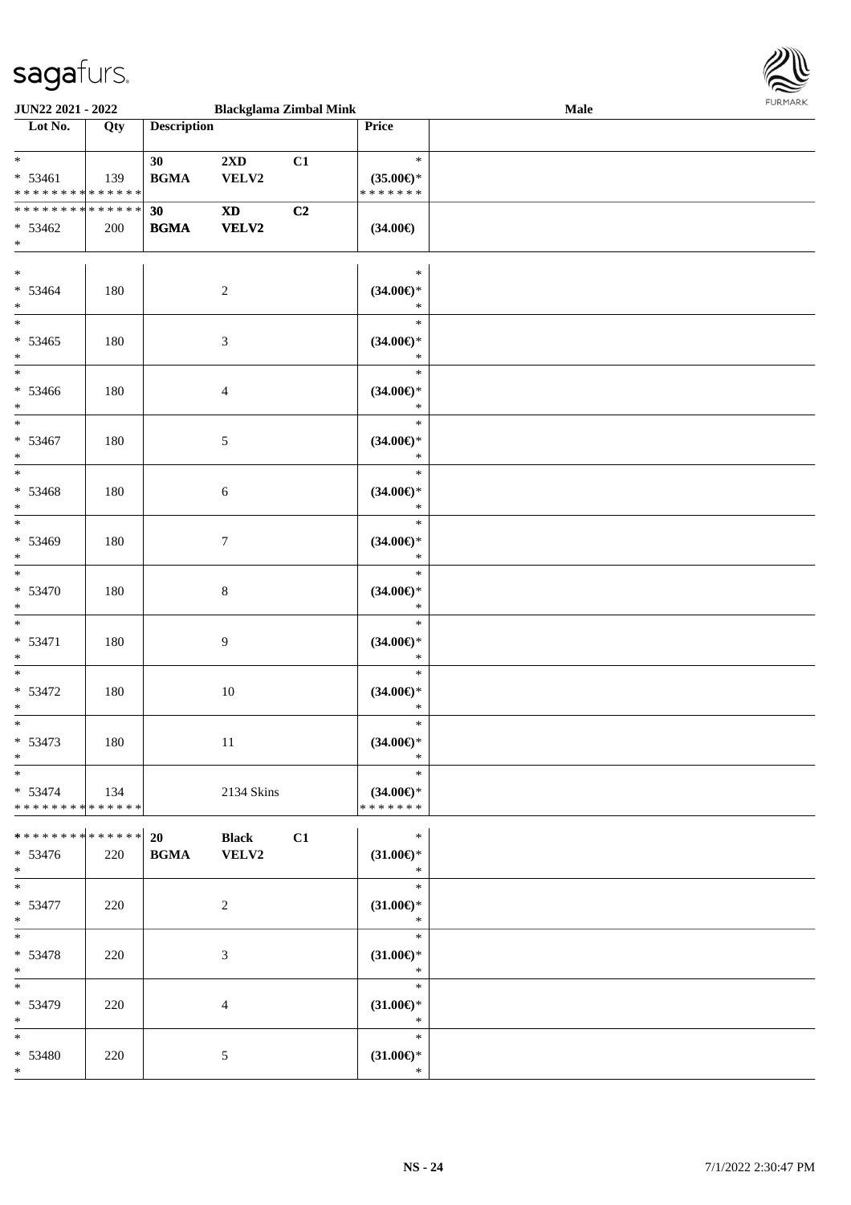JUN22 2021 - 2022 **Blackglama Zimbal Mink** **Male**

| Lot No. | Qty | Description | | | Price | |
|---|---|---|---|---|---|---|
| * <br> * 53461 <br> * * * * * * * * * * * * * * | 139 | **30** <br> **BGMA** | **2XD** <br> **VELV2** | **C1** | * <br> **(35.00€)*** <br> * * * * * * * | |
| * * * * * * * * * * * * * * <br> * 53462 <br> * | 200 | **30** <br> **BGMA** | **XD** <br> **VELV2** | **C2** | **(34.00€)** | |
| * <br> * 53464 <br> * | 180 | | 2 | | * <br> **(34.00€)*** <br> * | |
| * <br> * 53465 <br> * | 180 | | 3 | | * <br> **(34.00€)*** <br> * | |
| * <br> * 53466 <br> * | 180 | | 4 | | * <br> **(34.00€)*** <br> * | |
| * <br> * 53467 <br> * | 180 | | 5 | | * <br> **(34.00€)*** <br> * | |
| * <br> * 53468 <br> * | 180 | | 6 | | * <br> **(34.00€)*** <br> * | |
| * <br> * 53469 <br> * | 180 | | 7 | | * <br> **(34.00€)*** <br> * | |
| * <br> * 53470 <br> * | 180 | | 8 | | * <br> **(34.00€)*** <br> * | |
| * <br> * 53471 <br> * | 180 | | 9 | | * <br> **(34.00€)*** <br> * | |
| * <br> * 53472 <br> * | 180 | | 10 | | * <br> **(34.00€)*** <br> * | |
| * <br> * 53473 <br> * | 180 | | 11 | | * <br> **(34.00€)*** <br> * | |
| * <br> * 53474 <br> * * * * * * * * * * * * * * | 134 | | 2134 Skins | | * <br> **(34.00€)*** <br> * * * * * * * | |
| * * * * * * * * * * * * * * <br> * 53476 <br> * | 220 | **20** <br> **BGMA** | **Black** <br> **VELV2** | **C1** | * <br> **(31.00€)*** <br> * | |
| * <br> * 53477 <br> * | 220 | | 2 | | * <br> **(31.00€)*** <br> * | |
| * <br> * 53478 <br> * | 220 | | 3 | | * <br> **(31.00€)*** <br> * | |
| * <br> * 53479 <br> * | 220 | | 4 | | * <br> **(31.00€)*** <br> * | |
| * <br> * 53480 <br> * | 220 | | 5 | | * <br> **(31.00€)*** <br> * | |

NS - 24 7/1/2022 2:30:47 PM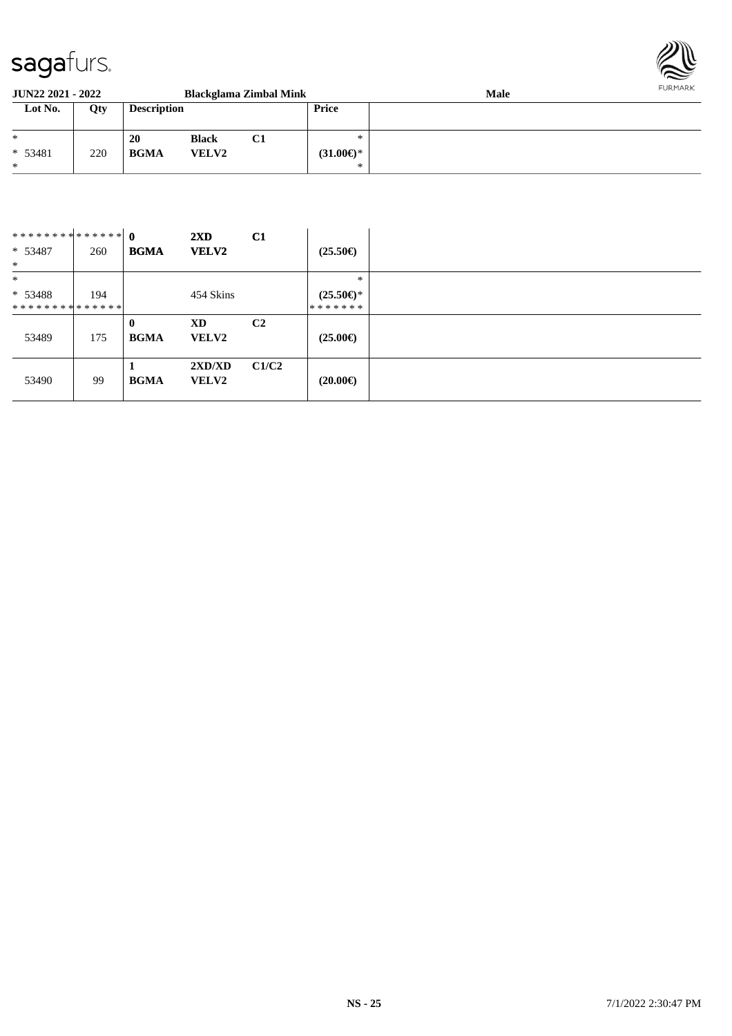**JUN22 2021 - 2022** **Blackglama Zimbal Mink** **Male**

| Lot No. | Qty | Description | | | Price | |
|---|---|---|---|---|---|---|
| *<br>* 53481<br>* | 220 | **20**<br>**BGMA** | **Black**<br>**VELV2** | **C1** | *<br>**(31.00€)***<br>* | |
| ************** <br>* 53487<br>* | 260 | **0**<br>**BGMA** | **2XD**<br>**VELV2** | **C1** | **(25.50€)** | |
| *<br>* 53488<br>************** | 194 | | 454 Skins | | *<br>**(25.50€)***<br>******* | |
| 53489 | 175 | **0**<br>**BGMA** | **XD**<br>**VELV2** | **C2** | **(25.00€)** | |
| 53490 | 99 | **1**<br>**BGMA** | **2XD/XD**<br>**VELV2** | **C1/C2** | **(20.00€)** | |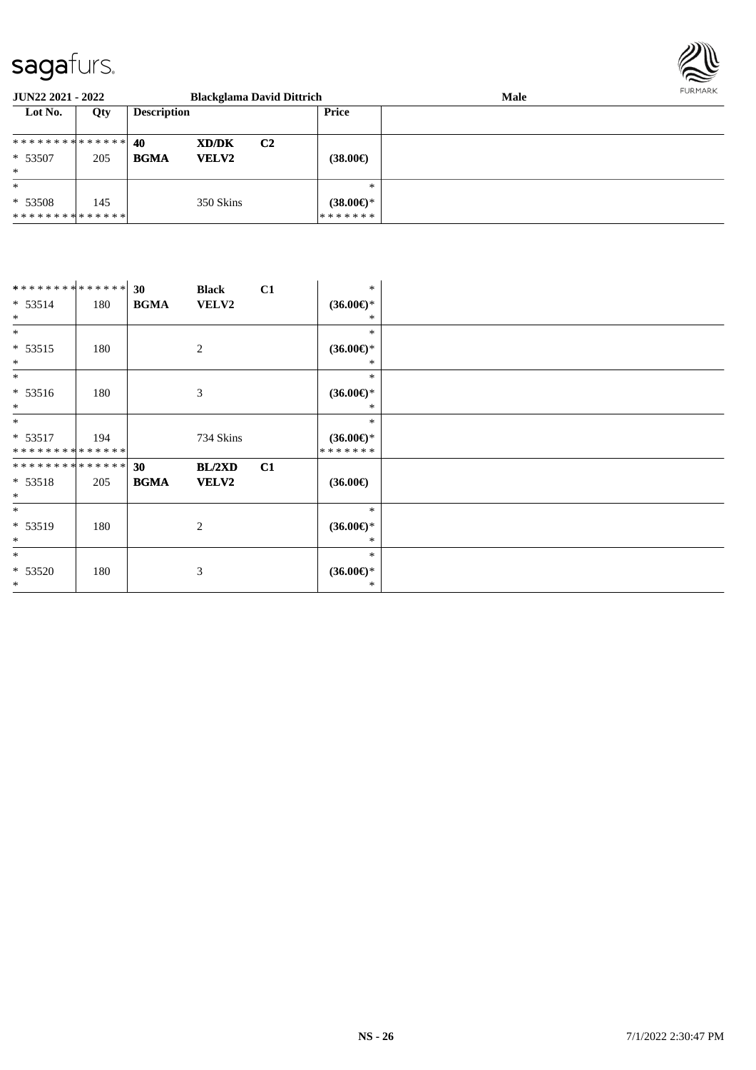| Lot No. | Qty | Description | | | Price | |
|---|---|---|---|---|---|---|
| ************** | | 40 | **XD/DK** | **C2** | | |
| * 53507 | 205 | **BGMA** | **VELV2** | | **(38.00€)** | |
| * | | | | | | |
| * | | | | | * | |
| * 53508 | 145 | | 350 Skins | | **(38.00€)*** | |
| ************** | | | | | ******* | |

| Lot No. | Qty | Description | | | Price | |
|---|---|---|---|---|---|---|
| ************** | | 30 | **Black** | **C1** | * | |
| * 53514 | 180 | **BGMA** | **VELV2** | | **(36.00€)*** | |
| * | | | | | * | |
| * | | | | | * | |
| * 53515 | 180 | | 2 | | **(36.00€)*** | |
| * | | | | | * | |
| * | | | | | * | |
| * 53516 | 180 | | 3 | | **(36.00€)*** | |
| * | | | | | * | |
| * | | | | | * | |
| * 53517 | 194 | | 734 Skins | | **(36.00€)*** | |
| ************** | | | | | ******* | |
| ************** | | 30 | **BL/2XD** | **C1** | | |
| * 53518 | 205 | **BGMA** | **VELV2** | | **(36.00€)** | |
| * | | | | | | |
| * | | | | | * | |
| * 53519 | 180 | | 2 | | **(36.00€)*** | |
| * | | | | | * | |
| * | | | | | * | |
| * 53520 | 180 | | 3 | | **(36.00€)*** | |
| * | | | | | * | |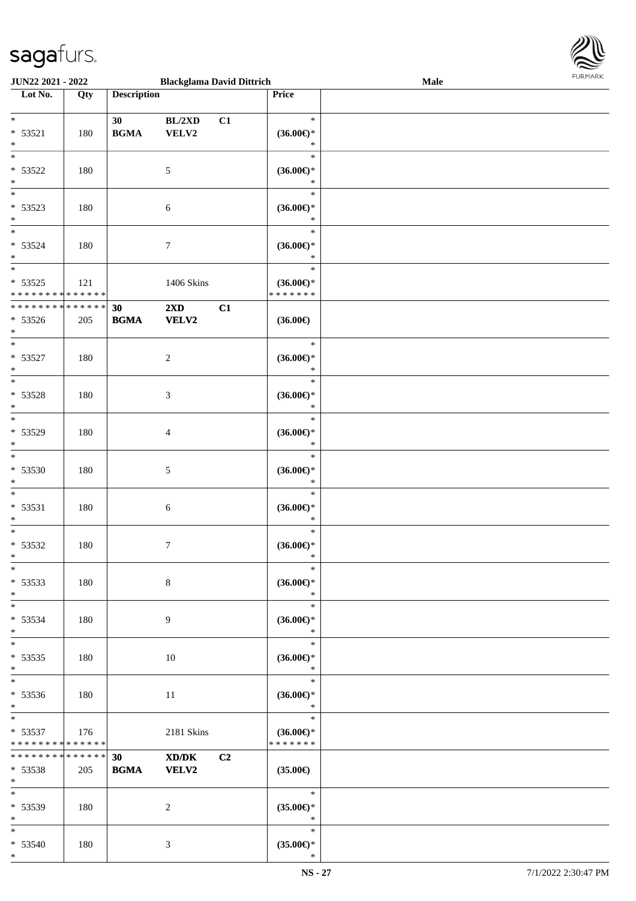| Lot No. | Qty | Description | | | Price |
|---|---|---|---|---|---|
| * * 53521 * | 180 | 30 BGMA | BL/2XD VELV2 | C1 | * (36.00€)* * |
| * * 53522 * | 180 | | 5 | | * (36.00€)* * |
| * * 53523 * | 180 | | 6 | | * (36.00€)* * |
| * * 53524 * | 180 | | 7 | | * (36.00€)* * |
| * * 53525 * * * * * * * * * * * * * * | 121 | | 1406 Skins | | * (36.00€)* * * * * * * * |
| * * * * * * * * * * * * * * * 53526 * | 205 | 30 BGMA | 2XD VELV2 | C1 | (36.00€) |
| * * 53527 * | 180 | | 2 | | * (36.00€)* * |
| * * 53528 * | 180 | | 3 | | * (36.00€)* * |
| * * 53529 * | 180 | | 4 | | * (36.00€)* * |
| * * 53530 * | 180 | | 5 | | * (36.00€)* * |
| * * 53531 * | 180 | | 6 | | * (36.00€)* * |
| * * 53532 * | 180 | | 7 | | * (36.00€)* * |
| * * 53533 * | 180 | | 8 | | * (36.00€)* * |
| * * 53534 * | 180 | | 9 | | * (36.00€)* * |
| * * 53535 * | 180 | | 10 | | * (36.00€)* * |
| * * 53536 * | 180 | | 11 | | * (36.00€)* * |
| * * 53537 * * * * * * * * * * * * * * | 176 | | 2181 Skins | | * (36.00€)* * * * * * * * |
| * * * * * * * * * * * * * * * 53538 * | 205 | 30 BGMA | XD/DK VELV2 | C2 | (35.00€) |
| * * 53539 * | 180 | | 2 | | * (35.00€)* * |
| * * 53540 * | 180 | | 3 | | * (35.00€)* * |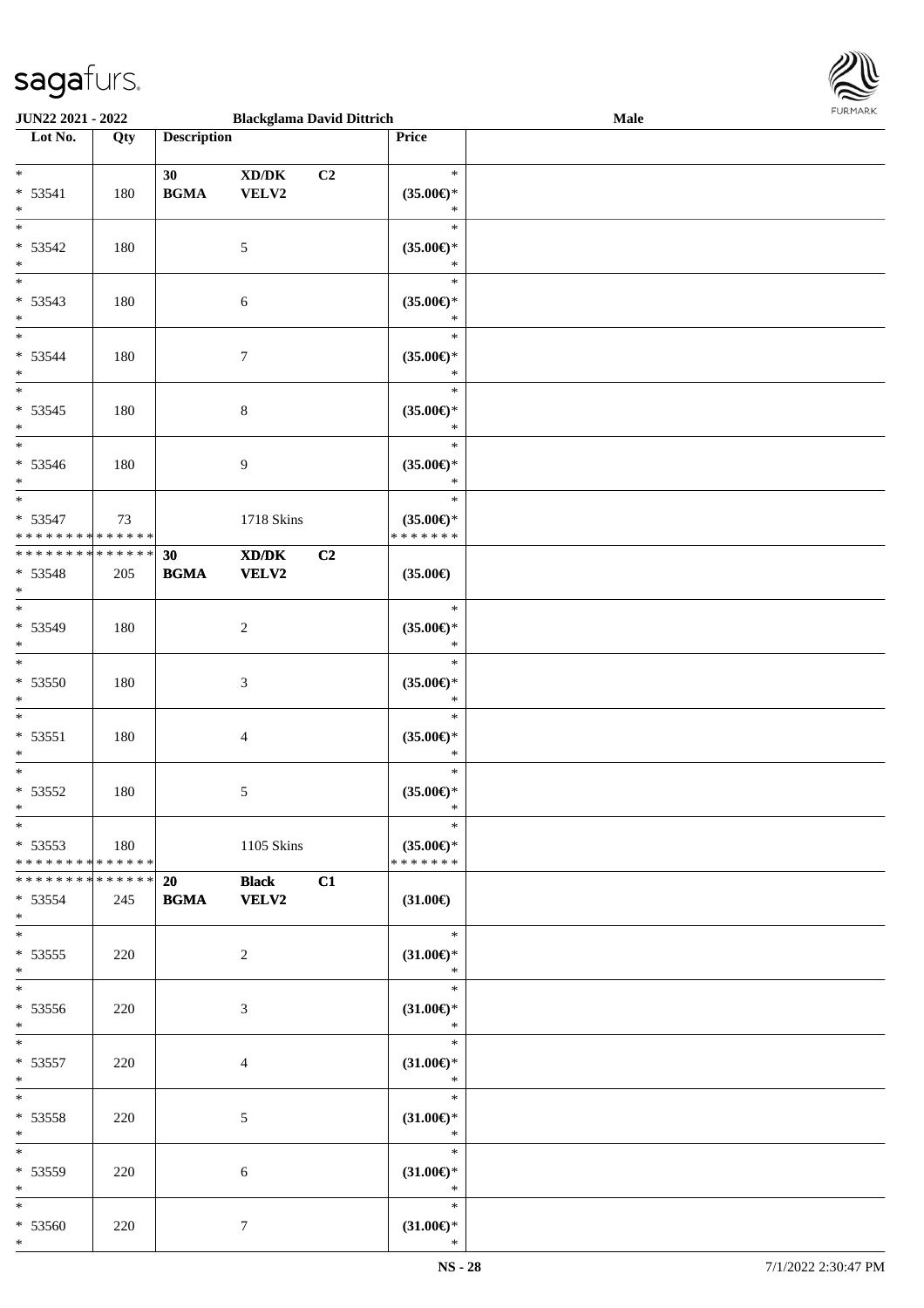| Lot No. | Qty | Description | | | Price | |
|---|---|---|---|---|---|---|
| * <br> * 53541 <br> * | 180 | 30 <br> BGMA | XD/DK <br> VELV2 | C2 | * <br> (35.00€)* <br> * | |
| * <br> * 53542 <br> * | 180 | | 5 | | * <br> (35.00€)* <br> * | |
| * <br> * 53543 <br> * | 180 | | 6 | | * <br> (35.00€)* <br> * | |
| * <br> * 53544 <br> * | 180 | | 7 | | * <br> (35.00€)* <br> * | |
| * <br> * 53545 <br> * | 180 | | 8 | | * <br> (35.00€)* <br> * | |
| * <br> * 53546 <br> * | 180 | | 9 | | * <br> (35.00€)* <br> * | |
| * <br> * 53547 <br> * * * * * * * * * * * * * * | 73 | | 1718 Skins | | * <br> (35.00€)* <br> * * * * * * * | |
| * * * * * * * * * * * * * * <br> * 53548 <br> * | 205 | 30 <br> BGMA | XD/DK <br> VELV2 | C2 | (35.00€) | |
| * <br> * 53549 <br> * | 180 | | 2 | | * <br> (35.00€)* <br> * | |
| * <br> * 53550 <br> * | 180 | | 3 | | * <br> (35.00€)* <br> * | |
| * <br> * 53551 <br> * | 180 | | 4 | | * <br> (35.00€)* <br> * | |
| * <br> * 53552 <br> * | 180 | | 5 | | * <br> (35.00€)* <br> * | |
| * <br> * 53553 <br> * * * * * * * * * * * * * * | 180 | | 1105 Skins | | * <br> (35.00€)* <br> * * * * * * * | |
| * * * * * * * * * * * * * * <br> * 53554 <br> * | 245 | 20 <br> BGMA | Black <br> VELV2 | C1 | (31.00€) | |
| * <br> * 53555 <br> * | 220 | | 2 | | * <br> (31.00€)* <br> * | |
| * <br> * 53556 <br> * | 220 | | 3 | | * <br> (31.00€)* <br> * | |
| * <br> * 53557 <br> * | 220 | | 4 | | * <br> (31.00€)* <br> * | |
| * <br> * 53558 <br> * | 220 | | 5 | | * <br> (31.00€)* <br> * | |
| * <br> * 53559 <br> * | 220 | | 6 | | * <br> (31.00€)* <br> * | |
| * <br> * 53560 <br> * | 220 | | 7 | | * <br> (31.00€)* <br> * | |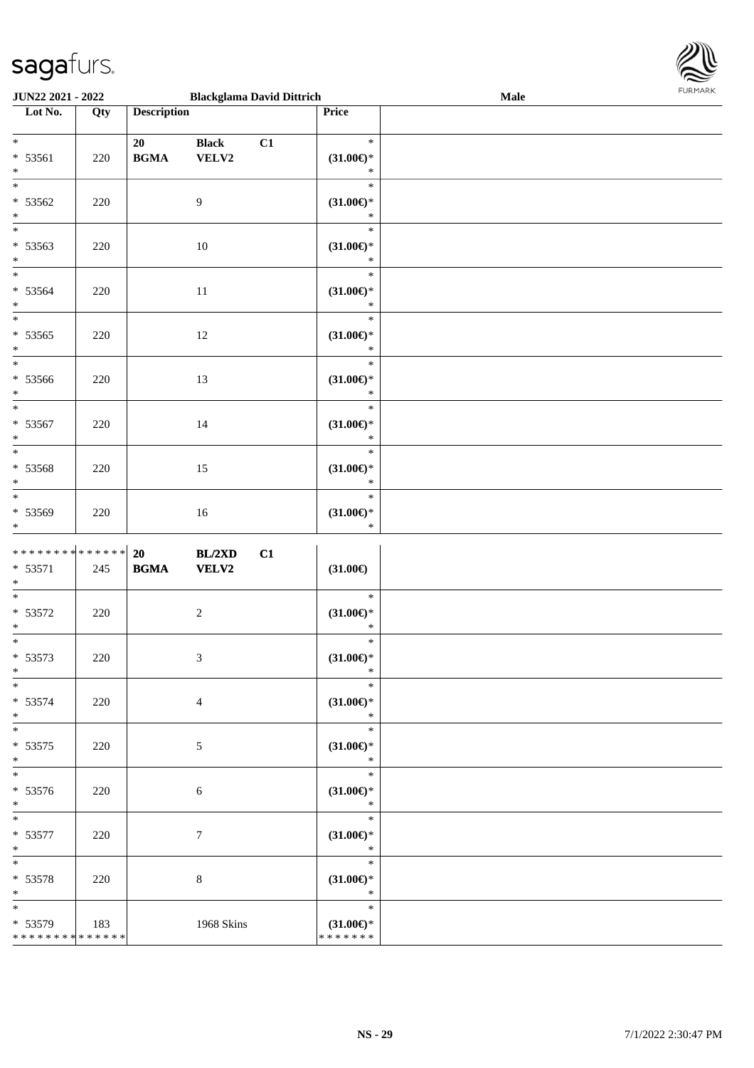| Lot No. | Qty | Description | | | Price | |
|---|---|---|---|---|---|---|
| * <br> * 53561 <br> * | 220 | 20 <br> **BGMA** | **Black** <br> **VELV2** | **C1** | * <br> **(31.00€)*** <br> * | |
| * <br> * 53562 <br> * | 220 | | 9 | | * <br> **(31.00€)*** <br> * | |
| * <br> * 53563 <br> * | 220 | | 10 | | * <br> **(31.00€)*** <br> * | |
| * <br> * 53564 <br> * | 220 | | 11 | | * <br> **(31.00€)*** <br> * | |
| * <br> * 53565 <br> * | 220 | | 12 | | * <br> **(31.00€)*** <br> * | |
| * <br> * 53566 <br> * | 220 | | 13 | | * <br> **(31.00€)*** <br> * | |
| * <br> * 53567 <br> * | 220 | | 14 | | * <br> **(31.00€)*** <br> * | |
| * <br> * 53568 <br> * | 220 | | 15 | | * <br> **(31.00€)*** <br> * | |
| * <br> * 53569 <br> * | 220 | | 16 | | * <br> **(31.00€)*** <br> * | |
| ************** <br> * 53571 <br> * | 245 | **20** <br> **BGMA** | **BL/2XD** <br> **VELV2** | **C1** | **(31.00€)** | |
| * <br> * 53572 <br> * | 220 | | 2 | | * <br> **(31.00€)*** <br> * | |
| * <br> * 53573 <br> * | 220 | | 3 | | * <br> **(31.00€)*** <br> * | |
| * <br> * 53574 <br> * | 220 | | 4 | | * <br> **(31.00€)*** <br> * | |
| * <br> * 53575 <br> * | 220 | | 5 | | * <br> **(31.00€)*** <br> * | |
| * <br> * 53576 <br> * | 220 | | 6 | | * <br> **(31.00€)*** <br> * | |
| * <br> * 53577 <br> * | 220 | | 7 | | * <br> **(31.00€)*** <br> * | |
| * <br> * 53578 <br> * | 220 | | 8 | | * <br> **(31.00€)*** <br> * | |
| * <br> * 53579 <br> ************** | 183 | | 1968 Skins | | * <br> **(31.00€)*** <br> ******* | |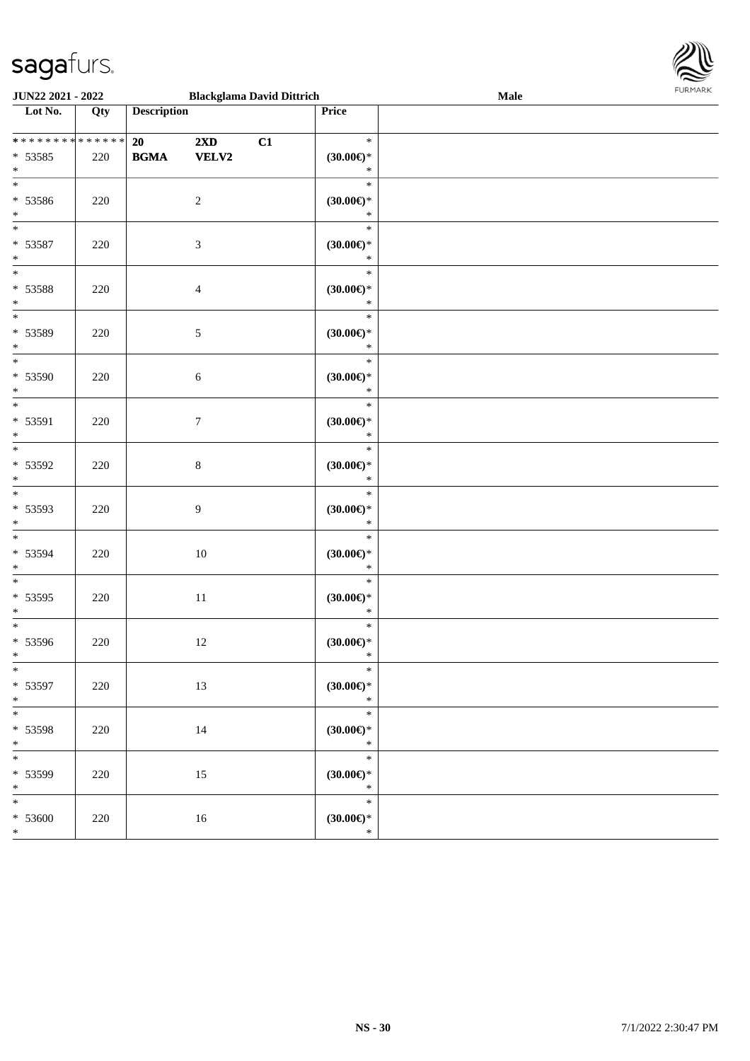| Lot No. | Qty | Description | | | Price | |
|---|---|---|---|---|---|---|
| * * * * * * * * * * * * * * | | 20 | 2XD | C1 | * | |
| * 53585 | 220 | BGMA | VELV2 | | (30.00€)* | |
| * | | | | | * | |
| * | | | | | * | |
| * 53586 | 220 | | 2 | | (30.00€)* | |
| * | | | | | * | |
| * | | | | | * | |
| * 53587 | 220 | | 3 | | (30.00€)* | |
| * | | | | | * | |
| * | | | | | * | |
| * 53588 | 220 | | 4 | | (30.00€)* | |
| * | | | | | * | |
| * | | | | | * | |
| * 53589 | 220 | | 5 | | (30.00€)* | |
| * | | | | | * | |
| * | | | | | * | |
| * 53590 | 220 | | 6 | | (30.00€)* | |
| * | | | | | * | |
| * | | | | | * | |
| * 53591 | 220 | | 7 | | (30.00€)* | |
| * | | | | | * | |
| * | | | | | * | |
| * 53592 | 220 | | 8 | | (30.00€)* | |
| * | | | | | * | |
| * | | | | | * | |
| * 53593 | 220 | | 9 | | (30.00€)* | |
| * | | | | | * | |
| * | | | | | * | |
| * 53594 | 220 | | 10 | | (30.00€)* | |
| * | | | | | * | |
| * | | | | | * | |
| * 53595 | 220 | | 11 | | (30.00€)* | |
| * | | | | | * | |
| * | | | | | * | |
| * 53596 | 220 | | 12 | | (30.00€)* | |
| * | | | | | * | |
| * | | | | | * | |
| * 53597 | 220 | | 13 | | (30.00€)* | |
| * | | | | | * | |
| * | | | | | * | |
| * 53598 | 220 | | 14 | | (30.00€)* | |
| * | | | | | * | |
| * | | | | | * | |
| * 53599 | 220 | | 15 | | (30.00€)* | |
| * | | | | | * | |
| * | | | | | * | |
| * 53600 | 220 | | 16 | | (30.00€)* | |
| * | | | | | * | |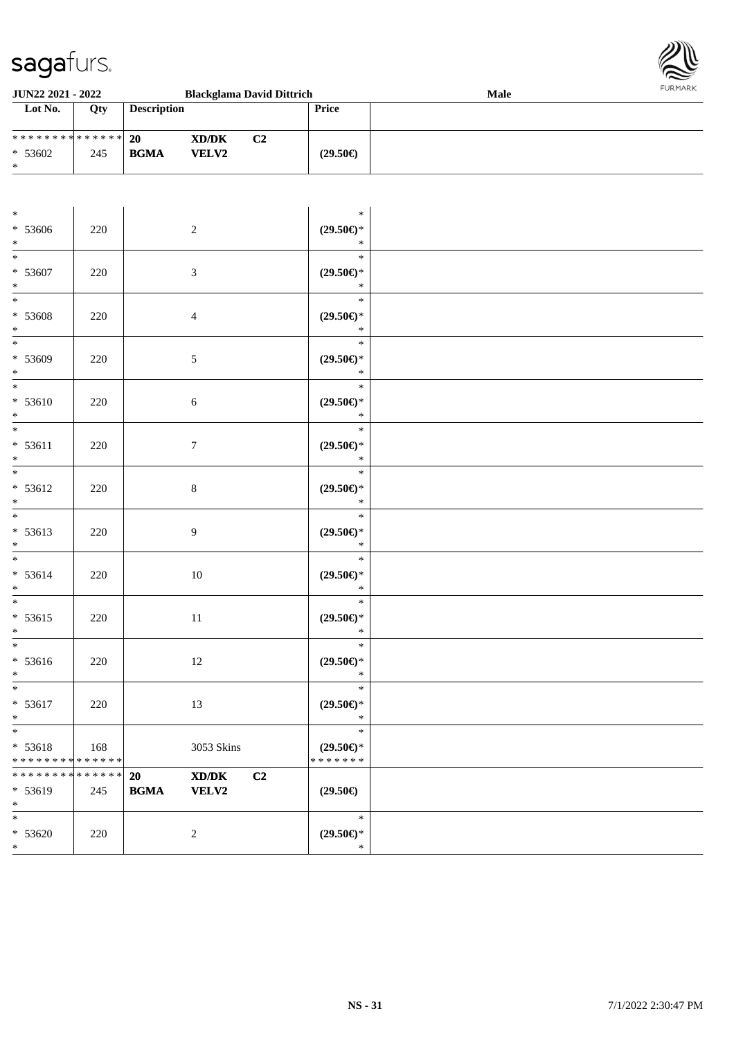**JUN22 2021 - 2022** | **Blackglama David Dittrich** | **Male**

| Lot No. | Qty | Description | | | Price | |
|---|---|---|---|---|---|---|
| * * * * * * * * * * * * * * | | 20 | XD/DK | C2 | | |
| * 53602 | 245 | BGMA | VELV2 | | (29.50€) | |
| * | | | | | | |

| | | | | | | |
|---|---|---|---|---|---|---|
| * | | | | | * | |
| * 53606 | 220 | | 2 | | (29.50€)* | |
| * | | | | | * | |
| * | | | | | * | |
| * 53607 | 220 | | 3 | | (29.50€)* | |
| * | | | | | * | |
| * | | | | | * | |
| * 53608 | 220 | | 4 | | (29.50€)* | |
| * | | | | | * | |
| * | | | | | * | |
| * 53609 | 220 | | 5 | | (29.50€)* | |
| * | | | | | * | |
| * | | | | | * | |
| * 53610 | 220 | | 6 | | (29.50€)* | |
| * | | | | | * | |
| * | | | | | * | |
| * 53611 | 220 | | 7 | | (29.50€)* | |
| * | | | | | * | |
| * | | | | | * | |
| * 53612 | 220 | | 8 | | (29.50€)* | |
| * | | | | | * | |
| * | | | | | * | |
| * 53613 | 220 | | 9 | | (29.50€)* | |
| * | | | | | * | |
| * | | | | | * | |
| * 53614 | 220 | | 10 | | (29.50€)* | |
| * | | | | | * | |
| * | | | | | * | |
| * 53615 | 220 | | 11 | | (29.50€)* | |
| * | | | | | * | |
| * | | | | | * | |
| * 53616 | 220 | | 12 | | (29.50€)* | |
| * | | | | | * | |
| * | | | | | * | |
| * 53617 | 220 | | 13 | | (29.50€)* | |
| * | | | | | * | |
| * | | | | | * | |
| * 53618 | 168 | | 3053 Skins | | (29.50€)* | |
| * * * * * * * * * * * * * * | | | | | * * * * * * * | |
| * * * * * * * * * * * * * * | | 20 | XD/DK | C2 | | |
| * 53619 | 245 | BGMA | VELV2 | | (29.50€) | |
| * | | | | | | |
| * | | | | | * | |
| * 53620 | 220 | | 2 | | (29.50€)* | |
| * | | | | | * | |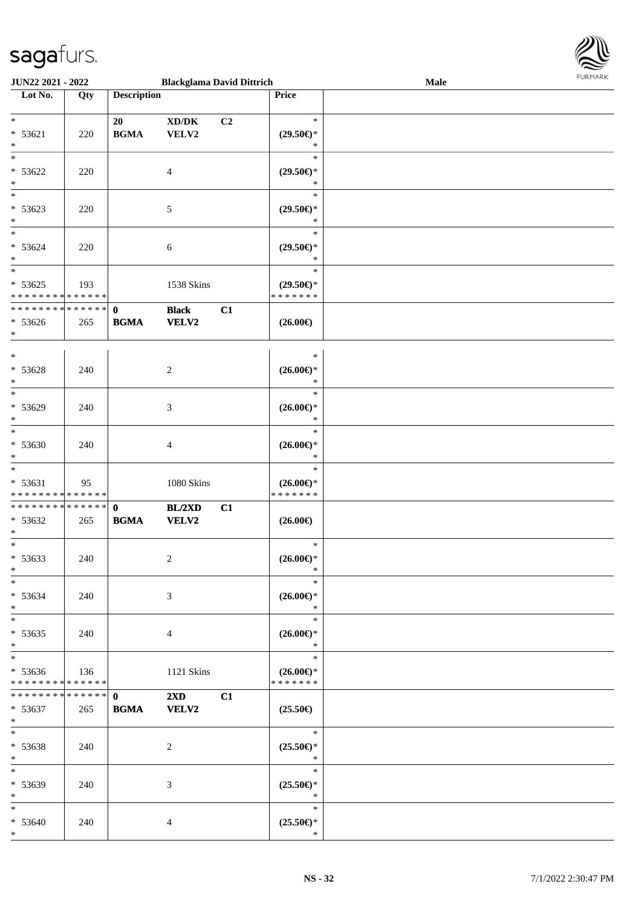JUN22 2021 - 2022 | Blackglama David Dittrich | Male

| Lot No. | Qty | Description | | | Price | |
|---|---|---|---|---|---|---|
| * <br> * 53621 <br> * | 220 | 20 <br> **BGMA** | **XD/DK** <br> **VELV2** | **C2** | * <br> **(29.50€)*** <br> * | |
| * <br> * 53622 <br> * | 220 | | 4 | | * <br> **(29.50€)*** <br> * | |
| * <br> * 53623 <br> * | 220 | | 5 | | * <br> **(29.50€)*** <br> * | |
| * <br> * 53624 <br> * | 220 | | 6 | | * <br> **(29.50€)*** <br> * | |
| * <br> * 53625 <br> * * * * * * * * * * * * * * | 193 | | 1538 Skins | | * <br> **(29.50€)*** <br> * * * * * * * | |
| * * * * * * * * * * * * * * <br> * 53626 <br> * | 265 | **0** <br> **BGMA** | **Black** <br> **VELV2** | **C1** | **(26.00€)** | |
| * <br> * 53628 <br> * | 240 | | 2 | | * <br> **(26.00€)*** <br> * | |
| * <br> * 53629 <br> * | 240 | | 3 | | * <br> **(26.00€)*** <br> * | |
| * <br> * 53630 <br> * | 240 | | 4 | | * <br> **(26.00€)*** <br> * | |
| * <br> * 53631 <br> * * * * * * * * * * * * * * | 95 | | 1080 Skins | | * <br> **(26.00€)*** <br> * * * * * * * | |
| * * * * * * * * * * * * * * <br> * 53632 <br> * | 265 | **0** <br> **BGMA** | **BL/2XD** <br> **VELV2** | **C1** | **(26.00€)** | |
| * <br> * 53633 <br> * | 240 | | 2 | | * <br> **(26.00€)*** <br> * | |
| * <br> * 53634 <br> * | 240 | | 3 | | * <br> **(26.00€)*** <br> * | |
| * <br> * 53635 <br> * | 240 | | 4 | | * <br> **(26.00€)*** <br> * | |
| * <br> * 53636 <br> * * * * * * * * * * * * * * | 136 | | 1121 Skins | | * <br> **(26.00€)*** <br> * * * * * * * | |
| * * * * * * * * * * * * * * <br> * 53637 <br> * | 265 | **0** <br> **BGMA** | **2XD** <br> **VELV2** | **C1** | **(25.50€)** | |
| * <br> * 53638 <br> * | 240 | | 2 | | * <br> **(25.50€)*** <br> * | |
| * <br> * 53639 <br> * | 240 | | 3 | | * <br> **(25.50€)*** <br> * | |
| * <br> * 53640 <br> * | 240 | | 4 | | * <br> **(25.50€)*** <br> * | |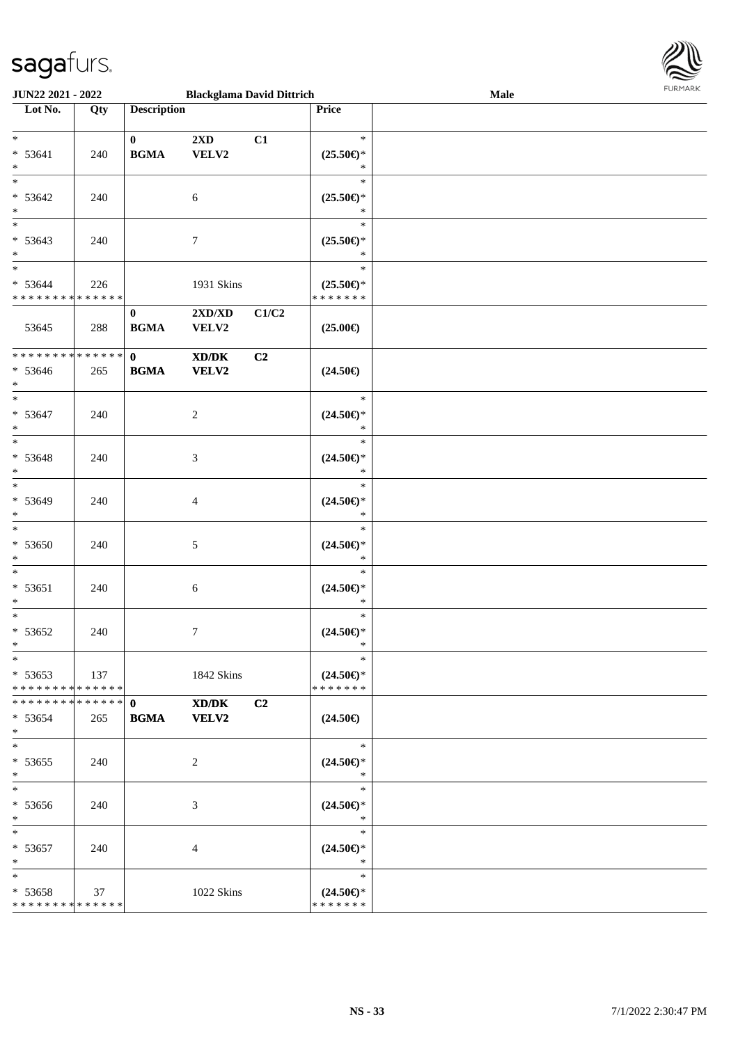| Lot No. | Qty | Description | | | Price |
|---|---|---|---|---|---|
| * | | **0** | **2XD** | **C1** | * |
| * 53641 | 240 | **BGMA** | **VELV2** | | **(25.50€)*** |
| * | | | | | * |
| * | | | | | * |
| * 53642 | 240 | | 6 | | **(25.50€)*** |
| * | | | | | * |
| * | | | | | * |
| * 53643 | 240 | | 7 | | **(25.50€)*** |
| * | | | | | * |
| * | | | | | * |
| * 53644 | 226 | | 1931 Skins | | **(25.50€)*** |
| * * * * * * * * * * * * * * | | | | | * * * * * * * |
| | | **0** | **2XD/XD** | **C1/C2** | |
| 53645 | 288 | **BGMA** | **VELV2** | | **(25.00€)** |
| * * * * * * * * * * * * * * | | **0** | **XD/DK** | **C2** | |
| * 53646 | 265 | **BGMA** | **VELV2** | | **(24.50€)** |
| * | | | | | |
| * | | | | | * |
| * 53647 | 240 | | 2 | | **(24.50€)*** |
| * | | | | | * |
| * | | | | | * |
| * 53648 | 240 | | 3 | | **(24.50€)*** |
| * | | | | | * |
| * | | | | | * |
| * 53649 | 240 | | 4 | | **(24.50€)*** |
| * | | | | | * |
| * | | | | | * |
| * 53650 | 240 | | 5 | | **(24.50€)*** |
| * | | | | | * |
| * | | | | | * |
| * 53651 | 240 | | 6 | | **(24.50€)*** |
| * | | | | | * |
| * | | | | | * |
| * 53652 | 240 | | 7 | | **(24.50€)*** |
| * | | | | | * |
| * | | | | | * |
| * 53653 | 137 | | 1842 Skins | | **(24.50€)*** |
| * * * * * * * * * * * * * * | | | | | * * * * * * * |
| * * * * * * * * * * * * * * | | **0** | **XD/DK** | **C2** | |
| * 53654 | 265 | **BGMA** | **VELV2** | | **(24.50€)** |
| * | | | | | |
| * | | | | | * |
| * 53655 | 240 | | 2 | | **(24.50€)*** |
| * | | | | | * |
| * | | | | | * |
| * 53656 | 240 | | 3 | | **(24.50€)*** |
| * | | | | | * |
| * | | | | | * |
| * 53657 | 240 | | 4 | | **(24.50€)*** |
| * | | | | | * |
| * | | | | | * |
| * 53658 | 37 | | 1022 Skins | | **(24.50€)*** |
| * * * * * * * * * * * * * * | | | | | * * * * * * * |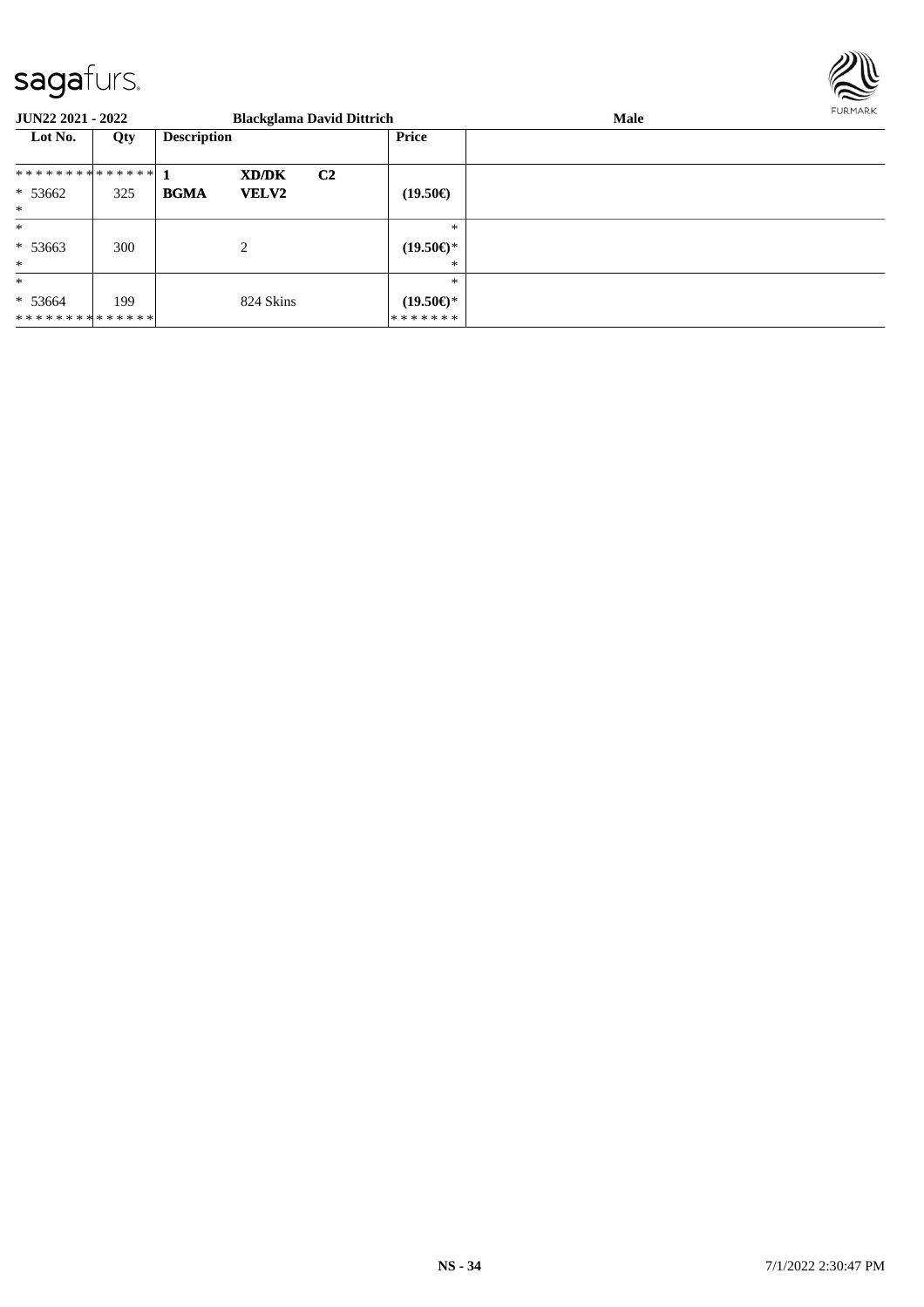**JUN22 2021 - 2022** **Blackglama David Dittrich** **Male**

| Lot No. | Qty | Description | | | Price | |
|---|---|---|---|---|---|---|
| ************** | | 1 | XD/DK | C2 | | |
| * 53662 | 325 | **BGMA** | **VELV2** | | **(19.50€)** | |
| * | | | | | | |
| * | | | | | * | |
| * 53663 | 300 | | 2 | | **(19.50€)*** | |
| * | | | | | * | |
| * | | | | | * | |
| * 53664 | 199 | | 824 Skins | | **(19.50€)*** | |
| ************** | | | | | ******* | |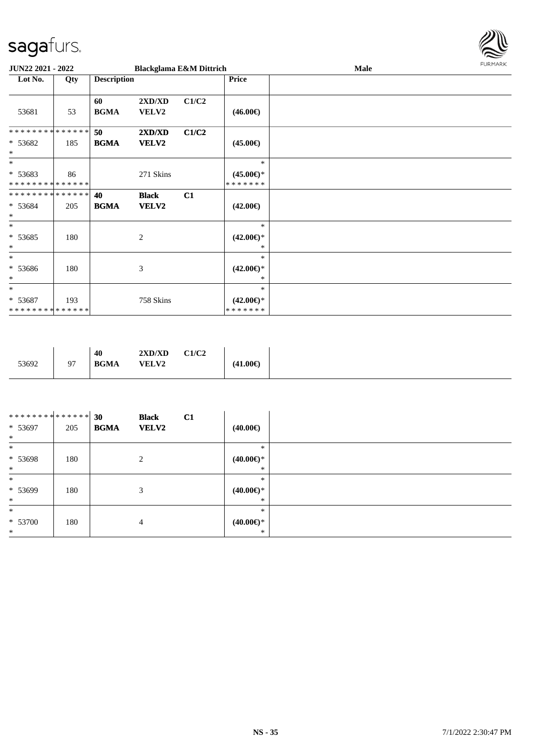| Lot No. | Qty | Description | | | Price | |
|---|---|---|---|---|---|---|
| 53681 | 53 | 60 BGMA | 2XD/XD VELV2 | C1/C2 | (46.00€) | |
| * * * * * * * * * * * * * * * 53682 * | 185 | 50 BGMA | 2XD/XD VELV2 | C1/C2 | (45.00€) | |
| * * 53683 * * * * * * * * * * * * * * | 86 | | 271 Skins | | * (45.00€)* * * * * * * * | |
| * * * * * * * * * * * * * * * 53684 * | 205 | 40 BGMA | Black VELV2 | C1 | (42.00€) | |
| * * 53685 * | 180 | | 2 | | * (42.00€)* * | |
| * * 53686 * | 180 | | 3 | | * (42.00€)* * | |
| * * 53687 * * * * * * * * * * * * * * | 193 | | 758 Skins | | * (42.00€)* * * * * * * * | |

| Lot No. | Qty | Description | | | Price | |
|---|---|---|---|---|---|---|
| 53692 | 97 | 40 BGMA | 2XD/XD VELV2 | C1/C2 | (41.00€) | |

| Lot No. | Qty | Description | | | Price | |
|---|---|---|---|---|---|---|
| * * * * * * * * * * * * * * * 53697 * | 205 | 30 BGMA | Black VELV2 | C1 | (40.00€) | |
| * * 53698 * | 180 | | 2 | | * (40.00€)* * | |
| * * 53699 * | 180 | | 3 | | * (40.00€)* * | |
| * * 53700 * | 180 | | 4 | | * (40.00€)* * | |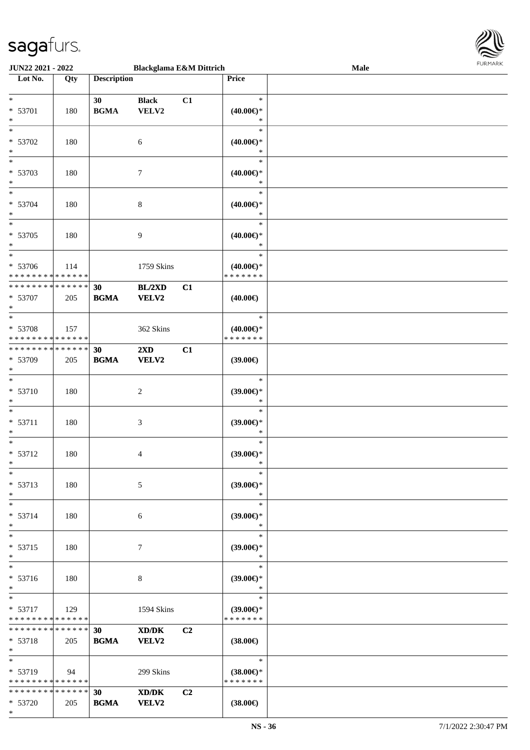| Lot No. | Qty | Description | | | Price | |
|---|---|---|---|---|---|---|
| * <br> * 53701 <br> * | 180 | 30 <br> **BGMA** | **Black** <br> **VELV2** | C1 | * <br> **(40.00€)*** <br> * | |
| * <br> * 53702 <br> * | 180 | | 6 | | * <br> **(40.00€)*** <br> * | |
| * <br> * 53703 <br> * | 180 | | 7 | | * <br> **(40.00€)*** <br> * | |
| * <br> * 53704 <br> * | 180 | | 8 | | * <br> **(40.00€)*** <br> * | |
| * <br> * 53705 <br> * | 180 | | 9 | | * <br> **(40.00€)*** <br> * | |
| * <br> * 53706 <br> * * * * * * * * * * * * * * | 114 | | 1759 Skins | | * <br> **(40.00€)*** <br> * * * * * * * | |
| * * * * * * * * * * * * * * <br> * 53707 <br> * | 205 | 30 <br> **BGMA** | **BL/2XD** <br> **VELV2** | C1 | **(40.00€)** | |
| * <br> * 53708 <br> * * * * * * * * * * * * * * | 157 | | 362 Skins | | * <br> **(40.00€)*** <br> * * * * * * * | |
| * * * * * * * * * * * * * * <br> * 53709 <br> * | 205 | 30 <br> **BGMA** | **2XD** <br> **VELV2** | C1 | **(39.00€)** | |
| * <br> * 53710 <br> * | 180 | | 2 | | * <br> **(39.00€)*** <br> * | |
| * <br> * 53711 <br> * | 180 | | 3 | | * <br> **(39.00€)*** <br> * | |
| * <br> * 53712 <br> * | 180 | | 4 | | * <br> **(39.00€)*** <br> * | |
| * <br> * 53713 <br> * | 180 | | 5 | | * <br> **(39.00€)*** <br> * | |
| * <br> * 53714 <br> * | 180 | | 6 | | * <br> **(39.00€)*** <br> * | |
| * <br> * 53715 <br> * | 180 | | 7 | | * <br> **(39.00€)*** <br> * | |
| * <br> * 53716 <br> * | 180 | | 8 | | * <br> **(39.00€)*** <br> * | |
| * <br> * 53717 <br> * * * * * * * * * * * * * * | 129 | | 1594 Skins | | * <br> **(39.00€)*** <br> * * * * * * * | |
| * * * * * * * * * * * * * * <br> * 53718 <br> * | 205 | 30 <br> **BGMA** | **XD/DK** <br> **VELV2** | C2 | **(38.00€)** | |
| * <br> * 53719 <br> * * * * * * * * * * * * * * | 94 | | 299 Skins | | * <br> **(38.00€)*** <br> * * * * * * * | |
| * * * * * * * * * * * * * * <br> * 53720 <br> * | 205 | 30 <br> **BGMA** | **XD/DK** <br> **VELV2** | C2 | **(38.00€)** | |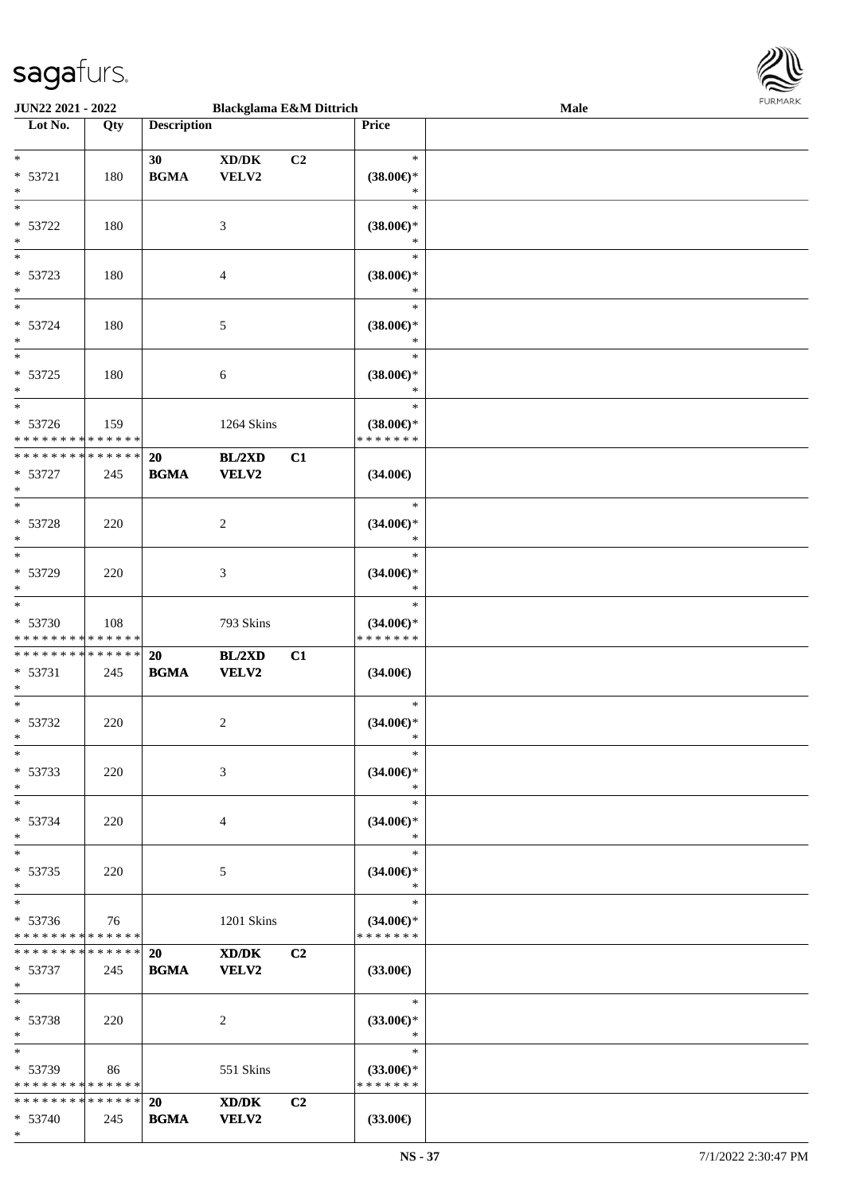| Lot No. | Qty | Description | | | Price | |
|---|---|---|---|---|---|---|
| *<br>* 53721<br>* | 180 | 30<br>**BGMA** | **XD/DK**<br>**VELV2** | **C2** | *<br>**(38.00€)***<br>* | |
| *<br>* 53722<br>* | 180 | | 3 | | *<br>**(38.00€)***<br>* | |
| *<br>* 53723<br>* | 180 | | 4 | | *<br>**(38.00€)***<br>* | |
| *<br>* 53724<br>* | 180 | | 5 | | *<br>**(38.00€)***<br>* | |
| *<br>* 53725<br>* | 180 | | 6 | | *<br>**(38.00€)***<br>* | |
| *<br>* 53726<br>* * * * * * * * * * * * * * | 159 | | 1264 Skins | | *<br>**(38.00€)***<br>* * * * * * * | |
| * * * * * * * * * * * * * *<br>* 53727<br>* | 245 | **20**<br>**BGMA** | **BL/2XD**<br>**VELV2** | **C1** | **(34.00€)** | |
| *<br>* 53728<br>* | 220 | | 2 | | *<br>**(34.00€)***<br>* | |
| *<br>* 53729<br>* | 220 | | 3 | | *<br>**(34.00€)***<br>* | |
| *<br>* 53730<br>* * * * * * * * * * * * * * | 108 | | 793 Skins | | *<br>**(34.00€)***<br>* * * * * * * | |
| * * * * * * * * * * * * * *<br>* 53731<br>* | 245 | **20**<br>**BGMA** | **BL/2XD**<br>**VELV2** | **C1** | **(34.00€)** | |
| *<br>* 53732<br>* | 220 | | 2 | | *<br>**(34.00€)***<br>* | |
| *<br>* 53733<br>* | 220 | | 3 | | *<br>**(34.00€)***<br>* | |
| *<br>* 53734<br>* | 220 | | 4 | | *<br>**(34.00€)***<br>* | |
| *<br>* 53735<br>* | 220 | | 5 | | *<br>**(34.00€)***<br>* | |
| *<br>* 53736<br>* * * * * * * * * * * * * * | 76 | | 1201 Skins | | *<br>**(34.00€)***<br>* * * * * * * | |
| * * * * * * * * * * * * * *<br>* 53737<br>* | 245 | **20**<br>**BGMA** | **XD/DK**<br>**VELV2** | **C2** | **(33.00€)** | |
| *<br>* 53738<br>* | 220 | | 2 | | *<br>**(33.00€)***<br>* | |
| *<br>* 53739<br>* * * * * * * * * * * * * * | 86 | | 551 Skins | | *<br>**(33.00€)***<br>* * * * * * * | |
| * * * * * * * * * * * * * *<br>* 53740<br>* | 245 | **20**<br>**BGMA** | **XD/DK**<br>**VELV2** | **C2** | **(33.00€)** | |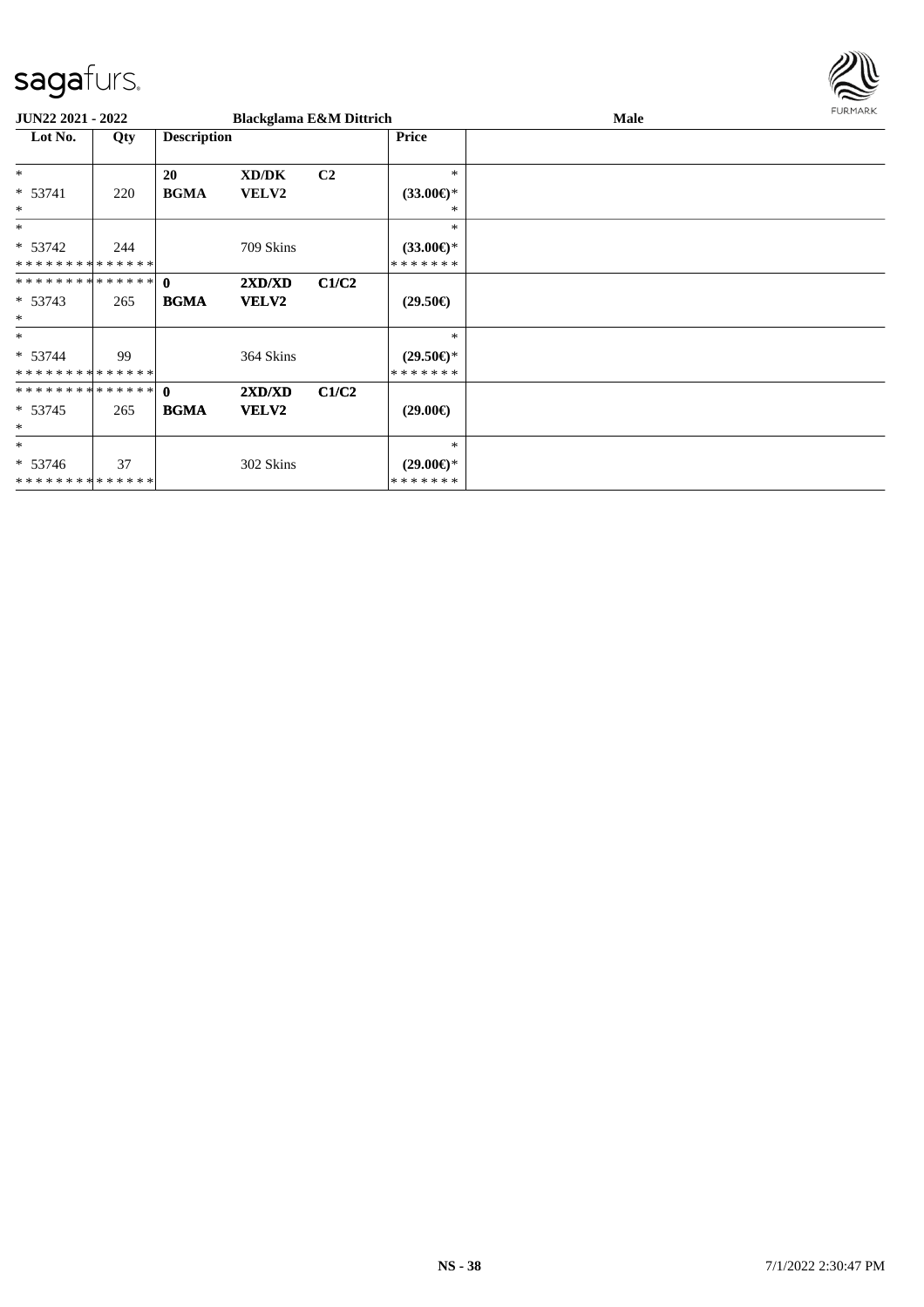**JUN22 2021 - 2022** **Blackglama E&M Dittrich** **Male**

| Lot No. | Qty | Description | | | Price | |
|---|---|---|---|---|---|---|
| * | | **20** | **XD/DK** | **C2** | * | |
| * 53741 | 220 | **BGMA** | **VELV2** | | **(33.00€)*** | |
| * | | | | | * | |
| * | | | | | * | |
| * 53742 | 244 | | 709 Skins | | **(33.00€)*** | |
| * * * * * * * * * * * * * * | | | | | * * * * * * * | |
| * * * * * * * * * * * * * * | | **0** | **2XD/XD** | **C1/C2** | | |
| * 53743 | 265 | **BGMA** | **VELV2** | | **(29.50€)** | |
| * | | | | | | |
| * | | | | | * | |
| * 53744 | 99 | | 364 Skins | | **(29.50€)*** | |
| * * * * * * * * * * * * * * | | | | | * * * * * * * | |
| * * * * * * * * * * * * * * | | **0** | **2XD/XD** | **C1/C2** | | |
| * 53745 | 265 | **BGMA** | **VELV2** | | **(29.00€)** | |
| * | | | | | | |
| * | | | | | * | |
| * 53746 | 37 | | 302 Skins | | **(29.00€)*** | |
| * * * * * * * * * * * * * * | | | | | * * * * * * * | |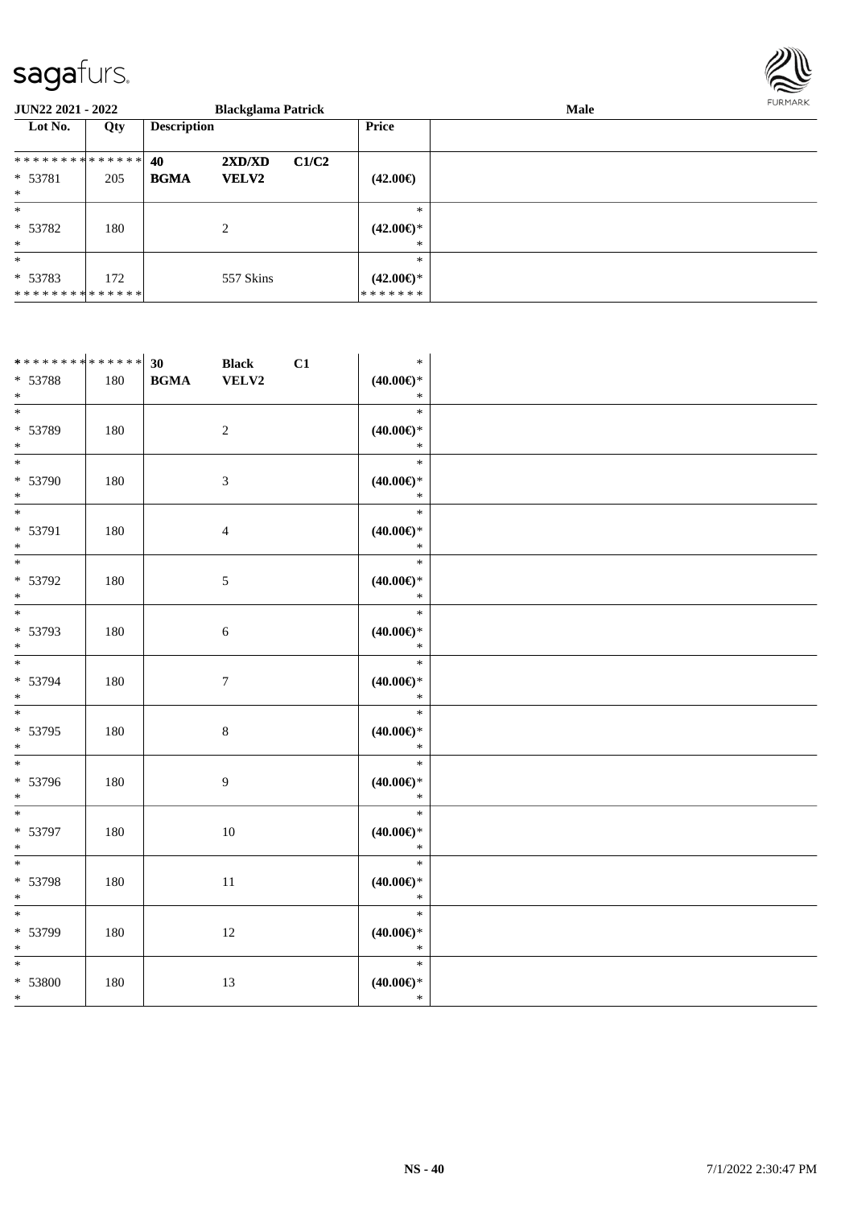| Lot No. | Qty | Description | | | Price |
|---|---|---|---|---|---|
| * * * * * * * * * * * * * * | | 40 | 2XD/XD | C1/C2 | |
| * 53781 | 205 | BGMA | VELV2 | | (42.00€) |
| * | | | | | |
| * | | | | | * |
| * 53782 | 180 | | 2 | | (42.00€)* |
| * | | | | | * |
| * | | | | | * |
| * 53783 | 172 | | 557 Skins | | (42.00€)* |
| * * * * * * * * * * * * * * | | | | | * * * * * * * |

| Lot No. | Qty | Description | | | Price |
|---|---|---|---|---|---|
| * * * * * * * * * * * * * * | | 30 | Black | C1 | * |
| * 53788 | 180 | BGMA | VELV2 | | (40.00€)* |
| * | | | | | * |
| * | | | | | * |
| * 53789 | 180 | | 2 | | (40.00€)* |
| * | | | | | * |
| * | | | | | * |
| * 53790 | 180 | | 3 | | (40.00€)* |
| * | | | | | * |
| * | | | | | * |
| * 53791 | 180 | | 4 | | (40.00€)* |
| * | | | | | * |
| * | | | | | * |
| * 53792 | 180 | | 5 | | (40.00€)* |
| * | | | | | * |
| * | | | | | * |
| * 53793 | 180 | | 6 | | (40.00€)* |
| * | | | | | * |
| * | | | | | * |
| * 53794 | 180 | | 7 | | (40.00€)* |
| * | | | | | * |
| * | | | | | * |
| * 53795 | 180 | | 8 | | (40.00€)* |
| * | | | | | * |
| * | | | | | * |
| * 53796 | 180 | | 9 | | (40.00€)* |
| * | | | | | * |
| * | | | | | * |
| * 53797 | 180 | | 10 | | (40.00€)* |
| * | | | | | * |
| * | | | | | * |
| * 53798 | 180 | | 11 | | (40.00€)* |
| * | | | | | * |
| * | | | | | * |
| * 53799 | 180 | | 12 | | (40.00€)* |
| * | | | | | * |
| * | | | | | * |
| * 53800 | 180 | | 13 | | (40.00€)* |
| * | | | | | * |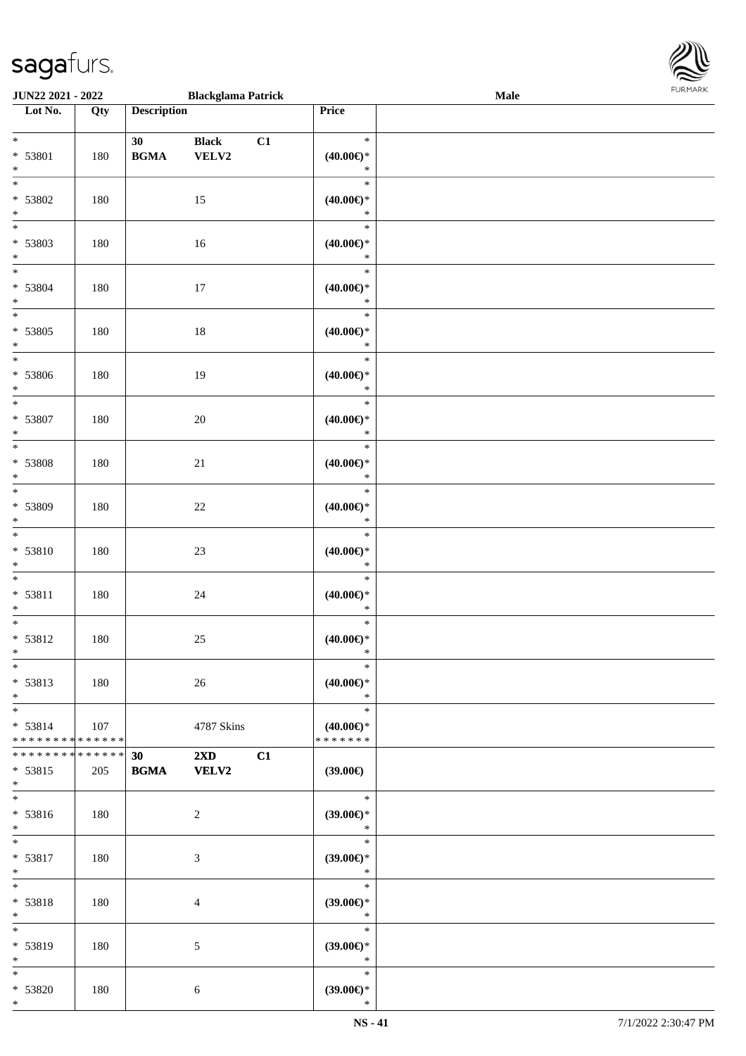| Lot No. | Qty | Description | | | Price | |
|---|---|---|---|---|---|---|
| * | | 30 | Black | C1 | * | |
| * 53801 | 180 | BGMA | VELV2 | | (40.00€)* | |
| * | | | | | * | |
| * | | | | | * | |
| * 53802 | 180 | | 15 | | (40.00€)* | |
| * | | | | | * | |
| * | | | | | * | |
| * 53803 | 180 | | 16 | | (40.00€)* | |
| * | | | | | * | |
| * | | | | | * | |
| * 53804 | 180 | | 17 | | (40.00€)* | |
| * | | | | | * | |
| * | | | | | * | |
| * 53805 | 180 | | 18 | | (40.00€)* | |
| * | | | | | * | |
| * | | | | | * | |
| * 53806 | 180 | | 19 | | (40.00€)* | |
| * | | | | | * | |
| * | | | | | * | |
| * 53807 | 180 | | 20 | | (40.00€)* | |
| * | | | | | * | |
| * | | | | | * | |
| * 53808 | 180 | | 21 | | (40.00€)* | |
| * | | | | | * | |
| * | | | | | * | |
| * 53809 | 180 | | 22 | | (40.00€)* | |
| * | | | | | * | |
| * | | | | | * | |
| * 53810 | 180 | | 23 | | (40.00€)* | |
| * | | | | | * | |
| * | | | | | * | |
| * 53811 | 180 | | 24 | | (40.00€)* | |
| * | | | | | * | |
| * | | | | | * | |
| * 53812 | 180 | | 25 | | (40.00€)* | |
| * | | | | | * | |
| * | | | | | * | |
| * 53813 | 180 | | 26 | | (40.00€)* | |
| * | | | | | * | |
| * | | | | | * | |
| * 53814 | 107 | | 4787 Skins | | (40.00€)* | |
| * * * * * * * * * * * * * * | | | | | * * * * * * * | |
| * * * * * * * * * * * * * * | | 30 | 2XD | C1 | | |
| * 53815 | 205 | BGMA | VELV2 | | (39.00€) | |
| * | | | | | | |
| * | | | | | * | |
| * 53816 | 180 | | 2 | | (39.00€)* | |
| * | | | | | * | |
| * | | | | | * | |
| * 53817 | 180 | | 3 | | (39.00€)* | |
| * | | | | | * | |
| * | | | | | * | |
| * 53818 | 180 | | 4 | | (39.00€)* | |
| * | | | | | * | |
| * | | | | | * | |
| * 53819 | 180 | | 5 | | (39.00€)* | |
| * | | | | | * | |
| * | | | | | * | |
| * 53820 | 180 | | 6 | | (39.00€)* | |
| * | | | | | * | |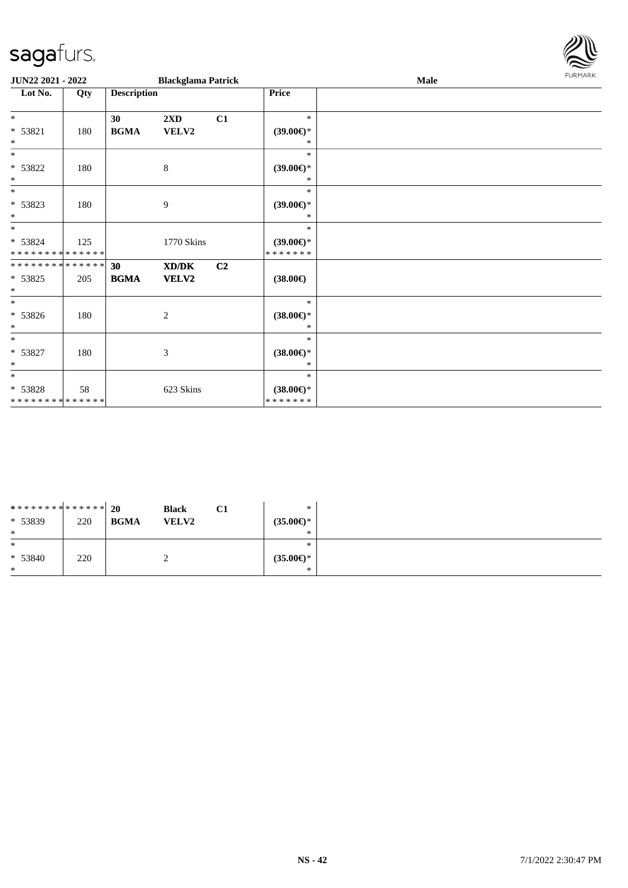**JUN22 2021 - 2022** **Blackglama Patrick** **Male**

| Lot No. | Qty | Description | | | Price | |
|---|---|---|---|---|---|---|
| * | | **30** | **2XD** | **C1** | * | |
| * 53821 | 180 | **BGMA** | **VELV2** | | **(39.00€)*** | |
| * | | | | | * | |
| * | | | | | * | |
| * 53822 | 180 | | 8 | | **(39.00€)*** | |
| * | | | | | * | |
| * | | | | | * | |
| * 53823 | 180 | | 9 | | **(39.00€)*** | |
| * | | | | | * | |
| * | | | | | * | |
| * 53824 | 125 | | 1770 Skins | | **(39.00€)*** | |
| ************** | | | | | ******* | |
| ************** | | **30** | **XD/DK** | **C2** | | |
| * 53825 | 205 | **BGMA** | **VELV2** | | **(38.00€)** | |
| * | | | | | | |
| * | | | | | * | |
| * 53826 | 180 | | 2 | | **(38.00€)*** | |
| * | | | | | * | |
| * | | | | | * | |
| * 53827 | 180 | | 3 | | **(38.00€)*** | |
| * | | | | | * | |
| * | | | | | * | |
| * 53828 | 58 | | 623 Skins | | **(38.00€)*** | |
| ************** | | | | | ******* | |

| Lot No. | Qty | Description | | | Price | |
|---|---|---|---|---|---|---|
| ************** | | **20** | **Black** | **C1** | * | |
| * 53839 | 220 | **BGMA** | **VELV2** | | **(35.00€)*** | |
| * | | | | | * | |
| * | | | | | * | |
| * 53840 | 220 | | 2 | | **(35.00€)*** | |
| * | | | | | * | |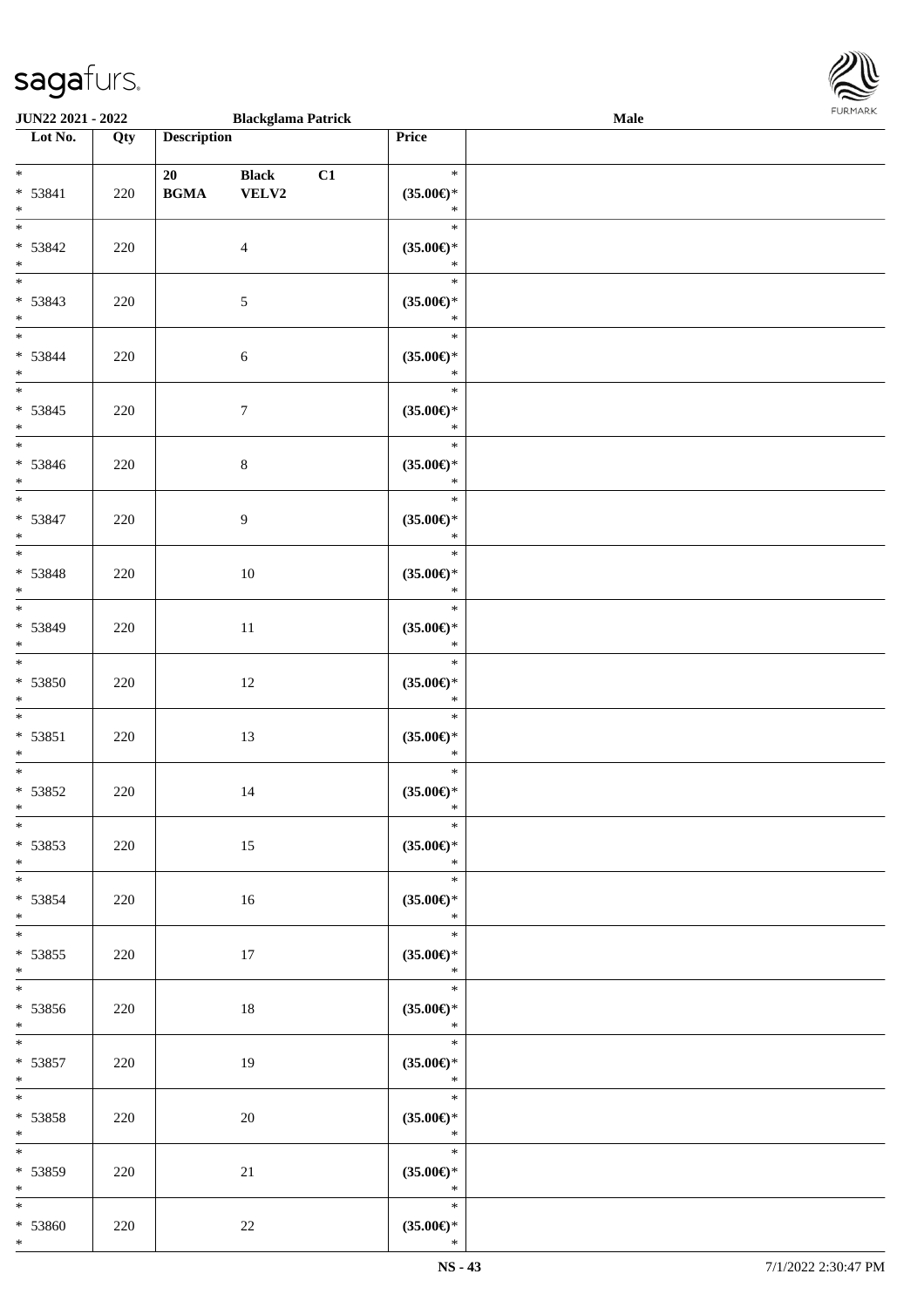| Lot No. | Qty | Description | | | Price | |
|---|---|---|---|---|---|---|
| * <br> * 53841 <br> * | 220 | 20 <br> **BGMA** | **Black** <br> **VELV2** | **C1** | * <br> **(35.00€)*** <br> * | |
| * <br> * 53842 <br> * | 220 | | 4 | | * <br> **(35.00€)*** <br> * | |
| * <br> * 53843 <br> * | 220 | | 5 | | * <br> **(35.00€)*** <br> * | |
| * <br> * 53844 <br> * | 220 | | 6 | | * <br> **(35.00€)*** <br> * | |
| * <br> * 53845 <br> * | 220 | | 7 | | * <br> **(35.00€)*** <br> * | |
| * <br> * 53846 <br> * | 220 | | 8 | | * <br> **(35.00€)*** <br> * | |
| * <br> * 53847 <br> * | 220 | | 9 | | * <br> **(35.00€)*** <br> * | |
| * <br> * 53848 <br> * | 220 | | 10 | | * <br> **(35.00€)*** <br> * | |
| * <br> * 53849 <br> * | 220 | | 11 | | * <br> **(35.00€)*** <br> * | |
| * <br> * 53850 <br> * | 220 | | 12 | | * <br> **(35.00€)*** <br> * | |
| * <br> * 53851 <br> * | 220 | | 13 | | * <br> **(35.00€)*** <br> * | |
| * <br> * 53852 <br> * | 220 | | 14 | | * <br> **(35.00€)*** <br> * | |
| * <br> * 53853 <br> * | 220 | | 15 | | * <br> **(35.00€)*** <br> * | |
| * <br> * 53854 <br> * | 220 | | 16 | | * <br> **(35.00€)*** <br> * | |
| * <br> * 53855 <br> * | 220 | | 17 | | * <br> **(35.00€)*** <br> * | |
| * <br> * 53856 <br> * | 220 | | 18 | | * <br> **(35.00€)*** <br> * | |
| * <br> * 53857 <br> * | 220 | | 19 | | * <br> **(35.00€)*** <br> * | |
| * <br> * 53858 <br> * | 220 | | 20 | | * <br> **(35.00€)*** <br> * | |
| * <br> * 53859 <br> * | 220 | | 21 | | * <br> **(35.00€)*** <br> * | |
| * <br> * 53860 <br> * | 220 | | 22 | | * <br> **(35.00€)*** <br> * | |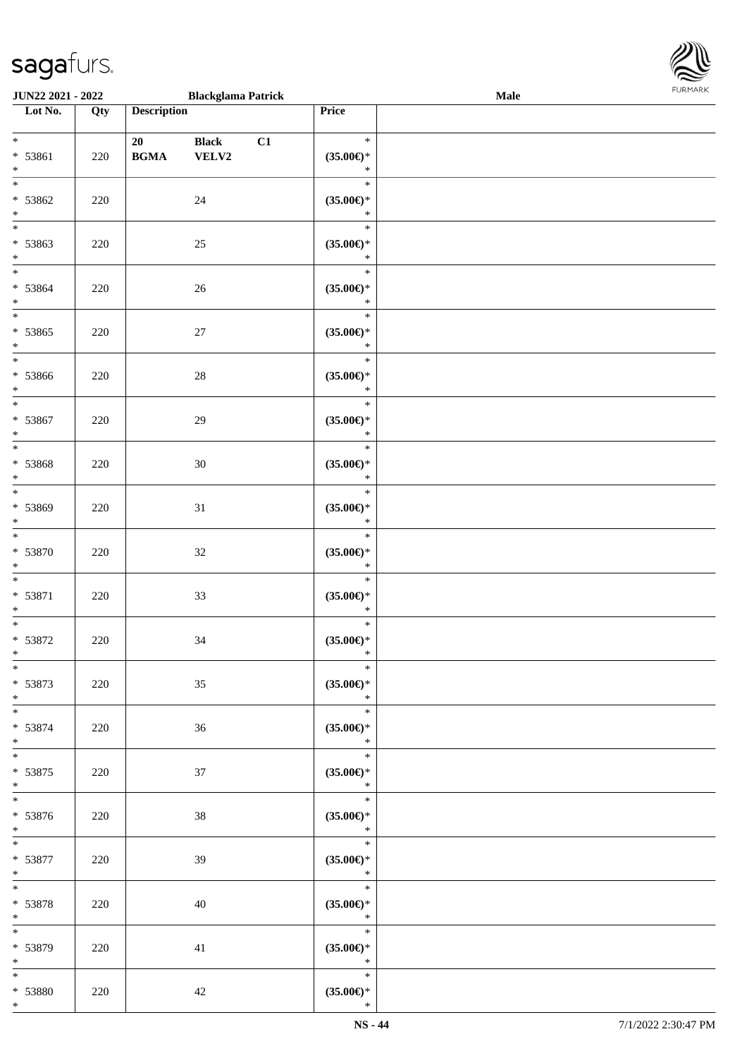| Lot No. | Qty | Description | | | Price | |
|---|---|---|---|---|---|---|
| * 53861 * | 220 | 20 BGMA | Black VELV2 | C1 | * (35.00€)* * | |
| * 53862 * | 220 | | 24 | | * (35.00€)* * | |
| * 53863 * | 220 | | 25 | | * (35.00€)* * | |
| * 53864 * | 220 | | 26 | | * (35.00€)* * | |
| * 53865 * | 220 | | 27 | | * (35.00€)* * | |
| * 53866 * | 220 | | 28 | | * (35.00€)* * | |
| * 53867 * | 220 | | 29 | | * (35.00€)* * | |
| * 53868 * | 220 | | 30 | | * (35.00€)* * | |
| * 53869 * | 220 | | 31 | | * (35.00€)* * | |
| * 53870 * | 220 | | 32 | | * (35.00€)* * | |
| * 53871 * | 220 | | 33 | | * (35.00€)* * | |
| * 53872 * | 220 | | 34 | | * (35.00€)* * | |
| * 53873 * | 220 | | 35 | | * (35.00€)* * | |
| * 53874 * | 220 | | 36 | | * (35.00€)* * | |
| * 53875 * | 220 | | 37 | | * (35.00€)* * | |
| * 53876 * | 220 | | 38 | | * (35.00€)* * | |
| * 53877 * | 220 | | 39 | | * (35.00€)* * | |
| * 53878 * | 220 | | 40 | | * (35.00€)* * | |
| * 53879 * | 220 | | 41 | | * (35.00€)* * | |
| * 53880 * | 220 | | 42 | | * (35.00€)* * | |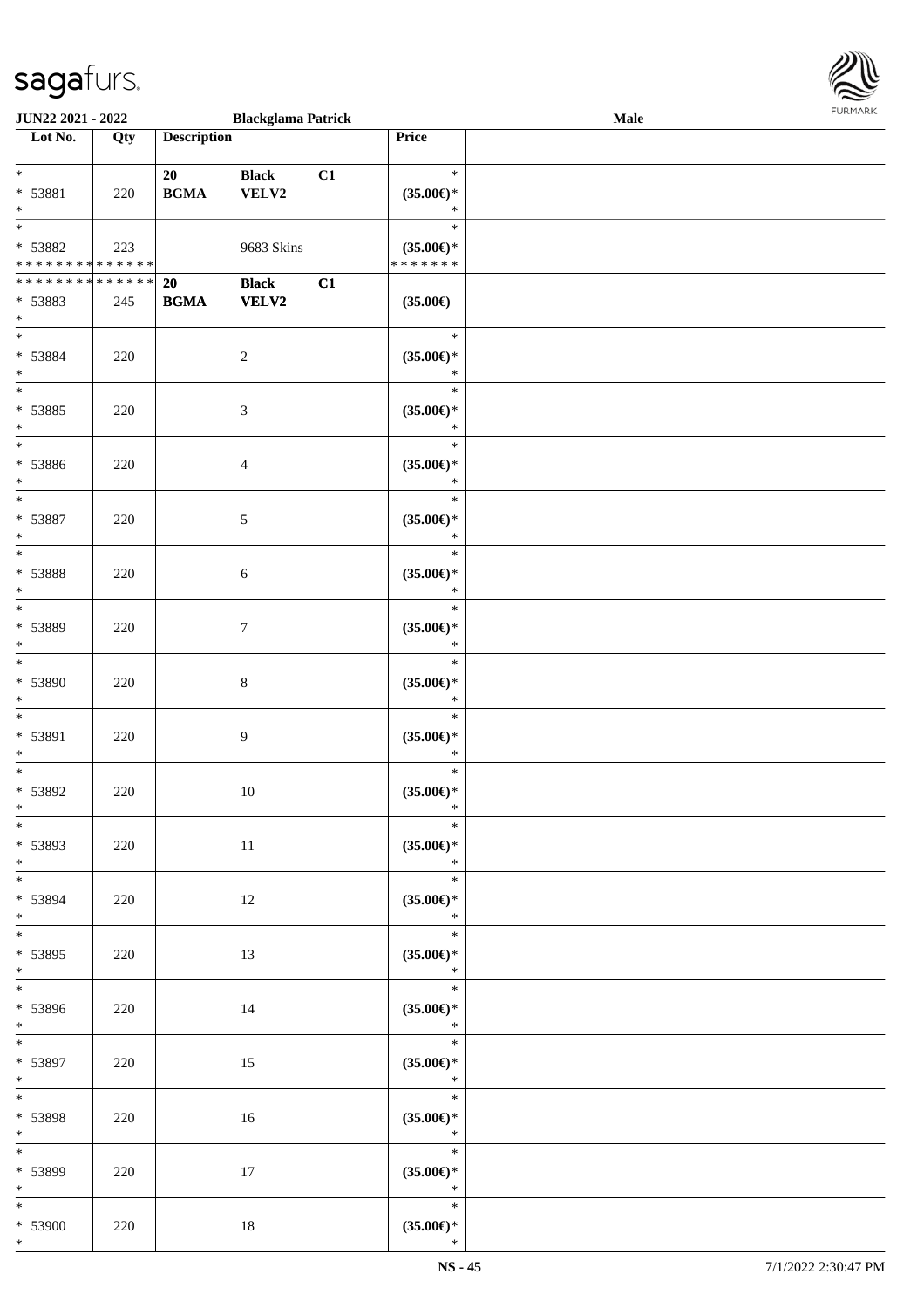| Lot No. | Qty | Description | | | Price | |
|---|---|---|---|---|---|---|
| *<br>* 53881<br>* | 220 | 20<br>**BGMA** | **Black**<br>**VELV2** | **C1** | *<br>**(35.00€)***<br>* | |
| *<br>* 53882<br>* * * * * * * * * * * * * * | 223 | | 9683 Skins | | *<br>**(35.00€)***<br>* * * * * * * | |
| * * * * * * * * * * * * * *<br>* 53883<br>* | 245 | **20**<br>**BGMA** | **Black**<br>**VELV2** | **C1** | **(35.00€)** | |
| *<br>* 53884<br>* | 220 | | 2 | | *<br>**(35.00€)***<br>* | |
| *<br>* 53885<br>* | 220 | | 3 | | *<br>**(35.00€)***<br>* | |
| *<br>* 53886<br>* | 220 | | 4 | | *<br>**(35.00€)***<br>* | |
| *<br>* 53887<br>* | 220 | | 5 | | *<br>**(35.00€)***<br>* | |
| *<br>* 53888<br>* | 220 | | 6 | | *<br>**(35.00€)***<br>* | |
| *<br>* 53889<br>* | 220 | | 7 | | *<br>**(35.00€)***<br>* | |
| *<br>* 53890<br>* | 220 | | 8 | | *<br>**(35.00€)***<br>* | |
| *<br>* 53891<br>* | 220 | | 9 | | *<br>**(35.00€)***<br>* | |
| *<br>* 53892<br>* | 220 | | 10 | | *<br>**(35.00€)***<br>* | |
| *<br>* 53893<br>* | 220 | | 11 | | *<br>**(35.00€)***<br>* | |
| *<br>* 53894<br>* | 220 | | 12 | | *<br>**(35.00€)***<br>* | |
| *<br>* 53895<br>* | 220 | | 13 | | *<br>**(35.00€)***<br>* | |
| *<br>* 53896<br>* | 220 | | 14 | | *<br>**(35.00€)***<br>* | |
| *<br>* 53897<br>* | 220 | | 15 | | *<br>**(35.00€)***<br>* | |
| *<br>* 53898<br>* | 220 | | 16 | | *<br>**(35.00€)***<br>* | |
| *<br>* 53899<br>* | 220 | | 17 | | *<br>**(35.00€)***<br>* | |
| *<br>* 53900<br>* | 220 | | 18 | | *<br>**(35.00€)***<br>* | |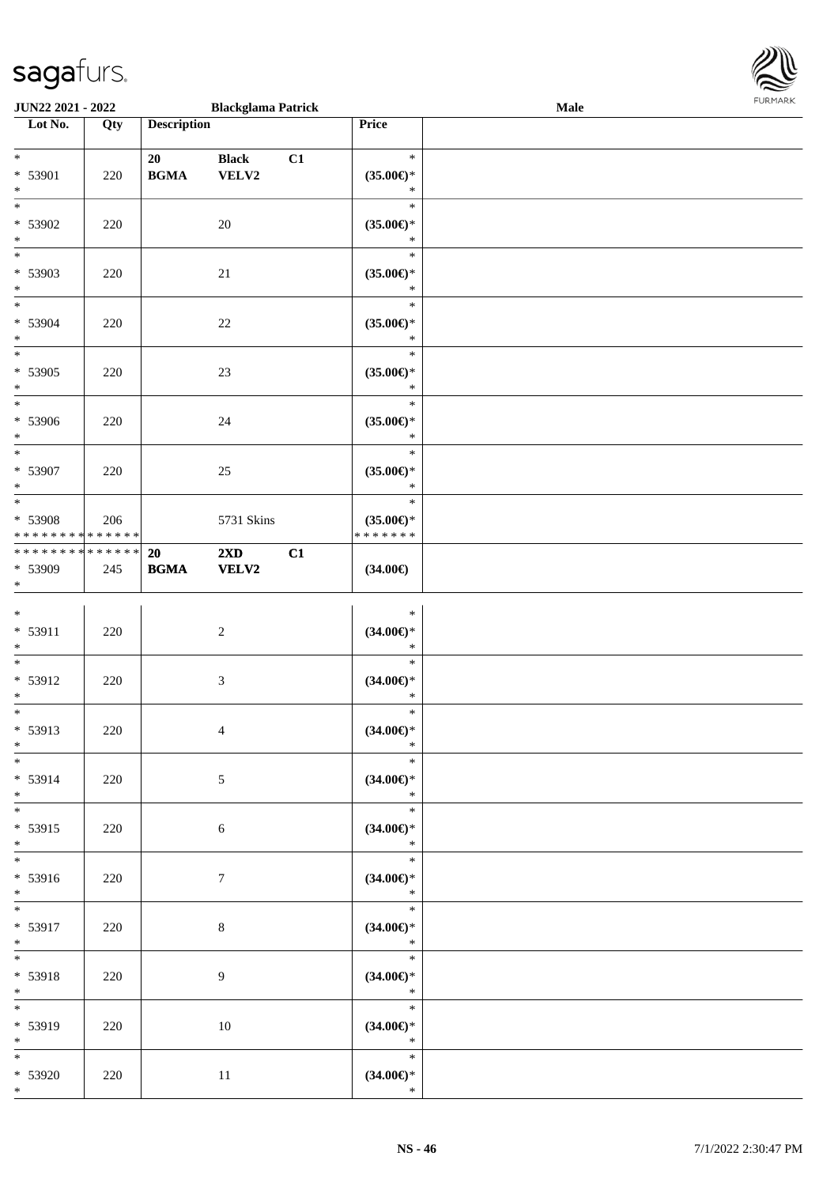| Lot No. | Qty | Description | | | Price | |
|---|---|---|---|---|---|---|
| * <br> * 53901 <br> * | 220 | 20 <br> **BGMA** | **Black** <br> **VELV2** | C1 | * <br> **(35.00€)*** <br> * | |
| * <br> * 53902 <br> * | 220 | | 20 | | * <br> **(35.00€)*** <br> * | |
| * <br> * 53903 <br> * | 220 | | 21 | | * <br> **(35.00€)*** <br> * | |
| * <br> * 53904 <br> * | 220 | | 22 | | * <br> **(35.00€)*** <br> * | |
| * <br> * 53905 <br> * | 220 | | 23 | | * <br> **(35.00€)*** <br> * | |
| * <br> * 53906 <br> * | 220 | | 24 | | * <br> **(35.00€)*** <br> * | |
| * <br> * 53907 <br> * | 220 | | 25 | | * <br> **(35.00€)*** <br> * | |
| * <br> * 53908 <br> * * * * * * * * * * * * * * | 206 | | 5731 Skins | | * <br> **(35.00€)*** <br> * * * * * * * | |
| * * * * * * * * * * * * * * <br> * 53909 <br> * | 245 | **20** <br> **BGMA** | **2XD** <br> **VELV2** | **C1** | **(34.00€)** | |
| * <br> * 53911 <br> * | 220 | | 2 | | * <br> **(34.00€)*** <br> * | |
| * <br> * 53912 <br> * | 220 | | 3 | | * <br> **(34.00€)*** <br> * | |
| * <br> * 53913 <br> * | 220 | | 4 | | * <br> **(34.00€)*** <br> * | |
| * <br> * 53914 <br> * | 220 | | 5 | | * <br> **(34.00€)*** <br> * | |
| * <br> * 53915 <br> * | 220 | | 6 | | * <br> **(34.00€)*** <br> * | |
| * <br> * 53916 <br> * | 220 | | 7 | | * <br> **(34.00€)*** <br> * | |
| * <br> * 53917 <br> * | 220 | | 8 | | * <br> **(34.00€)*** <br> * | |
| * <br> * 53918 <br> * | 220 | | 9 | | * <br> **(34.00€)*** <br> * | |
| * <br> * 53919 <br> * | 220 | | 10 | | * <br> **(34.00€)*** <br> * | |
| * <br> * 53920 <br> * | 220 | | 11 | | * <br> **(34.00€)*** <br> * | |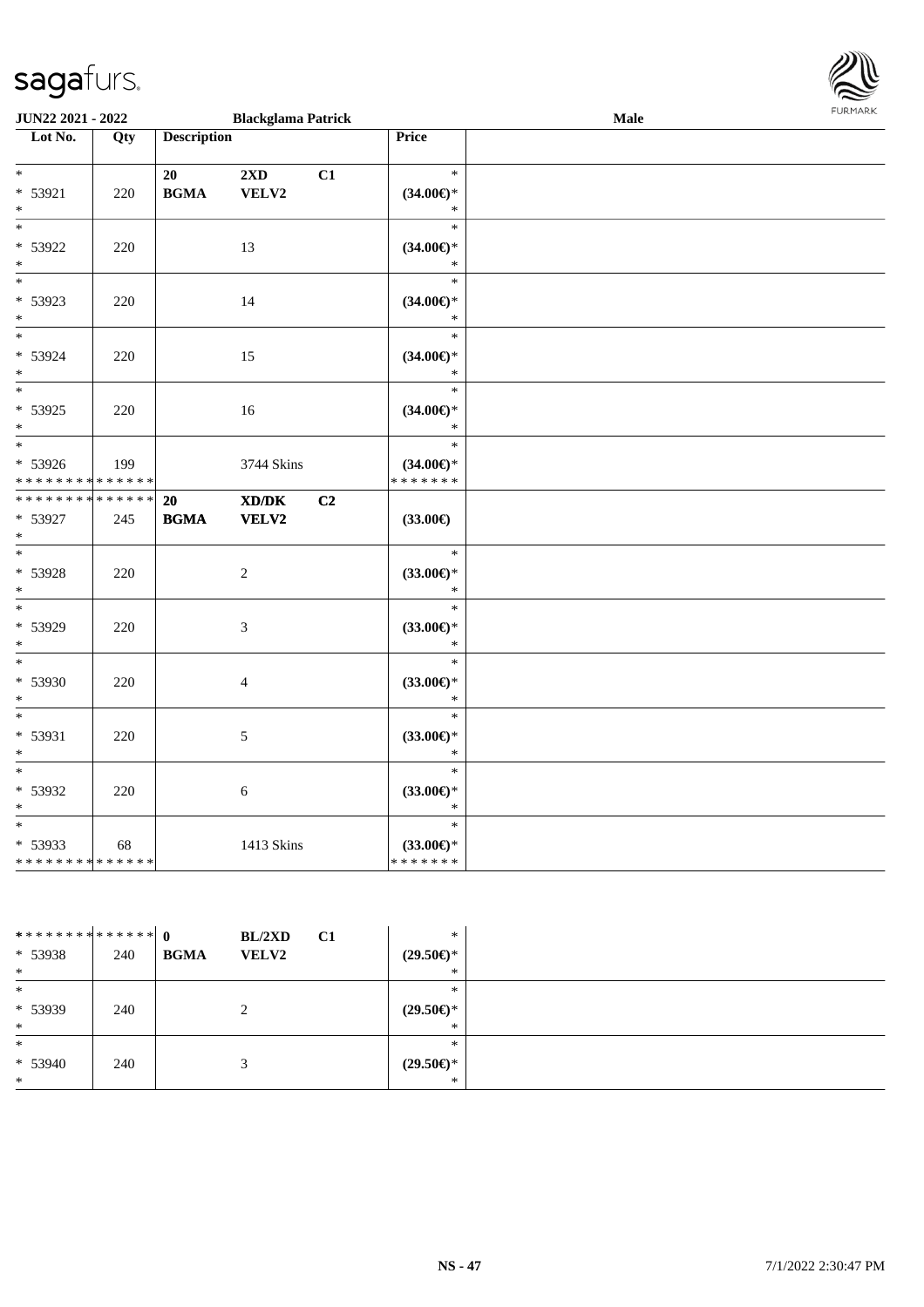JUN22 2021 - 2022 Blackglama Patrick Male

| Lot No. | Qty | Description | | | Price | |
|---|---|---|---|---|---|---|
| * | | 20 | 2XD | C1 | * | |
| * 53921 | 220 | BGMA | VELV2 | | (34.00€)* | |
| * | | | | | * | |
| * | | | | | * | |
| * 53922 | 220 | | 13 | | (34.00€)* | |
| * | | | | | * | |
| * | | | | | * | |
| * 53923 | 220 | | 14 | | (34.00€)* | |
| * | | | | | * | |
| * | | | | | * | |
| * 53924 | 220 | | 15 | | (34.00€)* | |
| * | | | | | * | |
| * | | | | | * | |
| * 53925 | 220 | | 16 | | (34.00€)* | |
| * | | | | | * | |
| * | | | | | * | |
| * 53926 | 199 | | 3744 Skins | | (34.00€)* | |
| * * * * * * * * * * * * * * | | | | | * * * * * * * | |
| * * * * * * * * * * * * * * | | 20 | XD/DK | C2 | | |
| * 53927 | 245 | BGMA | VELV2 | | (33.00€) | |
| * | | | | | | |
| * | | | | | * | |
| * 53928 | 220 | | 2 | | (33.00€)* | |
| * | | | | | * | |
| * | | | | | * | |
| * 53929 | 220 | | 3 | | (33.00€)* | |
| * | | | | | * | |
| * | | | | | * | |
| * 53930 | 220 | | 4 | | (33.00€)* | |
| * | | | | | * | |
| * | | | | | * | |
| * 53931 | 220 | | 5 | | (33.00€)* | |
| * | | | | | * | |
| * | | | | | * | |
| * 53932 | 220 | | 6 | | (33.00€)* | |
| * | | | | | * | |
| * | | | | | * | |
| * 53933 | 68 | | 1413 Skins | | (33.00€)* | |
| * * * * * * * * * * * * * * | | | | | * * * * * * * | |

| Lot No. | Qty | Description | | | Price | |
|---|---|---|---|---|---|---|
| * * * * * * * * * * * * * * | | 0 | BL/2XD | C1 | * | |
| * 53938 | 240 | BGMA | VELV2 | | (29.50€)* | |
| * | | | | | * | |
| * | | | | | * | |
| * 53939 | 240 | | 2 | | (29.50€)* | |
| * | | | | | * | |
| * | | | | | * | |
| * 53940 | 240 | | 3 | | (29.50€)* | |
| * | | | | | * | |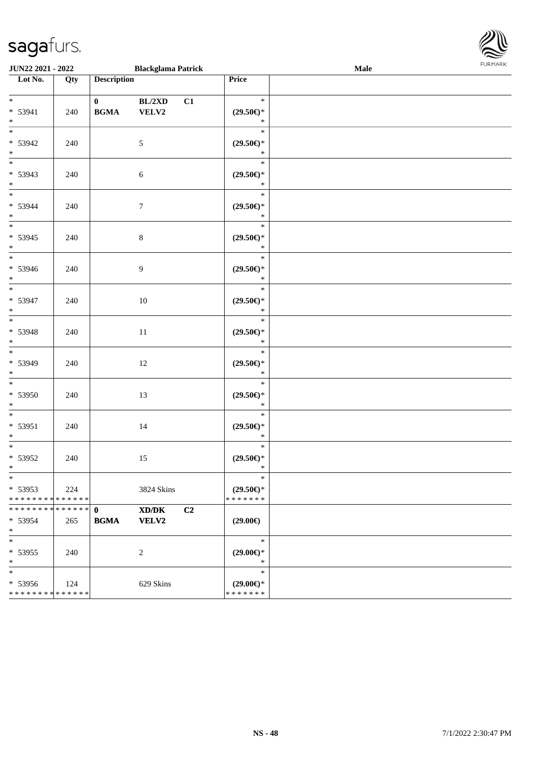JUN22 2021 - 2022 **Blackglama Patrick** **Male**

| Lot No. | Qty | Description | | | Price |
|---|---|---|---|---|---|
| * <br>* 53941<br>* | 240 | **0**<br>**BGMA** | **BL/2XD**<br>**VELV2** | **C1** | *<br>**(29.50€)***<br>* |
| * <br>* 53942<br>* | 240 | | 5 | | *<br>**(29.50€)***<br>* |
| * <br>* 53943<br>* | 240 | | 6 | | *<br>**(29.50€)***<br>* |
| * <br>* 53944<br>* | 240 | | 7 | | *<br>**(29.50€)***<br>* |
| * <br>* 53945<br>* | 240 | | 8 | | *<br>**(29.50€)***<br>* |
| * <br>* 53946<br>* | 240 | | 9 | | *<br>**(29.50€)***<br>* |
| * <br>* 53947<br>* | 240 | | 10 | | *<br>**(29.50€)***<br>* |
| * <br>* 53948<br>* | 240 | | 11 | | *<br>**(29.50€)***<br>* |
| * <br>* 53949<br>* | 240 | | 12 | | *<br>**(29.50€)***<br>* |
| * <br>* 53950<br>* | 240 | | 13 | | *<br>**(29.50€)***<br>* |
| * <br>* 53951<br>* | 240 | | 14 | | *<br>**(29.50€)***<br>* |
| * <br>* 53952<br>* | 240 | | 15 | | *<br>**(29.50€)***<br>* |
| * <br>* 53953<br>* * * * * * * * * * * * * * | 224 | | 3824 Skins | | *<br>**(29.50€)***<br>* * * * * * * |
| * * * * * * * * * * * * * *<br>* 53954<br>* | 265 | **0**<br>**BGMA** | **XD/DK**<br>**VELV2** | **C2** | **(29.00€)** |
| * <br>* 53955<br>* | 240 | | 2 | | *<br>**(29.00€)***<br>* |
| * <br>* 53956<br>* * * * * * * * * * * * * * | 124 | | 629 Skins | | *<br>**(29.00€)***<br>* * * * * * * |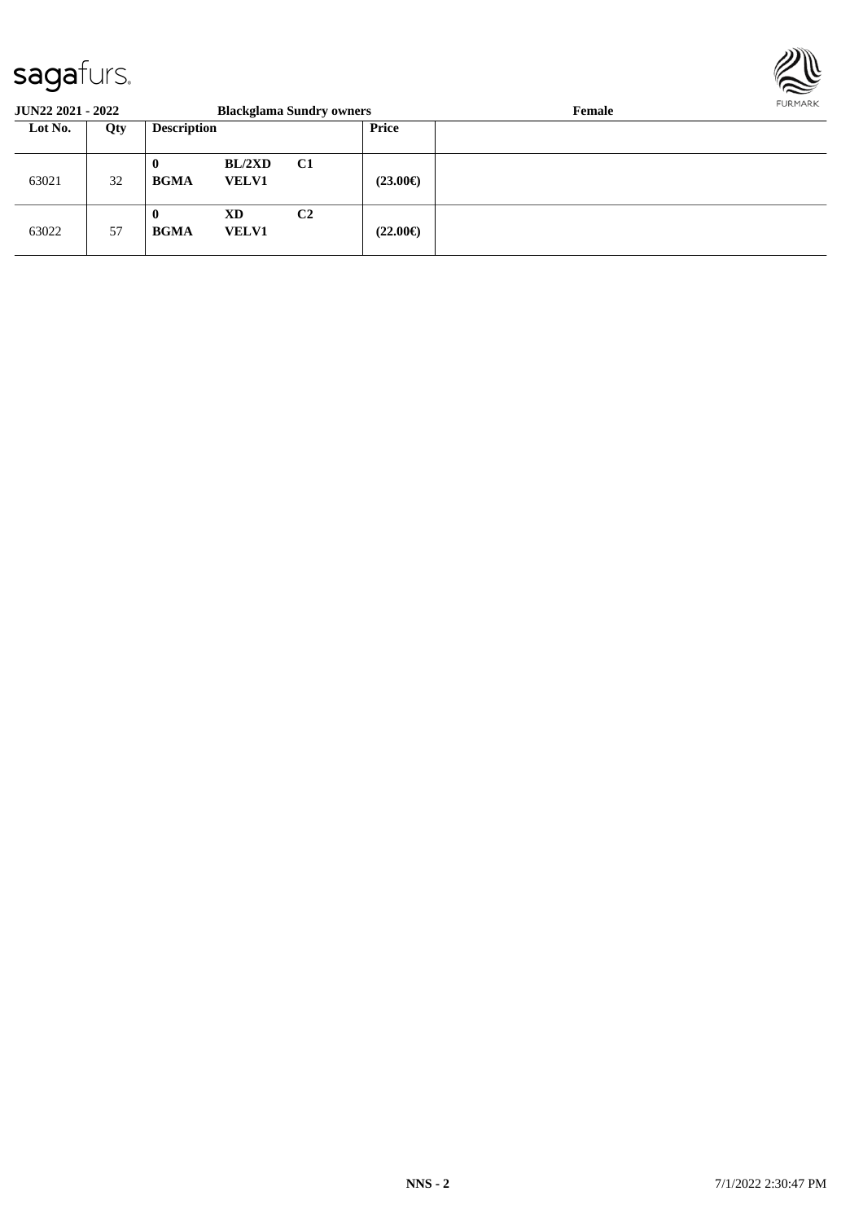**JUN22 2021 - 2022** **Blackglama Sundry owners** **Female**

| Lot No. | Qty | Description | | | Price | |
|---|---|---|---|---|---|---|
| 63021 | 32 | **0** **BGMA** | **BL/2XD** **VELV1** | **C1** | **(23.00€)** | |
| 63022 | 57 | **0** **BGMA** | **XD** **VELV1** | **C2** | **(22.00€)** | |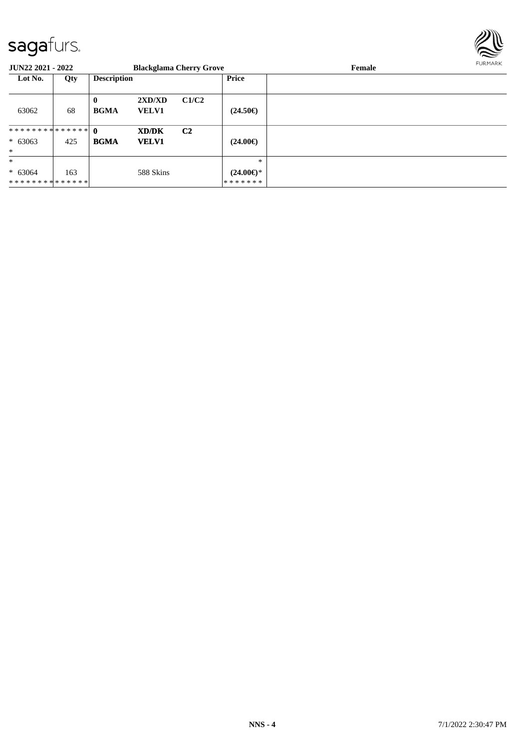**JUN22 2021 - 2022** **Blackglama Cherry Grove** **Female**

| Lot No. | Qty | Description | | | Price | |
|---|---|---|---|---|---|---|
| 63062 | 68 | **0** **BGMA** | **2XD/XD** **VELV1** | **C1/C2** | **(24.50€)** | |
| ************** * 63063 * | 425 | **0** **BGMA** | **XD/DK** **VELV1** | **C2** | **(24.00€)** | |
| * * 63064 ************** | 163 | | 588 Skins | | * **(24.00€)*** ******* | |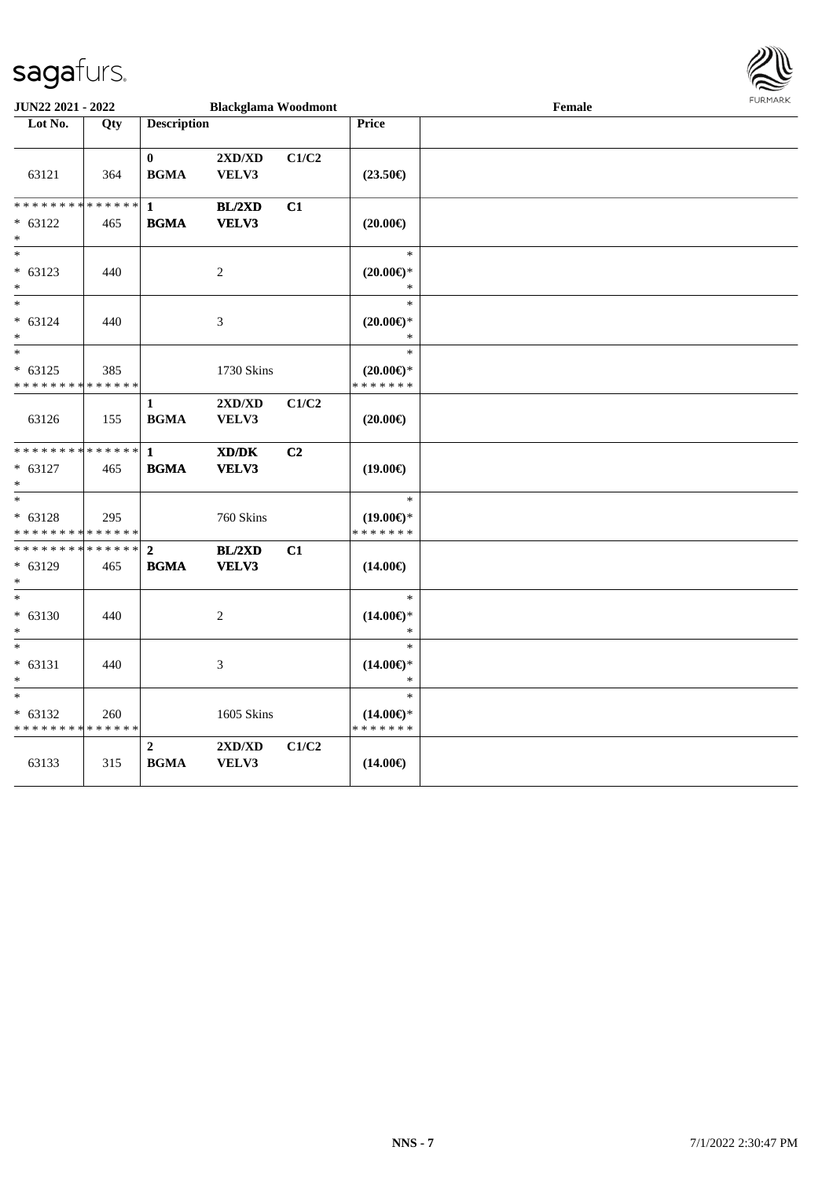**JUN22 2021 - 2022** **Blackglama Woodmont** **Female**

| Lot No. | Qty | Description | | | Price | |
|---|---|---|---|---|---|---|
| 63121 | 364 | **0** **BGMA** | **2XD/XD** **VELV3** | **C1/C2** | **(23.50€)** | |
| * * * * * * * * * * * * * * * 63122 * | 465 | **1** **BGMA** | **BL/2XD** **VELV3** | **C1** | **(20.00€)** | |
| * * 63123 * | 440 | | 2 | | * **(20.00€)*** * | |
| * * 63124 * | 440 | | 3 | | * **(20.00€)*** * | |
| * * 63125 * * * * * * * * * * * * * * | 385 | | 1730 Skins | | * **(20.00€)*** * * * * * * * | |
| 63126 | 155 | **1** **BGMA** | **2XD/XD** **VELV3** | **C1/C2** | **(20.00€)** | |
| * * * * * * * * * * * * * * * 63127 * | 465 | **1** **BGMA** | **XD/DK** **VELV3** | **C2** | **(19.00€)** | |
| * * 63128 * * * * * * * * * * * * * * | 295 | | 760 Skins | | * **(19.00€)*** * * * * * * * | |
| * * * * * * * * * * * * * * * 63129 * | 465 | **2** **BGMA** | **BL/2XD** **VELV3** | **C1** | **(14.00€)** | |
| * * 63130 * | 440 | | 2 | | * **(14.00€)*** * | |
| * * 63131 * | 440 | | 3 | | * **(14.00€)*** * | |
| * * 63132 * * * * * * * * * * * * * * | 260 | | 1605 Skins | | * **(14.00€)*** * * * * * * * | |
| 63133 | 315 | **2** **BGMA** | **2XD/XD** **VELV3** | **C1/C2** | **(14.00€)** | |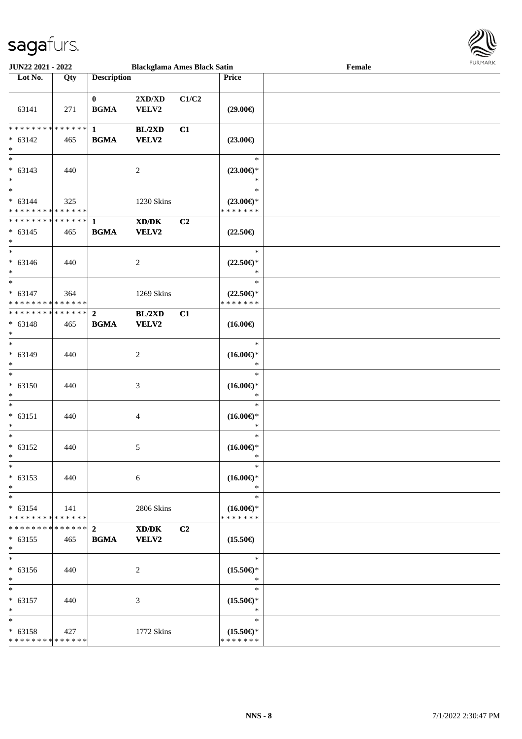JUN22 2021 - 2022 | Blackglama Ames Black Satin | Female

| Lot No. | Qty | Description | | | Price | |
|---|---|---|---|---|---|---|
| 63141 | 271 | 0 BGMA | 2XD/XD VELV2 | C1/C2 | (29.00€) | |
| * * * * * * * * * * * * * * 63142 * | 465 | 1 BGMA | BL/2XD VELV2 | C1 | (23.00€) | |
| * * 63143 * | 440 | | 2 | | * (23.00€)* * | |
| * * 63144 * * * * * * * * * * * * * * | 325 | | 1230 Skins | | * (23.00€)* * * * * * * * | |
| * * * * * * * * * * * * * * 63145 * | 465 | 1 BGMA | XD/DK VELV2 | C2 | (22.50€) | |
| * * 63146 * | 440 | | 2 | | * (22.50€)* * | |
| * * 63147 * * * * * * * * * * * * * * | 364 | | 1269 Skins | | * (22.50€)* * * * * * * * | |
| * * * * * * * * * * * * * * 63148 * | 465 | 2 BGMA | BL/2XD VELV2 | C1 | (16.00€) | |
| * * 63149 * | 440 | | 2 | | * (16.00€)* * | |
| * * 63150 * | 440 | | 3 | | * (16.00€)* * | |
| * * 63151 * | 440 | | 4 | | * (16.00€)* * | |
| * * 63152 * | 440 | | 5 | | * (16.00€)* * | |
| * * 63153 * | 440 | | 6 | | * (16.00€)* * | |
| * * 63154 * * * * * * * * * * * * * * | 141 | | 2806 Skins | | * (16.00€)* * * * * * * * | |
| * * * * * * * * * * * * * * 63155 * | 465 | 2 BGMA | XD/DK VELV2 | C2 | (15.50€) | |
| * * 63156 * | 440 | | 2 | | * (15.50€)* * | |
| * * 63157 * | 440 | | 3 | | * (15.50€)* * | |
| * * 63158 * * * * * * * * * * * * * * | 427 | | 1772 Skins | | * (15.50€)* * * * * * * * | |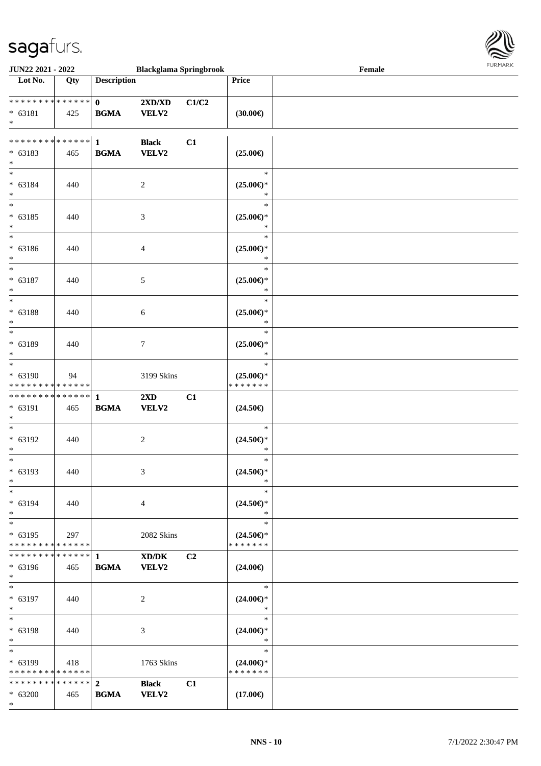| Lot No. | Qty | Description | | | Price | |
|---|---|---|---|---|---|---|
| * * * * * * * * * * * * * * | | 0 | 2XD/XD | C1/C2 | | |
| * 63181 | 425 | BGMA | VELV2 | | (30.00€) | |
| * | | | | | | |
| * * * * * * * * * * * * * * | | 1 | Black | C1 | | |
| * 63183 | 465 | BGMA | VELV2 | | (25.00€) | |
| * | | | | | | |
| * | | | | | * | |
| * 63184 | 440 | | 2 | | (25.00€)* | |
| * | | | | | * | |
| * | | | | | * | |
| * 63185 | 440 | | 3 | | (25.00€)* | |
| * | | | | | * | |
| * | | | | | * | |
| * 63186 | 440 | | 4 | | (25.00€)* | |
| * | | | | | * | |
| * | | | | | * | |
| * 63187 | 440 | | 5 | | (25.00€)* | |
| * | | | | | * | |
| * | | | | | * | |
| * 63188 | 440 | | 6 | | (25.00€)* | |
| * | | | | | * | |
| * | | | | | * | |
| * 63189 | 440 | | 7 | | (25.00€)* | |
| * | | | | | * | |
| * | | | | | * | |
| * 63190 | 94 | | 3199 Skins | | (25.00€)* | |
| * * * * * * * * * * * * * * | | | | | * * * * * * * | |
| * * * * * * * * * * * * * * | | 1 | 2XD | C1 | | |
| * 63191 | 465 | BGMA | VELV2 | | (24.50€) | |
| * | | | | | | |
| * | | | | | * | |
| * 63192 | 440 | | 2 | | (24.50€)* | |
| * | | | | | * | |
| * | | | | | * | |
| * 63193 | 440 | | 3 | | (24.50€)* | |
| * | | | | | * | |
| * | | | | | * | |
| * 63194 | 440 | | 4 | | (24.50€)* | |
| * | | | | | * | |
| * | | | | | * | |
| * 63195 | 297 | | 2082 Skins | | (24.50€)* | |
| * * * * * * * * * * * * * * | | | | | * * * * * * * | |
| * * * * * * * * * * * * * * | | 1 | XD/DK | C2 | | |
| * 63196 | 465 | BGMA | VELV2 | | (24.00€) | |
| * | | | | | | |
| * | | | | | * | |
| * 63197 | 440 | | 2 | | (24.00€)* | |
| * | | | | | * | |
| * | | | | | * | |
| * 63198 | 440 | | 3 | | (24.00€)* | |
| * | | | | | * | |
| * | | | | | * | |
| * 63199 | 418 | | 1763 Skins | | (24.00€)* | |
| * * * * * * * * * * * * * * | | | | | * * * * * * * | |
| * * * * * * * * * * * * * * | | 2 | Black | C1 | | |
| * 63200 | 465 | BGMA | VELV2 | | (17.00€) | |
| * | | | | | | |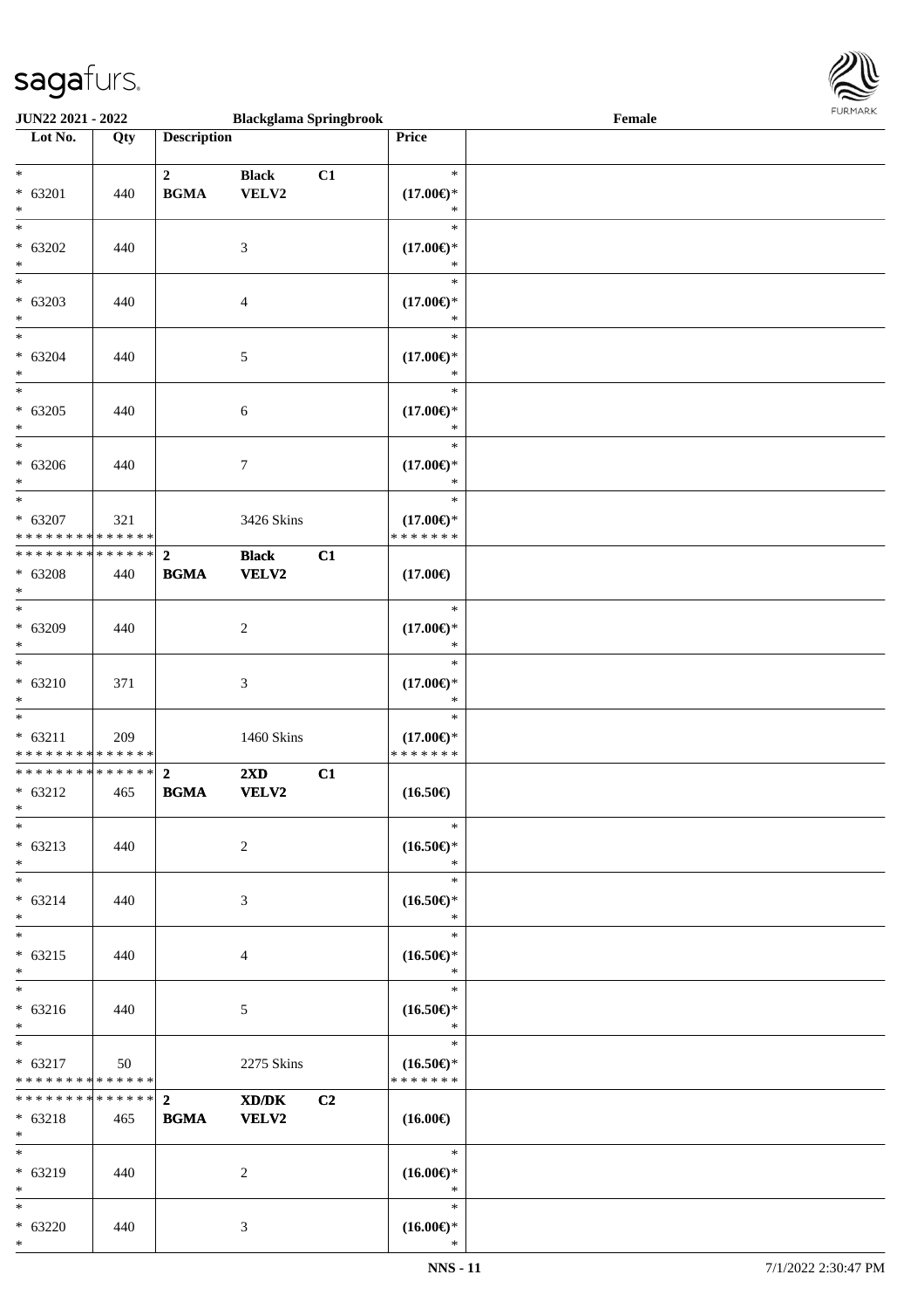**JUN22 2021 - 2022** | **Blackglama Springbrook** | **Female**

| Lot No. | Qty | Description | | | Price |
|---|---|---|---|---|---|
| * 63201 * | 440 | **2 BGMA** | **Black VELV2** | **C1** | * **(17.00€)*** * |
| * 63202 * | 440 | | 3 | | * **(17.00€)*** * |
| * 63203 * | 440 | | 4 | | * **(17.00€)*** * |
| * 63204 * | 440 | | 5 | | * **(17.00€)*** * |
| * 63205 * | 440 | | 6 | | * **(17.00€)*** * |
| * 63206 * | 440 | | 7 | | * **(17.00€)*** * |
| * 63207 * * * * * * * * * * * * * * | 321 | | 3426 Skins | | * **(17.00€)*** * * * * * * * |
| * * * * * * * * * * * * * * 63208 * | 440 | **2 BGMA** | **Black VELV2** | **C1** | **(17.00€)** |
| * 63209 * | 440 | | 2 | | * **(17.00€)*** * |
| * 63210 * | 371 | | 3 | | * **(17.00€)*** * |
| * 63211 * * * * * * * * * * * * * * | 209 | | 1460 Skins | | * **(17.00€)*** * * * * * * * |
| * * * * * * * * * * * * * * 63212 * | 465 | **2 BGMA** | **2XD VELV2** | **C1** | **(16.50€)** |
| * 63213 * | 440 | | 2 | | * **(16.50€)*** * |
| * 63214 * | 440 | | 3 | | * **(16.50€)*** * |
| * 63215 * | 440 | | 4 | | * **(16.50€)*** * |
| * 63216 * | 440 | | 5 | | * **(16.50€)*** * |
| * 63217 * * * * * * * * * * * * * * | 50 | | 2275 Skins | | * **(16.50€)*** * * * * * * * |
| * * * * * * * * * * * * * * 63218 * | 465 | **2 BGMA** | **XD/DK VELV2** | **C2** | **(16.00€)** |
| * 63219 * | 440 | | 2 | | * **(16.00€)*** * |
| * 63220 * | 440 | | 3 | | * **(16.00€)*** * |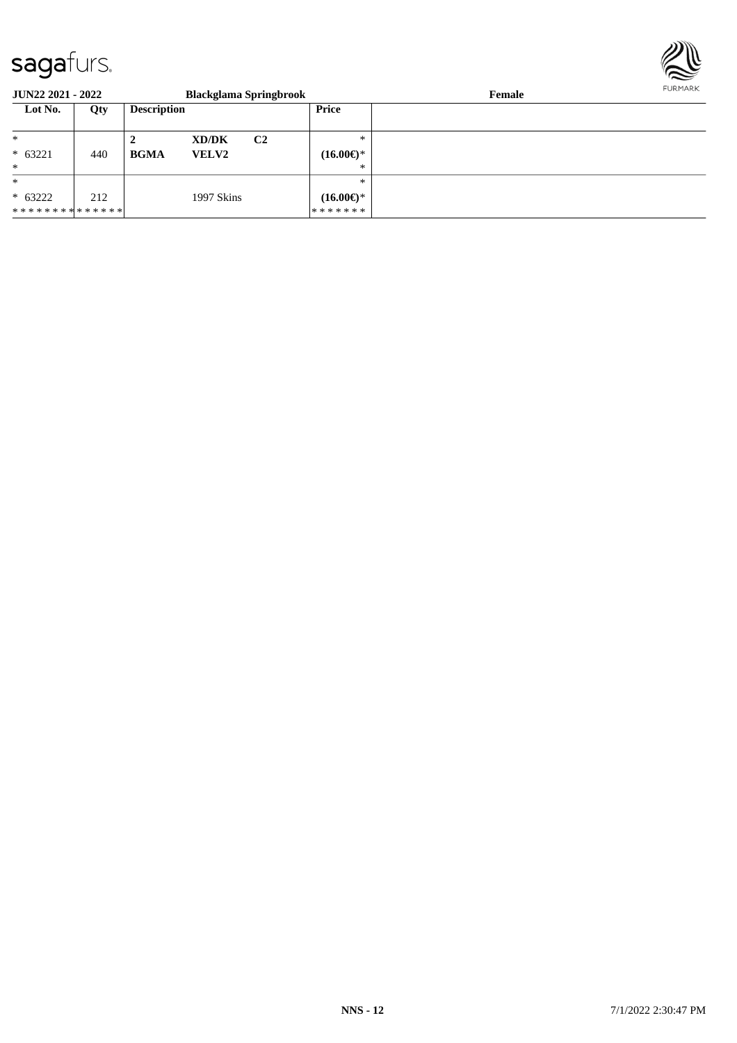**JUN22 2021 - 2022** **Blackglama Springbrook** **Female**

| Lot No. | Qty | Description | | | Price | |
|---|---|---|---|---|---|---|
| * | | **2** | **XD/DK** | **C2** | * | |
| * 63221 | 440 | **BGMA** | **VELV2** | | **(16.00€)*** | |
| * | | | | | * | |
| * | | | | | * | |
| * 63222 | 212 | | 1997 Skins | | **(16.00€)*** | |
| * * * * * * * * * * * * * * | | | | | * * * * * * * | |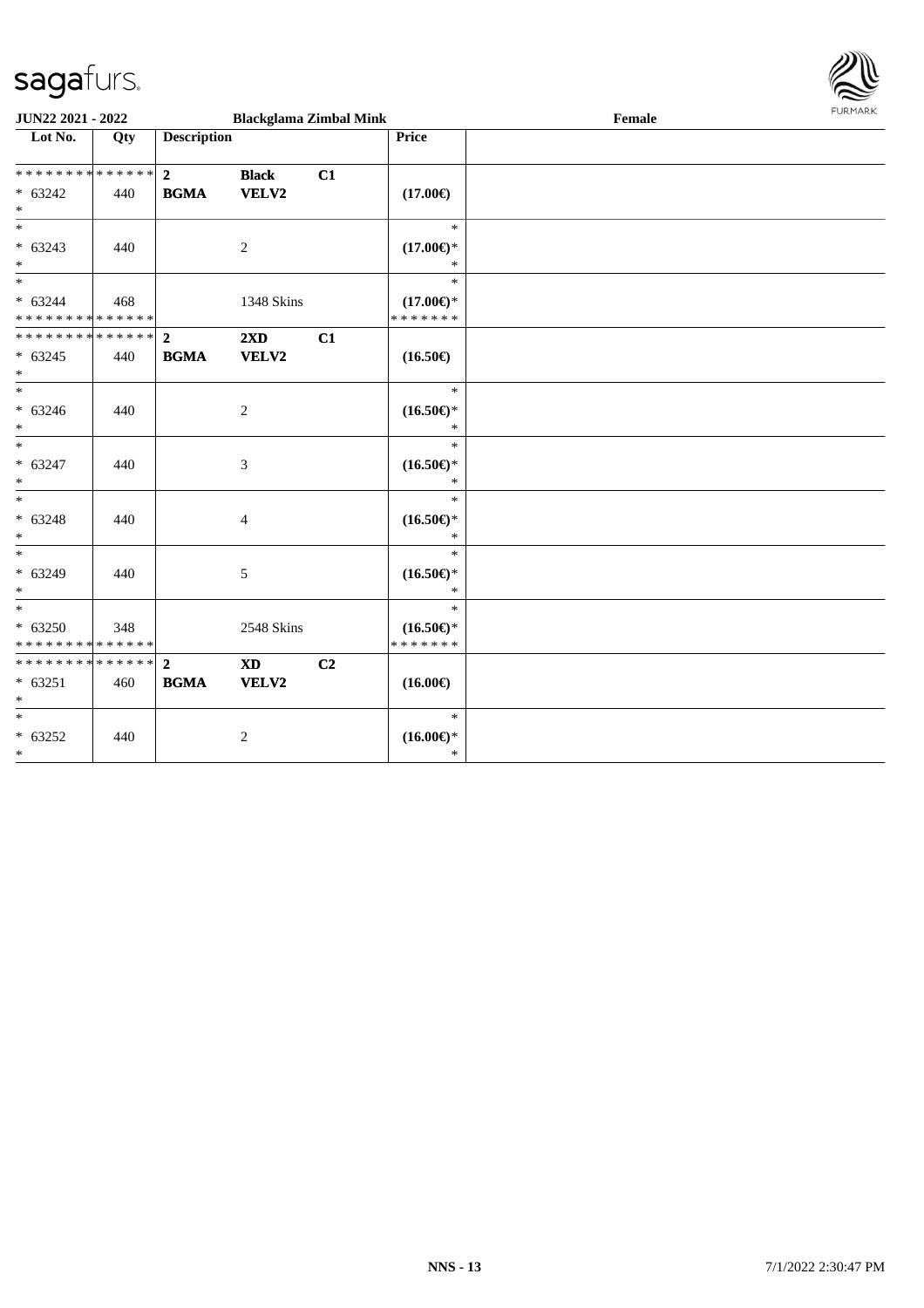**JUN22 2021 - 2022** **Blackglama Zimbal Mink** **Female**

| Lot No. | Qty | Description | | | Price | |
|---|---|---|---|---|---|---|
| * * * * * * * * * * * * * * | | **2** | **Black** | **C1** | | |
| * 63242 | 440 | **BGMA** | **VELV2** | | **(17.00€)** | |
| * | | | | | | |
| * | | | | | * | |
| * 63243 | 440 | | 2 | | **(17.00€)*** | |
| * | | | | | * | |
| * | | | | | * | |
| * 63244 | 468 | | 1348 Skins | | **(17.00€)*** | |
| * * * * * * * * * * * * * * | | | | | * * * * * * * | |
| * * * * * * * * * * * * * * | | **2** | **2XD** | **C1** | | |
| * 63245 | 440 | **BGMA** | **VELV2** | | **(16.50€)** | |
| * | | | | | | |
| * | | | | | * | |
| * 63246 | 440 | | 2 | | **(16.50€)*** | |
| * | | | | | * | |
| * | | | | | * | |
| * 63247 | 440 | | 3 | | **(16.50€)*** | |
| * | | | | | * | |
| * | | | | | * | |
| * 63248 | 440 | | 4 | | **(16.50€)*** | |
| * | | | | | * | |
| * | | | | | * | |
| * 63249 | 440 | | 5 | | **(16.50€)*** | |
| * | | | | | * | |
| * | | | | | * | |
| * 63250 | 348 | | 2548 Skins | | **(16.50€)*** | |
| * * * * * * * * * * * * * * | | | | | * * * * * * * | |
| * * * * * * * * * * * * * * | | **2** | **XD** | **C2** | | |
| * 63251 | 460 | **BGMA** | **VELV2** | | **(16.00€)** | |
| * | | | | | | |
| * | | | | | * | |
| * 63252 | 440 | | 2 | | **(16.00€)*** | |
| * | | | | | * | |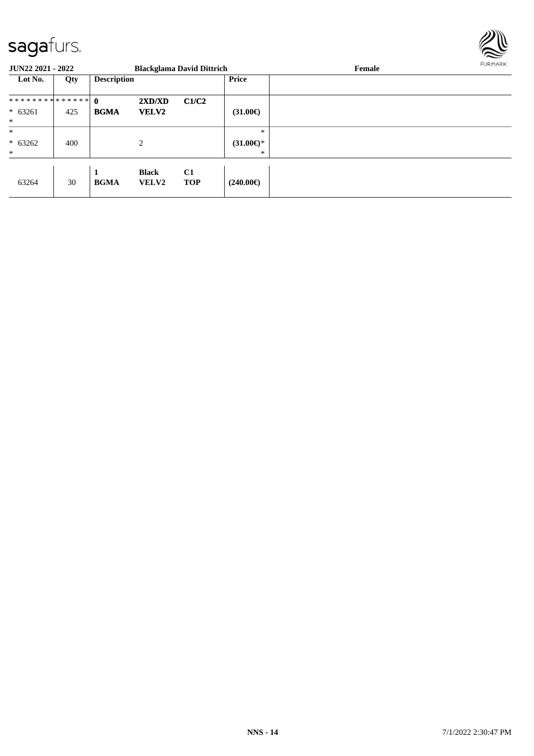**JUN22 2021 - 2022** **Blackglama David Dittrich** **Female**

| Lot No. | Qty | Description | | | Price | |
|---|---|---|---|---|---|---|
| ************** | | **0** | **2XD/XD** | **C1/C2** | | |
| * 63261 | 425 | **BGMA** | **VELV2** | | **(31.00€)** | |
| * | | | | | | |
| * | | | | | * | |
| * 63262 | 400 | | 2 | | **(31.00€)*** | |
| * | | | | | * | |
| | | **1** | **Black** | **C1** | | |
| 63264 | 30 | **BGMA** | **VELV2** | **TOP** | **(240.00€)** | |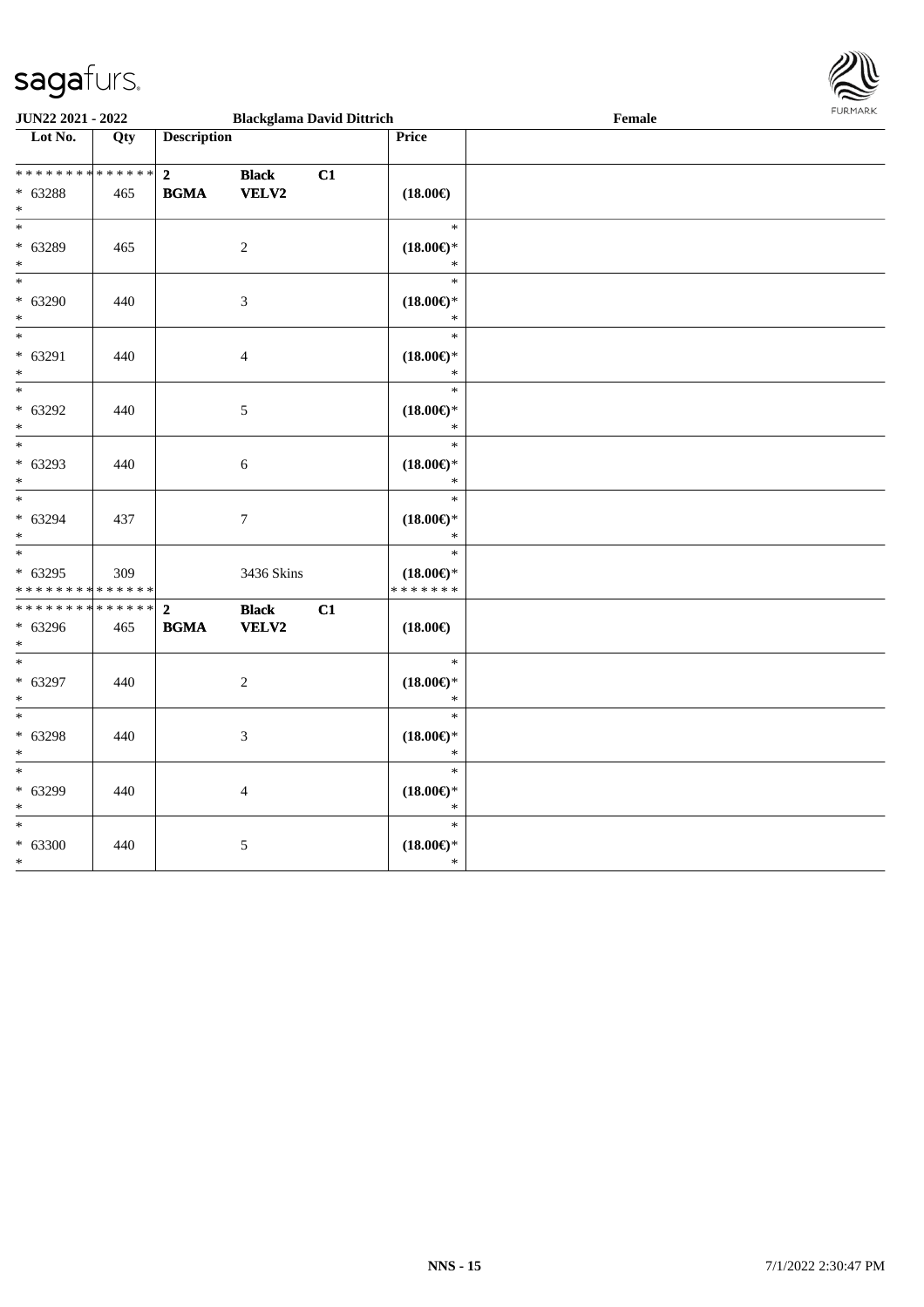**JUN22 2021 - 2022** **Blackglama David Dittrich** **Female**

| Lot No. | Qty | Description | | | Price | |
|---|---|---|---|---|---|---|
| * * * * * * * * * * * * * * | | **2** | **Black** | **C1** | | |
| * 63288 | 465 | **BGMA** | **VELV2** | | **(18.00€)** | |
| * | | | | | | |
| * | | | | | * | |
| * 63289 | 465 | | 2 | | **(18.00€)*** | |
| * | | | | | * | |
| * | | | | | * | |
| * 63290 | 440 | | 3 | | **(18.00€)*** | |
| * | | | | | * | |
| * | | | | | * | |
| * 63291 | 440 | | 4 | | **(18.00€)*** | |
| * | | | | | * | |
| * | | | | | * | |
| * 63292 | 440 | | 5 | | **(18.00€)*** | |
| * | | | | | * | |
| * | | | | | * | |
| * 63293 | 440 | | 6 | | **(18.00€)*** | |
| * | | | | | * | |
| * | | | | | * | |
| * 63294 | 437 | | 7 | | **(18.00€)*** | |
| * | | | | | * | |
| * | | | | | * | |
| * 63295 | 309 | | 3436 Skins | | **(18.00€)*** | |
| * * * * * * * * * * * * * * | | | | | * * * * * * * | |
| * * * * * * * * * * * * * * | | **2** | **Black** | **C1** | | |
| * 63296 | 465 | **BGMA** | **VELV2** | | **(18.00€)** | |
| * | | | | | | |
| * | | | | | * | |
| * 63297 | 440 | | 2 | | **(18.00€)*** | |
| * | | | | | * | |
| * | | | | | * | |
| * 63298 | 440 | | 3 | | **(18.00€)*** | |
| * | | | | | * | |
| * | | | | | * | |
| * 63299 | 440 | | 4 | | **(18.00€)*** | |
| * | | | | | * | |
| * | | | | | * | |
| * 63300 | 440 | | 5 | | **(18.00€)*** | |
| * | | | | | * | |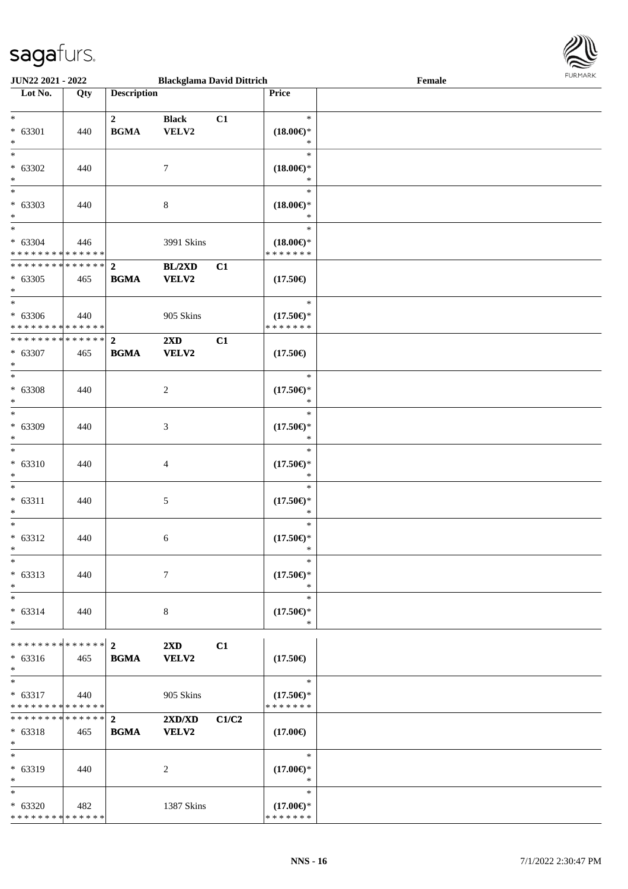JUN22 2021 - 2022 | Blackglama David Dittrich | Female

| Lot No. | Qty | Description | | | Price | |
|---|---|---|---|---|---|---|
| * | | 2 | **Black** | C1 | * | |
| * 63301 | 440 | **BGMA** | **VELV2** | | **(18.00€)*** | |
| * | | | | | * | |
| * | | | | | * | |
| * 63302 | 440 | | 7 | | **(18.00€)*** | |
| * | | | | | * | |
| * | | | | | * | |
| * 63303 | 440 | | 8 | | **(18.00€)*** | |
| * | | | | | * | |
| * | | | | | * | |
| * 63304 | 446 | | 3991 Skins | | **(18.00€)*** | |
| * * * * * * * * * * * * * * | | | | | * * * * * * * | |
| * * * * * * * * * * * * * * | | 2 | **BL/2XD** | C1 | | |
| * 63305 | 465 | **BGMA** | **VELV2** | | **(17.50€)** | |
| * | | | | | | |
| * | | | | | * | |
| * 63306 | 440 | | 905 Skins | | **(17.50€)*** | |
| * * * * * * * * * * * * * * | | | | | * * * * * * * | |
| * * * * * * * * * * * * * * | | 2 | **2XD** | C1 | | |
| * 63307 | 465 | **BGMA** | **VELV2** | | **(17.50€)** | |
| * | | | | | | |
| * | | | | | * | |
| * 63308 | 440 | | 2 | | **(17.50€)*** | |
| * | | | | | * | |
| * | | | | | * | |
| * 63309 | 440 | | 3 | | **(17.50€)*** | |
| * | | | | | * | |
| * | | | | | * | |
| * 63310 | 440 | | 4 | | **(17.50€)*** | |
| * | | | | | * | |
| * | | | | | * | |
| * 63311 | 440 | | 5 | | **(17.50€)*** | |
| * | | | | | * | |
| * | | | | | * | |
| * 63312 | 440 | | 6 | | **(17.50€)*** | |
| * | | | | | * | |
| * | | | | | * | |
| * 63313 | 440 | | 7 | | **(17.50€)*** | |
| * | | | | | * | |
| * | | | | | * | |
| * 63314 | 440 | | 8 | | **(17.50€)*** | |
| * | | | | | * | |
| * * * * * * * * * * * * * * | | 2 | **2XD** | C1 | | |
| * 63316 | 465 | **BGMA** | **VELV2** | | **(17.50€)** | |
| * | | | | | | |
| * | | | | | * | |
| * 63317 | 440 | | 905 Skins | | **(17.50€)*** | |
| * * * * * * * * * * * * * * | | | | | * * * * * * * | |
| * * * * * * * * * * * * * * | | 2 | **2XD/XD** | C1/C2 | | |
| * 63318 | 465 | **BGMA** | **VELV2** | | **(17.00€)** | |
| * | | | | | | |
| * | | | | | * | |
| * 63319 | 440 | | 2 | | **(17.00€)*** | |
| * | | | | | * | |
| * | | | | | * | |
| * 63320 | 482 | | 1387 Skins | | **(17.00€)*** | |
| * * * * * * * * * * * * * * | | | | | * * * * * * * | |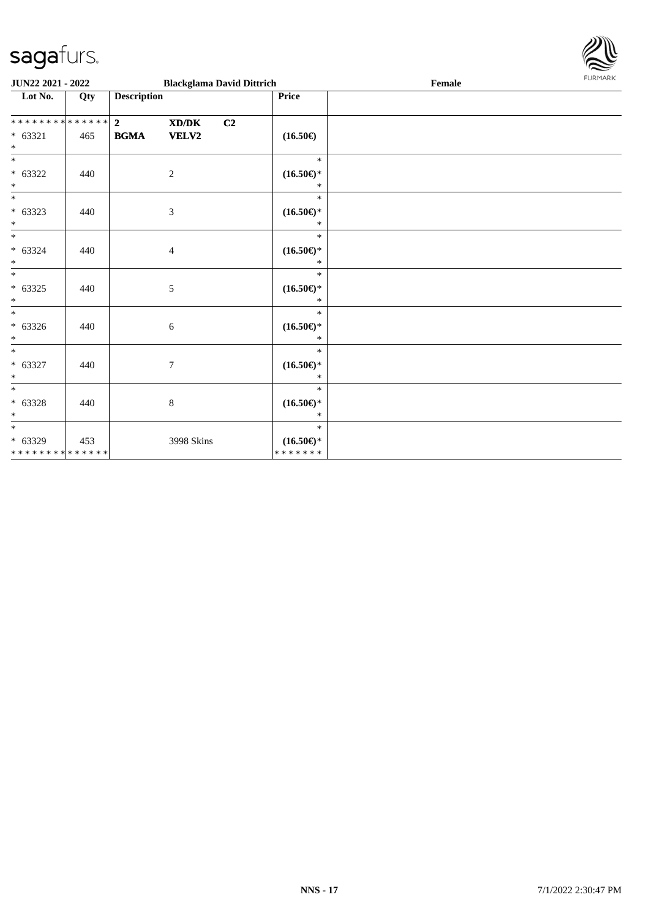**JUN22 2021 - 2022** **Blackglama David Dittrich** **Female**

| Lot No. | Qty | Description | | | Price | |
|---|---|---|---|---|---|---|
| ************** | | **2** | **XD/DK** | **C2** | | |
| * 63321 | 465 | **BGMA** | **VELV2** | | **(16.50€)** | |
| * | | | | | | |
| * | | | | | * | |
| * 63322 | 440 | | 2 | | **(16.50€)*** | |
| * | | | | | * | |
| * | | | | | * | |
| * 63323 | 440 | | 3 | | **(16.50€)*** | |
| * | | | | | * | |
| * | | | | | * | |
| * 63324 | 440 | | 4 | | **(16.50€)*** | |
| * | | | | | * | |
| * | | | | | * | |
| * 63325 | 440 | | 5 | | **(16.50€)*** | |
| * | | | | | * | |
| * | | | | | * | |
| * 63326 | 440 | | 6 | | **(16.50€)*** | |
| * | | | | | * | |
| * | | | | | * | |
| * 63327 | 440 | | 7 | | **(16.50€)*** | |
| * | | | | | * | |
| * | | | | | * | |
| * 63328 | 440 | | 8 | | **(16.50€)*** | |
| * | | | | | * | |
| * | | | | | * | |
| * 63329 | 453 | | 3998 Skins | | **(16.50€)*** | |
| ************** | | | | | ******* | |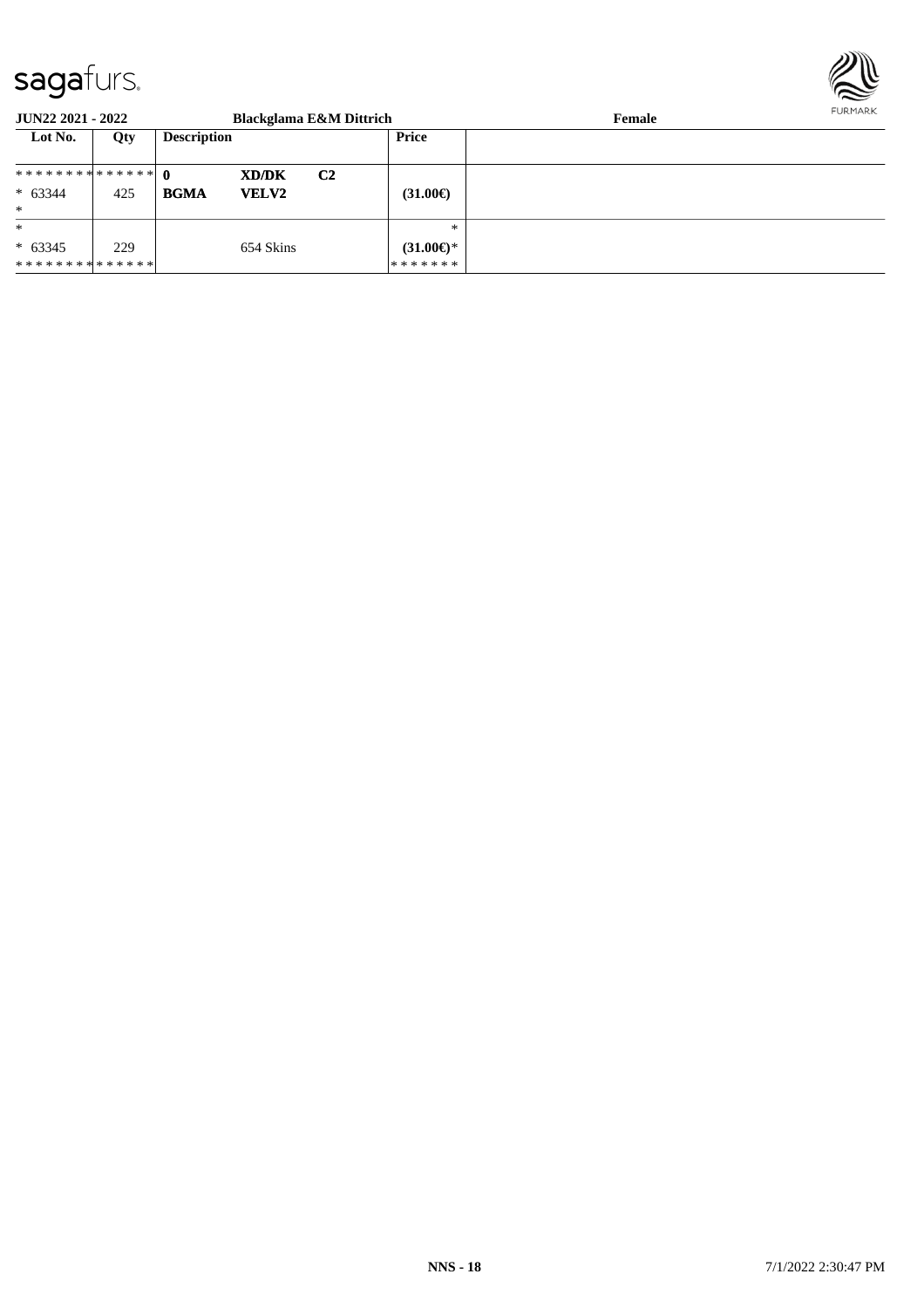**JUN22 2021 - 2022** **Blackglama E&M Dittrich** **Female**

| Lot No. | Qty | Description | | | Price | |
|---|---|---|---|---|---|---|
| ************** | | **0** | **XD/DK** | **C2** | | |
| * 63344 | 425 | **BGMA** | **VELV2** | | **(31.00€)** | |
| * | | | | | | |
| * | | | | | * | |
| * 63345 | 229 | | 654 Skins | | **(31.00€)*** | |
| ************** | | | | | ******* | |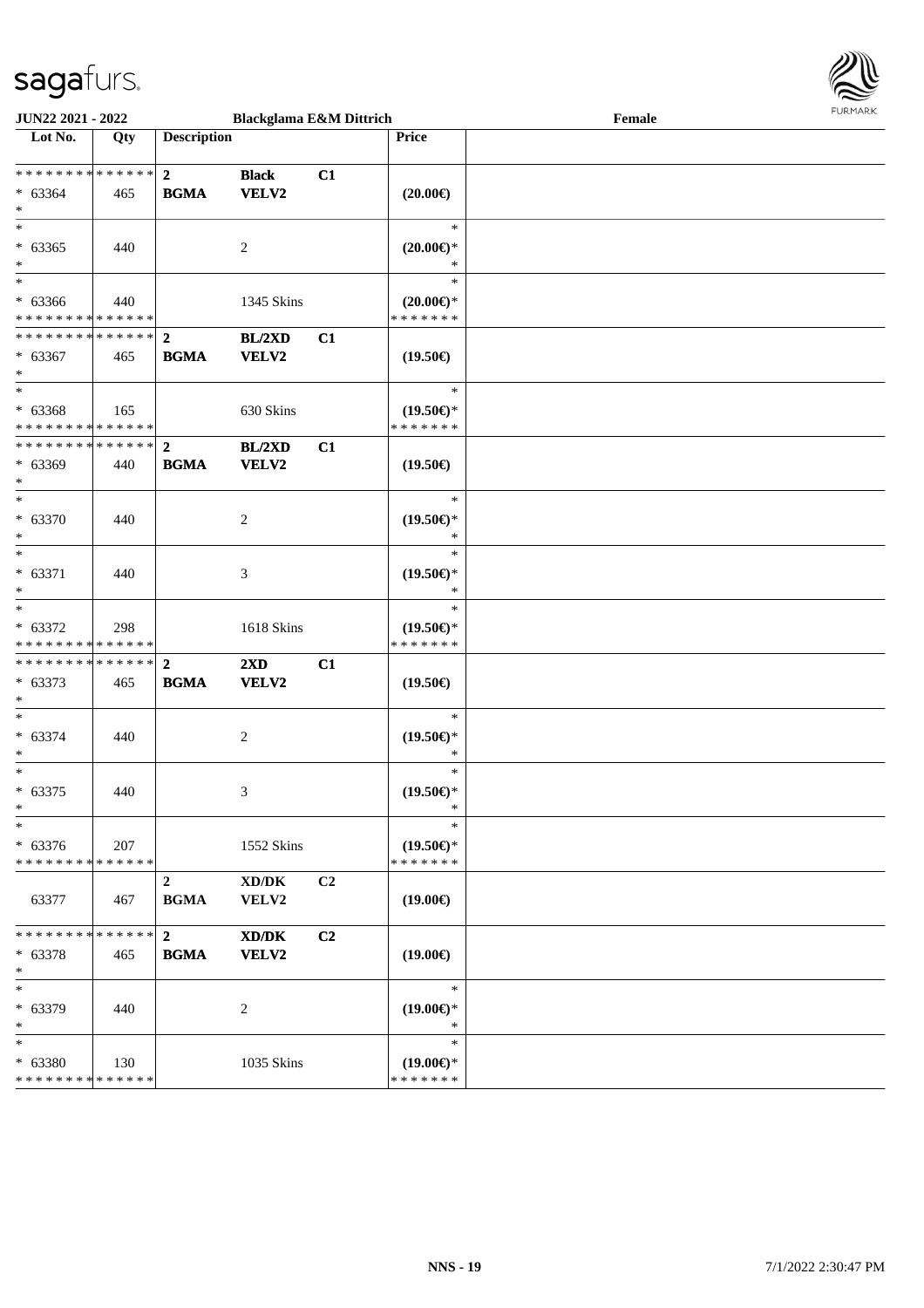**JUN22 2021 - 2022** | **Blackglama E&M Dittrich** | **Female**

| Lot No. | Qty | Description | | | Price | |
|---|---|---|---|---|---|---|
| * * * * * * * * * * * * * * | | 2 | Black | C1 | | |
| * 63364 | 465 | BGMA | VELV2 | | (20.00€) | |
| * | | | | | | |
| * | | | | | * | |
| * 63365 | 440 | | 2 | | (20.00€)* | |
| * | | | | | * | |
| * | | | | | * | |
| * 63366 | 440 | | 1345 Skins | | (20.00€)* | |
| * * * * * * * * * * * * * * | | | | | * * * * * * * | |
| * * * * * * * * * * * * * * | | 2 | BL/2XD | C1 | | |
| * 63367 | 465 | BGMA | VELV2 | | (19.50€) | |
| * | | | | | | |
| * | | | | | * | |
| * 63368 | 165 | | 630 Skins | | (19.50€)* | |
| * * * * * * * * * * * * * * | | | | | * * * * * * * | |
| * * * * * * * * * * * * * * | | 2 | BL/2XD | C1 | | |
| * 63369 | 440 | BGMA | VELV2 | | (19.50€) | |
| * | | | | | | |
| * | | | | | * | |
| * 63370 | 440 | | 2 | | (19.50€)* | |
| * | | | | | * | |
| * | | | | | * | |
| * 63371 | 440 | | 3 | | (19.50€)* | |
| * | | | | | * | |
| * | | | | | * | |
| * 63372 | 298 | | 1618 Skins | | (19.50€)* | |
| * * * * * * * * * * * * * * | | | | | * * * * * * * | |
| * * * * * * * * * * * * * * | | 2 | 2XD | C1 | | |
| * 63373 | 465 | BGMA | VELV2 | | (19.50€) | |
| * | | | | | | |
| * | | | | | * | |
| * 63374 | 440 | | 2 | | (19.50€)* | |
| * | | | | | * | |
| * | | | | | * | |
| * 63375 | 440 | | 3 | | (19.50€)* | |
| * | | | | | * | |
| * | | | | | * | |
| * 63376 | 207 | | 1552 Skins | | (19.50€)* | |
| * * * * * * * * * * * * * * | | | | | * * * * * * * | |
| | | 2 | XD/DK | C2 | | |
| 63377 | 467 | BGMA | VELV2 | | (19.00€) | |
| * * * * * * * * * * * * * * | | 2 | XD/DK | C2 | | |
| * 63378 | 465 | BGMA | VELV2 | | (19.00€) | |
| * | | | | | | |
| * | | | | | * | |
| * 63379 | 440 | | 2 | | (19.00€)* | |
| * | | | | | * | |
| * | | | | | * | |
| * 63380 | 130 | | 1035 Skins | | (19.00€)* | |
| * * * * * * * * * * * * * * | | | | | * * * * * * * | |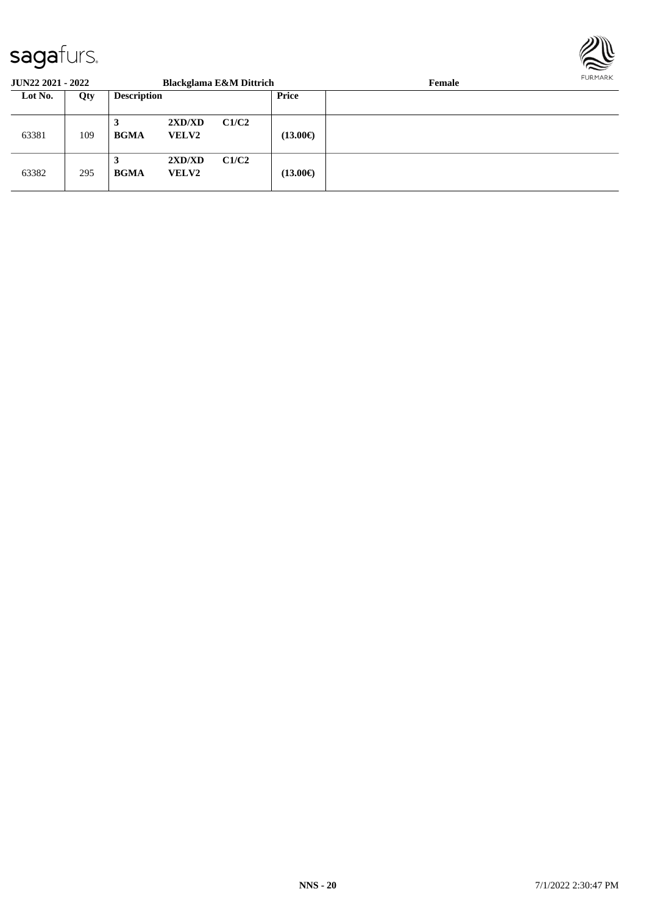**JUN22 2021 - 2022** **Blackglama E&M Dittrich** **Female**

| Lot No. | Qty | Description | | | Price | |
|---|---|---|---|---|---|---|
| 63381 | 109 | **3** **BGMA** | **2XD/XD** **VELV2** | **C1/C2** | **(13.00€)** | |
| 63382 | 295 | **3** **BGMA** | **2XD/XD** **VELV2** | **C1/C2** | **(13.00€)** | |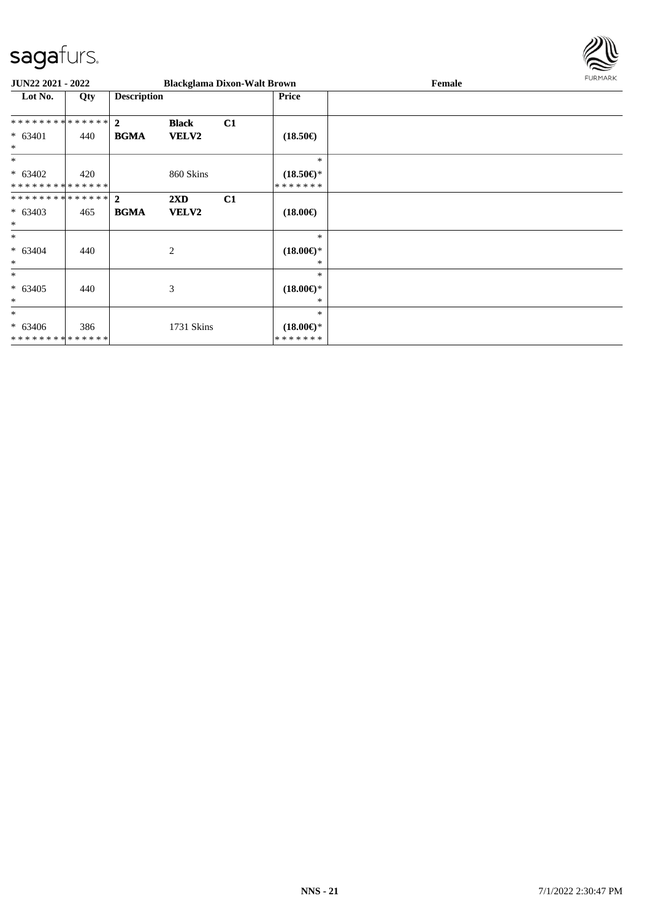**JUN22 2021 - 2022** **Blackglama Dixon-Walt Brown** **Female**

| Lot No. | Qty | Description | | | Price | |
|---|---|---|---|---|---|---|
| ************** | | **2** | **Black** | **C1** | | |
| * 63401 | 440 | **BGMA** | **VELV2** | | **(18.50€)** | |
| * | | | | | | |
| * | | | | | * | |
| * 63402 | 420 | | 860 Skins | | **(18.50€)*** | |
| ************** | | | | | ******* | |
| ************** | | **2** | **2XD** | **C1** | | |
| * 63403 | 465 | **BGMA** | **VELV2** | | **(18.00€)** | |
| * | | | | | | |
| * | | | | | * | |
| * 63404 | 440 | | 2 | | **(18.00€)*** | |
| * | | | | | * | |
| * | | | | | * | |
| * 63405 | 440 | | 3 | | **(18.00€)*** | |
| * | | | | | * | |
| * | | | | | * | |
| * 63406 | 386 | | 1731 Skins | | **(18.00€)*** | |
| ************** | | | | | ******* | |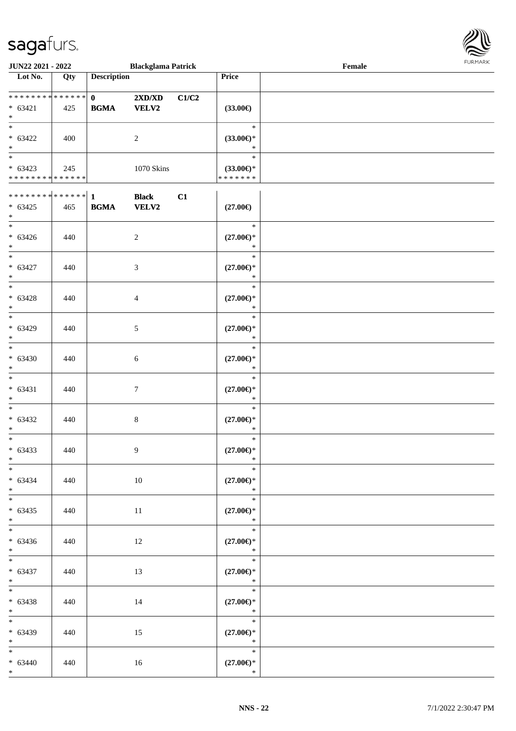| Lot No. | Qty | Description | | | Price | |
|---|---|---|---|---|---|---|
| * * * * * * * * * * * * * * | | 0 | 2XD/XD | C1/C2 | | |
| * 63421 | 425 | **BGMA** | **VELV2** | | (33.00€) | |
| * | | | | | | |
| * | | | | | * | |
| * 63422 | 400 | | 2 | | (33.00€)* | |
| * | | | | | * | |
| * | | | | | * | |
| * 63423 | 245 | | 1070 Skins | | (33.00€)* | |
| * * * * * * * * * * * * * * | | | | | * * * * * * * | |
| * * * * * * * * * * * * * * | | 1 | **Black** | **C1** | | |
| * 63425 | 465 | **BGMA** | **VELV2** | | (27.00€) | |
| * | | | | | | |
| * | | | | | * | |
| * 63426 | 440 | | 2 | | (27.00€)* | |
| * | | | | | * | |
| * | | | | | * | |
| * 63427 | 440 | | 3 | | (27.00€)* | |
| * | | | | | * | |
| * | | | | | * | |
| * 63428 | 440 | | 4 | | (27.00€)* | |
| * | | | | | * | |
| * | | | | | * | |
| * 63429 | 440 | | 5 | | (27.00€)* | |
| * | | | | | * | |
| * | | | | | * | |
| * 63430 | 440 | | 6 | | (27.00€)* | |
| * | | | | | * | |
| * | | | | | * | |
| * 63431 | 440 | | 7 | | (27.00€)* | |
| * | | | | | * | |
| * | | | | | * | |
| * 63432 | 440 | | 8 | | (27.00€)* | |
| * | | | | | * | |
| * | | | | | * | |
| * 63433 | 440 | | 9 | | (27.00€)* | |
| * | | | | | * | |
| * | | | | | * | |
| * 63434 | 440 | | 10 | | (27.00€)* | |
| * | | | | | * | |
| * | | | | | * | |
| * 63435 | 440 | | 11 | | (27.00€)* | |
| * | | | | | * | |
| * | | | | | * | |
| * 63436 | 440 | | 12 | | (27.00€)* | |
| * | | | | | * | |
| * | | | | | * | |
| * 63437 | 440 | | 13 | | (27.00€)* | |
| * | | | | | * | |
| * | | | | | * | |
| * 63438 | 440 | | 14 | | (27.00€)* | |
| * | | | | | * | |
| * | | | | | * | |
| * 63439 | 440 | | 15 | | (27.00€)* | |
| * | | | | | * | |
| * | | | | | * | |
| * 63440 | 440 | | 16 | | (27.00€)* | |
| * | | | | | * | |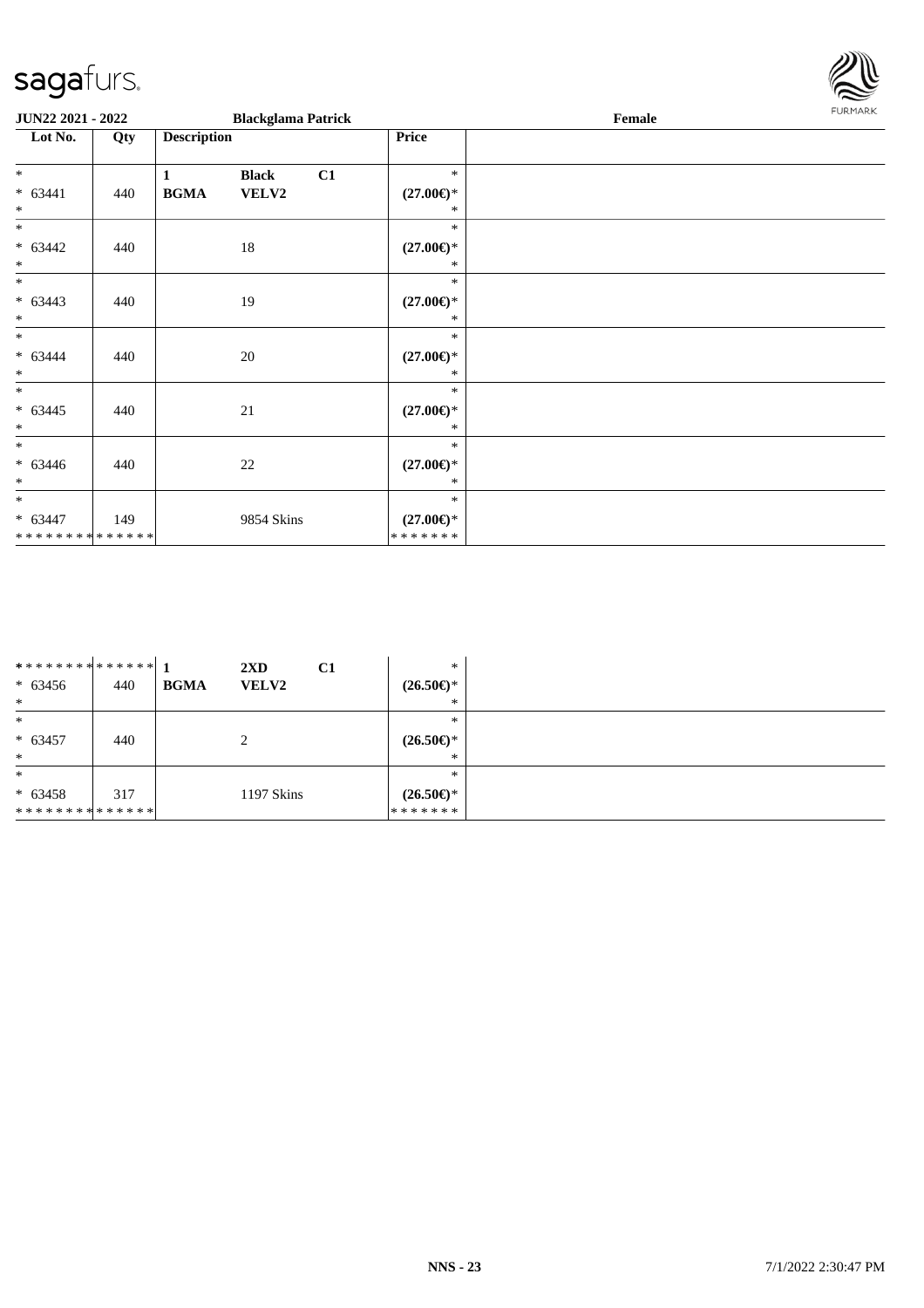| Lot No. | Qty | Description | | | Price |
|---|---|---|---|---|---|
| * | | 1 | **Black** | **C1** | * |
| * 63441 | 440 | **BGMA** | **VELV2** | | **(27.00€)*** |
| * | | | | | * |
| * | | | | | * |
| * 63442 | 440 | | 18 | | **(27.00€)*** |
| * | | | | | * |
| * | | | | | * |
| * 63443 | 440 | | 19 | | **(27.00€)*** |
| * | | | | | * |
| * | | | | | * |
| * 63444 | 440 | | 20 | | **(27.00€)*** |
| * | | | | | * |
| * | | | | | * |
| * 63445 | 440 | | 21 | | **(27.00€)*** |
| * | | | | | * |
| * | | | | | * |
| * 63446 | 440 | | 22 | | **(27.00€)*** |
| * | | | | | * |
| * | | | | | * |
| * 63447 | 149 | | 9854 Skins | | **(27.00€)*** |
| ************** | | | | | ******* |

| Lot No. | Qty | Description | | | Price |
|---|---|---|---|---|---|
| ************** | | 1 | **2XD** | **C1** | * |
| * 63456 | 440 | **BGMA** | **VELV2** | | **(26.50€)*** |
| * | | | | | * |
| * | | | | | * |
| * 63457 | 440 | | 2 | | **(26.50€)*** |
| * | | | | | * |
| * | | | | | * |
| * 63458 | 317 | | 1197 Skins | | **(26.50€)*** |
| ************** | | | | | ******* |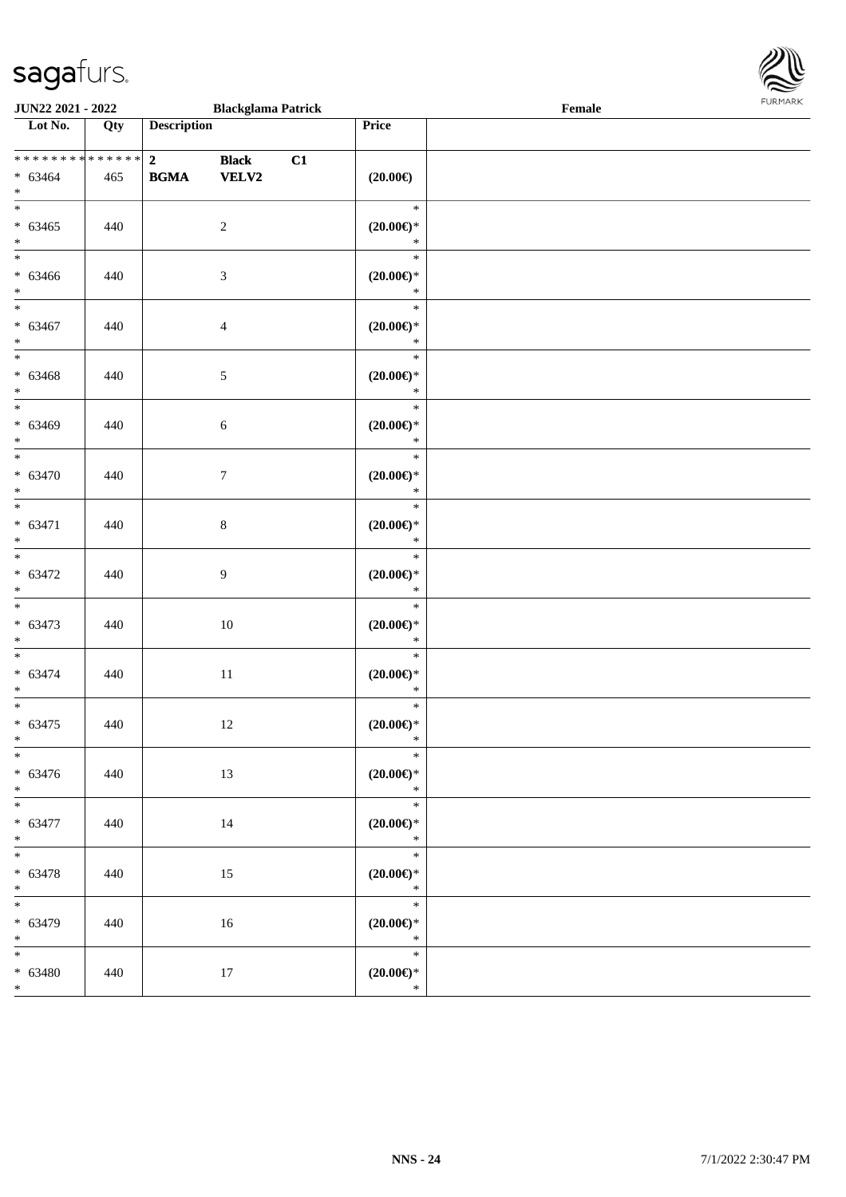| Lot No. | Qty | Description | | | Price | |
|---|---|---|---|---|---|---|
| * * * * * * * * * * * * * * | | 2 | Black | C1 | | |
| * 63464 | 465 | BGMA | VELV2 | | (20.00€) | |
| * | | | | | | |
| * 63465 | 440 | | 2 | | * (20.00€)* * | |
| * 63466 | 440 | | 3 | | * (20.00€)* * | |
| * 63467 | 440 | | 4 | | * (20.00€)* * | |
| * 63468 | 440 | | 5 | | * (20.00€)* * | |
| * 63469 | 440 | | 6 | | * (20.00€)* * | |
| * 63470 | 440 | | 7 | | * (20.00€)* * | |
| * 63471 | 440 | | 8 | | * (20.00€)* * | |
| * 63472 | 440 | | 9 | | * (20.00€)* * | |
| * 63473 | 440 | | 10 | | * (20.00€)* * | |
| * 63474 | 440 | | 11 | | * (20.00€)* * | |
| * 63475 | 440 | | 12 | | * (20.00€)* * | |
| * 63476 | 440 | | 13 | | * (20.00€)* * | |
| * 63477 | 440 | | 14 | | * (20.00€)* * | |
| * 63478 | 440 | | 15 | | * (20.00€)* * | |
| * 63479 | 440 | | 16 | | * (20.00€)* * | |
| * 63480 | 440 | | 17 | | * (20.00€)* * | |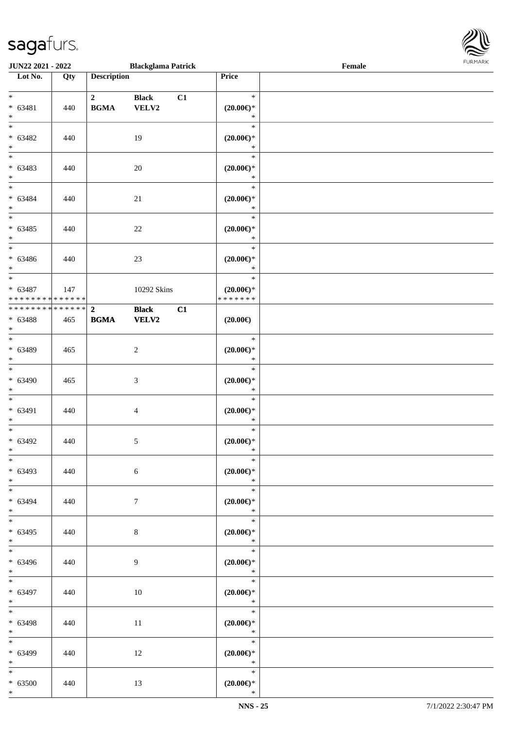| Lot No. | Qty | Description | | | Price | |
|---|---|---|---|---|---|---|
| *<br>* 63481<br>* | 440 | 2<br>**BGMA** | **Black**<br>**VELV2** | **C1** | *<br>**(20.00€)***<br>* | |
| *<br>* 63482<br>* | 440 | | 19 | | *<br>**(20.00€)***<br>* | |
| *<br>* 63483<br>* | 440 | | 20 | | *<br>**(20.00€)***<br>* | |
| *<br>* 63484<br>* | 440 | | 21 | | *<br>**(20.00€)***<br>* | |
| *<br>* 63485<br>* | 440 | | 22 | | *<br>**(20.00€)***<br>* | |
| *<br>* 63486<br>* | 440 | | 23 | | *<br>**(20.00€)***<br>* | |
| *<br>* 63487<br>* * * * * * * * * * * * * * | 147 | | 10292 Skins | | *<br>**(20.00€)***<br>* * * * * * * | |
| * * * * * * * * * * * * * *<br>* 63488<br>* | 465 | **2**<br>**BGMA** | **Black**<br>**VELV2** | **C1** | **(20.00€)** | |
| *<br>* 63489<br>* | 465 | | 2 | | *<br>**(20.00€)***<br>* | |
| *<br>* 63490<br>* | 465 | | 3 | | *<br>**(20.00€)***<br>* | |
| *<br>* 63491<br>* | 440 | | 4 | | *<br>**(20.00€)***<br>* | |
| *<br>* 63492<br>* | 440 | | 5 | | *<br>**(20.00€)***<br>* | |
| *<br>* 63493<br>* | 440 | | 6 | | *<br>**(20.00€)***<br>* | |
| *<br>* 63494<br>* | 440 | | 7 | | *<br>**(20.00€)***<br>* | |
| *<br>* 63495<br>* | 440 | | 8 | | *<br>**(20.00€)***<br>* | |
| *<br>* 63496<br>* | 440 | | 9 | | *<br>**(20.00€)***<br>* | |
| *<br>* 63497<br>* | 440 | | 10 | | *<br>**(20.00€)***<br>* | |
| *<br>* 63498<br>* | 440 | | 11 | | *<br>**(20.00€)***<br>* | |
| *<br>* 63499<br>* | 440 | | 12 | | *<br>**(20.00€)***<br>* | |
| *<br>* 63500<br>* | 440 | | 13 | | *<br>**(20.00€)***<br>* | |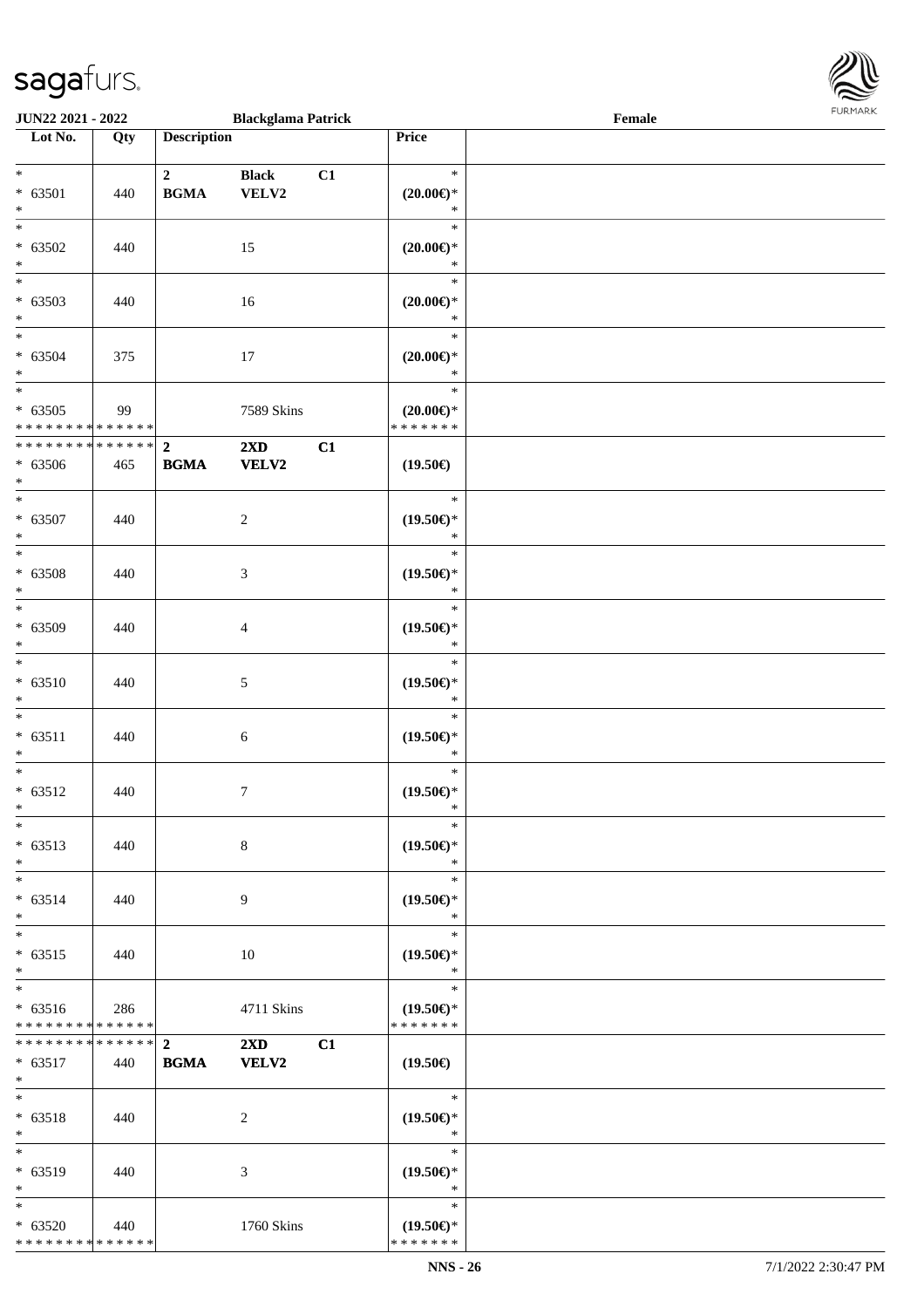JUN22 2021 - 2022 | Blackglama Patrick | Female

| Lot No. | Qty | Description | | | Price | |
|---|---|---|---|---|---|---|
| * | | 2 | Black | C1 | * | |
| * 63501 | 440 | BGMA | VELV2 | | (20.00€)* | |
| * | | | | | * | |
| * | | | | | * | |
| * 63502 | 440 | | 15 | | (20.00€)* | |
| * | | | | | * | |
| * | | | | | * | |
| * 63503 | 440 | | 16 | | (20.00€)* | |
| * | | | | | * | |
| * | | | | | * | |
| * 63504 | 375 | | 17 | | (20.00€)* | |
| * | | | | | * | |
| * | | | | | * | |
| * 63505 | 99 | | 7589 Skins | | (20.00€)* | |
| * * * * * * * * * * * * * * | | | | | * * * * * * * | |
| * * * * * * * * * * * * * * | | 2 | 2XD | C1 | | |
| * 63506 | 465 | BGMA | VELV2 | | (19.50€) | |
| * | | | | | | |
| * | | | | | * | |
| * 63507 | 440 | | 2 | | (19.50€)* | |
| * | | | | | * | |
| * | | | | | * | |
| * 63508 | 440 | | 3 | | (19.50€)* | |
| * | | | | | * | |
| * | | | | | * | |
| * 63509 | 440 | | 4 | | (19.50€)* | |
| * | | | | | * | |
| * | | | | | * | |
| * 63510 | 440 | | 5 | | (19.50€)* | |
| * | | | | | * | |
| * | | | | | * | |
| * 63511 | 440 | | 6 | | (19.50€)* | |
| * | | | | | * | |
| * | | | | | * | |
| * 63512 | 440 | | 7 | | (19.50€)* | |
| * | | | | | * | |
| * | | | | | * | |
| * 63513 | 440 | | 8 | | (19.50€)* | |
| * | | | | | * | |
| * | | | | | * | |
| * 63514 | 440 | | 9 | | (19.50€)* | |
| * | | | | | * | |
| * | | | | | * | |
| * 63515 | 440 | | 10 | | (19.50€)* | |
| * | | | | | * | |
| * | | | | | * | |
| * 63516 | 286 | | 4711 Skins | | (19.50€)* | |
| * * * * * * * * * * * * * * | | | | | * * * * * * * | |
| * * * * * * * * * * * * * * | | 2 | 2XD | C1 | | |
| * 63517 | 440 | BGMA | VELV2 | | (19.50€) | |
| * | | | | | | |
| * | | | | | * | |
| * 63518 | 440 | | 2 | | (19.50€)* | |
| * | | | | | * | |
| * | | | | | * | |
| * 63519 | 440 | | 3 | | (19.50€)* | |
| * | | | | | * | |
| * | | | | | * | |
| * 63520 | 440 | | 1760 Skins | | (19.50€)* | |
| * * * * * * * * * * * * * * | | | | | * * * * * * * | |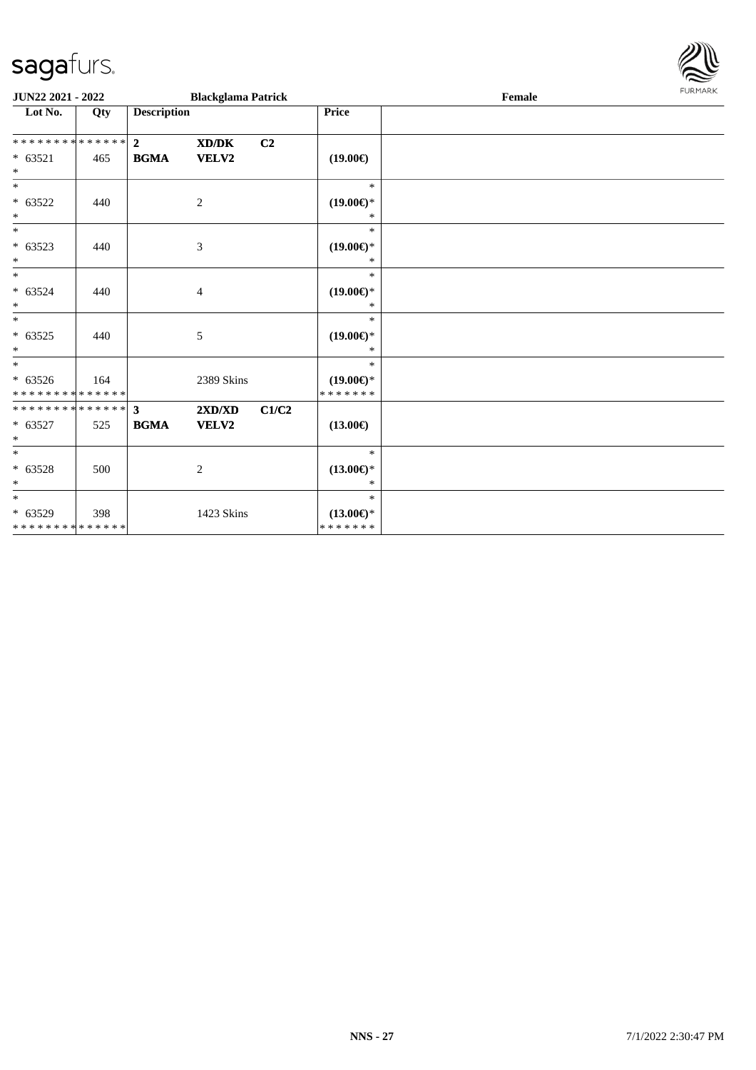**JUN22 2021 - 2022** | **Blackglama Patrick** | **Female**

| Lot No. | Qty | Description | | | Price | |
|---|---|---|---|---|---|---|
| ************** | | **2** | **XD/DK** | **C2** | | |
| * 63521 | 465 | **BGMA** | **VELV2** | | **(19.00€)** | |
| * | | | | | | |
| * | | | | | * | |
| * 63522 | 440 | | 2 | | **(19.00€)*** | |
| * | | | | | * | |
| * | | | | | * | |
| * 63523 | 440 | | 3 | | **(19.00€)*** | |
| * | | | | | * | |
| * | | | | | * | |
| * 63524 | 440 | | 4 | | **(19.00€)*** | |
| * | | | | | * | |
| * | | | | | * | |
| * 63525 | 440 | | 5 | | **(19.00€)*** | |
| * | | | | | * | |
| * | | | | | * | |
| * 63526 | 164 | | 2389 Skins | | **(19.00€)*** | |
| ************** | | | | | ******* | |
| ************** | | **3** | **2XD/XD** | **C1/C2** | | |
| * 63527 | 525 | **BGMA** | **VELV2** | | **(13.00€)** | |
| * | | | | | | |
| * | | | | | * | |
| * 63528 | 500 | | 2 | | **(13.00€)*** | |
| * | | | | | * | |
| * | | | | | * | |
| * 63529 | 398 | | 1423 Skins | | **(13.00€)*** | |
| ************** | | | | | ******* | |